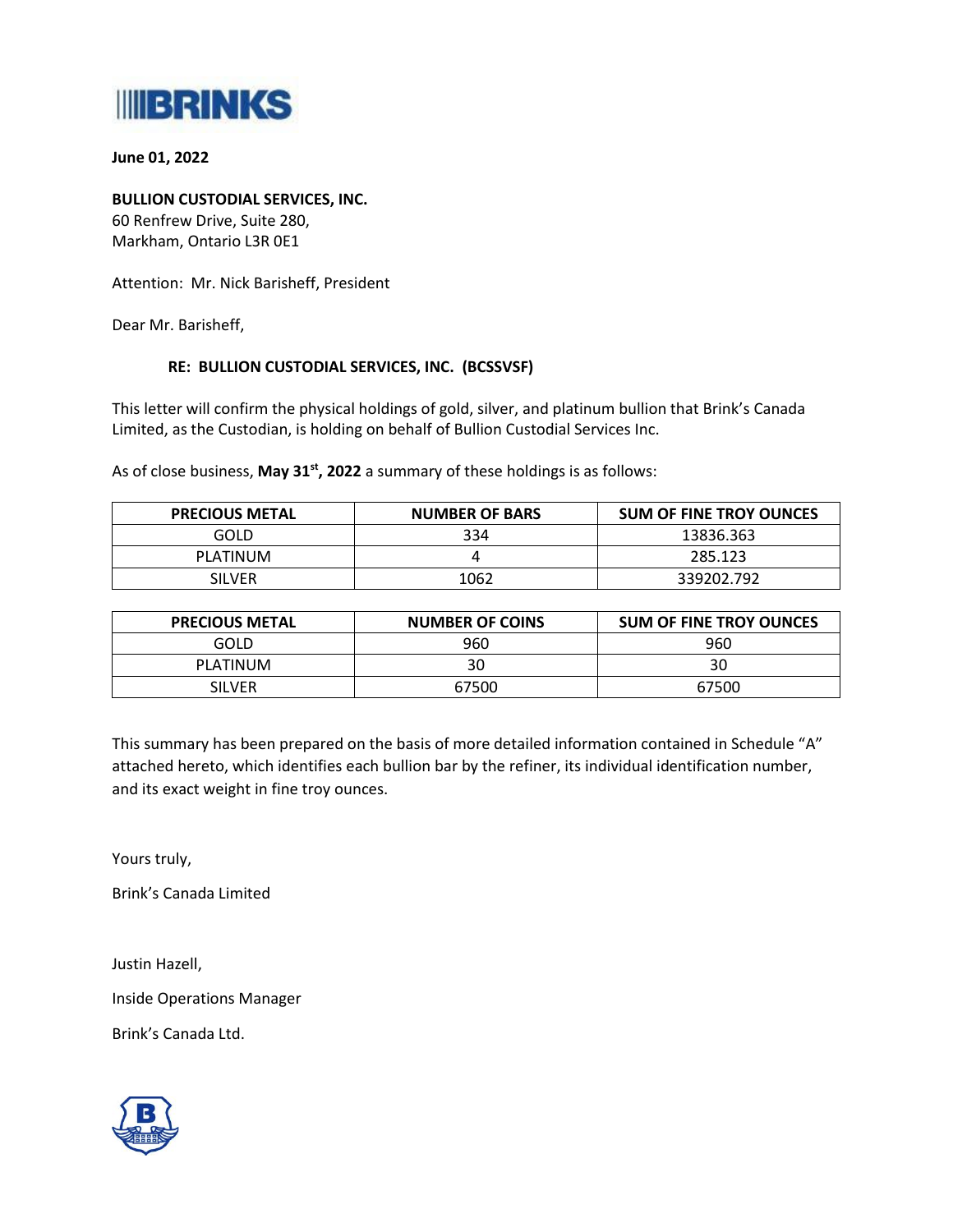BRINKS

**June 01, 2022**

**BULLION CUSTODIAL SERVICES, INC.**
60 Renfrew Drive, Suite 280,
Markham, Ontario L3R 0E1

Attention: Mr. Nick Barisheff, President

Dear Mr. Barisheff,

**RE: BULLION CUSTODIAL SERVICES, INC. (BCSSVSF)**

This letter will confirm the physical holdings of gold, silver, and platinum bullion that Brink's Canada Limited, as the Custodian, is holding on behalf of Bullion Custodial Services Inc.

As of close business, **May 31st, 2022** a summary of these holdings is as follows:

| PRECIOUS METAL | NUMBER OF BARS | SUM OF FINE TROY OUNCES |
|---|---|---|
| GOLD | 334 | 13836.363 |
| PLATINUM | 4 | 285.123 |
| SILVER | 1062 | 339202.792 |

| PRECIOUS METAL | NUMBER OF COINS | SUM OF FINE TROY OUNCES |
|---|---|---|
| GOLD | 960 | 960 |
| PLATINUM | 30 | 30 |
| SILVER | 67500 | 67500 |

This summary has been prepared on the basis of more detailed information contained in Schedule "A" attached hereto, which identifies each bullion bar by the refiner, its individual identification number, and its exact weight in fine troy ounces.

Yours truly,

Brink's Canada Limited

Justin Hazell,

Inside Operations Manager

Brink's Canada Ltd.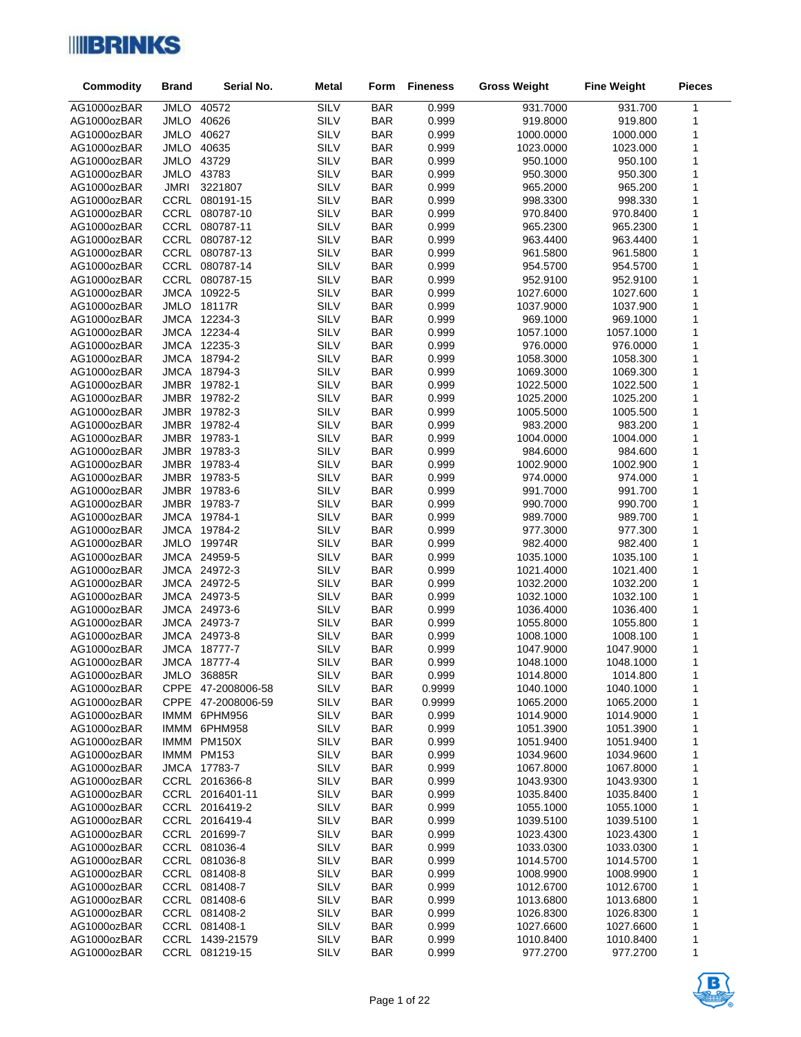| Commodity | Brand | Serial No. | Metal | Form | Fineness | Gross Weight | Fine Weight | Pieces |
|---|---|---|---|---|---|---|---|---|
| AG1000ozBAR | JMLO | 40572 | SILV | BAR | 0.999 | 931.7000 | 931.700 | 1 |
| AG1000ozBAR | JMLO | 40626 | SILV | BAR | 0.999 | 919.8000 | 919.800 | 1 |
| AG1000ozBAR | JMLO | 40627 | SILV | BAR | 0.999 | 1000.0000 | 1000.000 | 1 |
| AG1000ozBAR | JMLO | 40635 | SILV | BAR | 0.999 | 1023.0000 | 1023.000 | 1 |
| AG1000ozBAR | JMLO | 43729 | SILV | BAR | 0.999 | 950.1000 | 950.100 | 1 |
| AG1000ozBAR | JMLO | 43783 | SILV | BAR | 0.999 | 950.3000 | 950.300 | 1 |
| AG1000ozBAR | JMRI | 3221807 | SILV | BAR | 0.999 | 965.2000 | 965.200 | 1 |
| AG1000ozBAR | CCRL | 080191-15 | SILV | BAR | 0.999 | 998.3300 | 998.330 | 1 |
| AG1000ozBAR | CCRL | 080787-10 | SILV | BAR | 0.999 | 970.8400 | 970.8400 | 1 |
| AG1000ozBAR | CCRL | 080787-11 | SILV | BAR | 0.999 | 965.2300 | 965.2300 | 1 |
| AG1000ozBAR | CCRL | 080787-12 | SILV | BAR | 0.999 | 963.4400 | 963.4400 | 1 |
| AG1000ozBAR | CCRL | 080787-13 | SILV | BAR | 0.999 | 961.5800 | 961.5800 | 1 |
| AG1000ozBAR | CCRL | 080787-14 | SILV | BAR | 0.999 | 954.5700 | 954.5700 | 1 |
| AG1000ozBAR | CCRL | 080787-15 | SILV | BAR | 0.999 | 952.9100 | 952.9100 | 1 |
| AG1000ozBAR | JMCA | 10922-5 | SILV | BAR | 0.999 | 1027.6000 | 1027.600 | 1 |
| AG1000ozBAR | JMLO | 18117R | SILV | BAR | 0.999 | 1037.9000 | 1037.900 | 1 |
| AG1000ozBAR | JMCA | 12234-3 | SILV | BAR | 0.999 | 969.1000 | 969.1000 | 1 |
| AG1000ozBAR | JMCA | 12234-4 | SILV | BAR | 0.999 | 1057.1000 | 1057.1000 | 1 |
| AG1000ozBAR | JMCA | 12235-3 | SILV | BAR | 0.999 | 976.0000 | 976.0000 | 1 |
| AG1000ozBAR | JMCA | 18794-2 | SILV | BAR | 0.999 | 1058.3000 | 1058.300 | 1 |
| AG1000ozBAR | JMCA | 18794-3 | SILV | BAR | 0.999 | 1069.3000 | 1069.300 | 1 |
| AG1000ozBAR | JMBR | 19782-1 | SILV | BAR | 0.999 | 1022.5000 | 1022.500 | 1 |
| AG1000ozBAR | JMBR | 19782-2 | SILV | BAR | 0.999 | 1025.2000 | 1025.200 | 1 |
| AG1000ozBAR | JMBR | 19782-3 | SILV | BAR | 0.999 | 1005.5000 | 1005.500 | 1 |
| AG1000ozBAR | JMBR | 19782-4 | SILV | BAR | 0.999 | 983.2000 | 983.200 | 1 |
| AG1000ozBAR | JMBR | 19783-1 | SILV | BAR | 0.999 | 1004.0000 | 1004.000 | 1 |
| AG1000ozBAR | JMBR | 19783-3 | SILV | BAR | 0.999 | 984.6000 | 984.600 | 1 |
| AG1000ozBAR | JMBR | 19783-4 | SILV | BAR | 0.999 | 1002.9000 | 1002.900 | 1 |
| AG1000ozBAR | JMBR | 19783-5 | SILV | BAR | 0.999 | 974.0000 | 974.000 | 1 |
| AG1000ozBAR | JMBR | 19783-6 | SILV | BAR | 0.999 | 991.7000 | 991.700 | 1 |
| AG1000ozBAR | JMBR | 19783-7 | SILV | BAR | 0.999 | 990.7000 | 990.700 | 1 |
| AG1000ozBAR | JMCA | 19784-1 | SILV | BAR | 0.999 | 989.7000 | 989.700 | 1 |
| AG1000ozBAR | JMCA | 19784-2 | SILV | BAR | 0.999 | 977.3000 | 977.300 | 1 |
| AG1000ozBAR | JMLO | 19974R | SILV | BAR | 0.999 | 982.4000 | 982.400 | 1 |
| AG1000ozBAR | JMCA | 24959-5 | SILV | BAR | 0.999 | 1035.1000 | 1035.100 | 1 |
| AG1000ozBAR | JMCA | 24972-3 | SILV | BAR | 0.999 | 1021.4000 | 1021.400 | 1 |
| AG1000ozBAR | JMCA | 24972-5 | SILV | BAR | 0.999 | 1032.2000 | 1032.200 | 1 |
| AG1000ozBAR | JMCA | 24973-5 | SILV | BAR | 0.999 | 1032.1000 | 1032.100 | 1 |
| AG1000ozBAR | JMCA | 24973-6 | SILV | BAR | 0.999 | 1036.4000 | 1036.400 | 1 |
| AG1000ozBAR | JMCA | 24973-7 | SILV | BAR | 0.999 | 1055.8000 | 1055.800 | 1 |
| AG1000ozBAR | JMCA | 24973-8 | SILV | BAR | 0.999 | 1008.1000 | 1008.100 | 1 |
| AG1000ozBAR | JMCA | 18777-7 | SILV | BAR | 0.999 | 1047.9000 | 1047.9000 | 1 |
| AG1000ozBAR | JMCA | 18777-4 | SILV | BAR | 0.999 | 1048.1000 | 1048.1000 | 1 |
| AG1000ozBAR | JMLO | 36885R | SILV | BAR | 0.999 | 1014.8000 | 1014.800 | 1 |
| AG1000ozBAR | CPPE | 47-2008006-58 | SILV | BAR | 0.9999 | 1040.1000 | 1040.1000 | 1 |
| AG1000ozBAR | CPPE | 47-2008006-59 | SILV | BAR | 0.9999 | 1065.2000 | 1065.2000 | 1 |
| AG1000ozBAR | IMMM | 6PHM956 | SILV | BAR | 0.999 | 1014.9000 | 1014.9000 | 1 |
| AG1000ozBAR | IMMM | 6PHM958 | SILV | BAR | 0.999 | 1051.3900 | 1051.3900 | 1 |
| AG1000ozBAR | IMMM | PM150X | SILV | BAR | 0.999 | 1051.9400 | 1051.9400 | 1 |
| AG1000ozBAR | IMMM | PM153 | SILV | BAR | 0.999 | 1034.9600 | 1034.9600 | 1 |
| AG1000ozBAR | JMCA | 17783-7 | SILV | BAR | 0.999 | 1067.8000 | 1067.8000 | 1 |
| AG1000ozBAR | CCRL | 2016366-8 | SILV | BAR | 0.999 | 1043.9300 | 1043.9300 | 1 |
| AG1000ozBAR | CCRL | 2016401-11 | SILV | BAR | 0.999 | 1035.8400 | 1035.8400 | 1 |
| AG1000ozBAR | CCRL | 2016419-2 | SILV | BAR | 0.999 | 1055.1000 | 1055.1000 | 1 |
| AG1000ozBAR | CCRL | 2016419-4 | SILV | BAR | 0.999 | 1039.5100 | 1039.5100 | 1 |
| AG1000ozBAR | CCRL | 201699-7 | SILV | BAR | 0.999 | 1023.4300 | 1023.4300 | 1 |
| AG1000ozBAR | CCRL | 081036-4 | SILV | BAR | 0.999 | 1033.0300 | 1033.0300 | 1 |
| AG1000ozBAR | CCRL | 081036-8 | SILV | BAR | 0.999 | 1014.5700 | 1014.5700 | 1 |
| AG1000ozBAR | CCRL | 081408-8 | SILV | BAR | 0.999 | 1008.9900 | 1008.9900 | 1 |
| AG1000ozBAR | CCRL | 081408-7 | SILV | BAR | 0.999 | 1012.6700 | 1012.6700 | 1 |
| AG1000ozBAR | CCRL | 081408-6 | SILV | BAR | 0.999 | 1013.6800 | 1013.6800 | 1 |
| AG1000ozBAR | CCRL | 081408-2 | SILV | BAR | 0.999 | 1026.8300 | 1026.8300 | 1 |
| AG1000ozBAR | CCRL | 081408-1 | SILV | BAR | 0.999 | 1027.6600 | 1027.6600 | 1 |
| AG1000ozBAR | CCRL | 1439-21579 | SILV | BAR | 0.999 | 1010.8400 | 1010.8400 | 1 |
| AG1000ozBAR | CCRL | 081219-15 | SILV | BAR | 0.999 | 977.2700 | 977.2700 | 1 |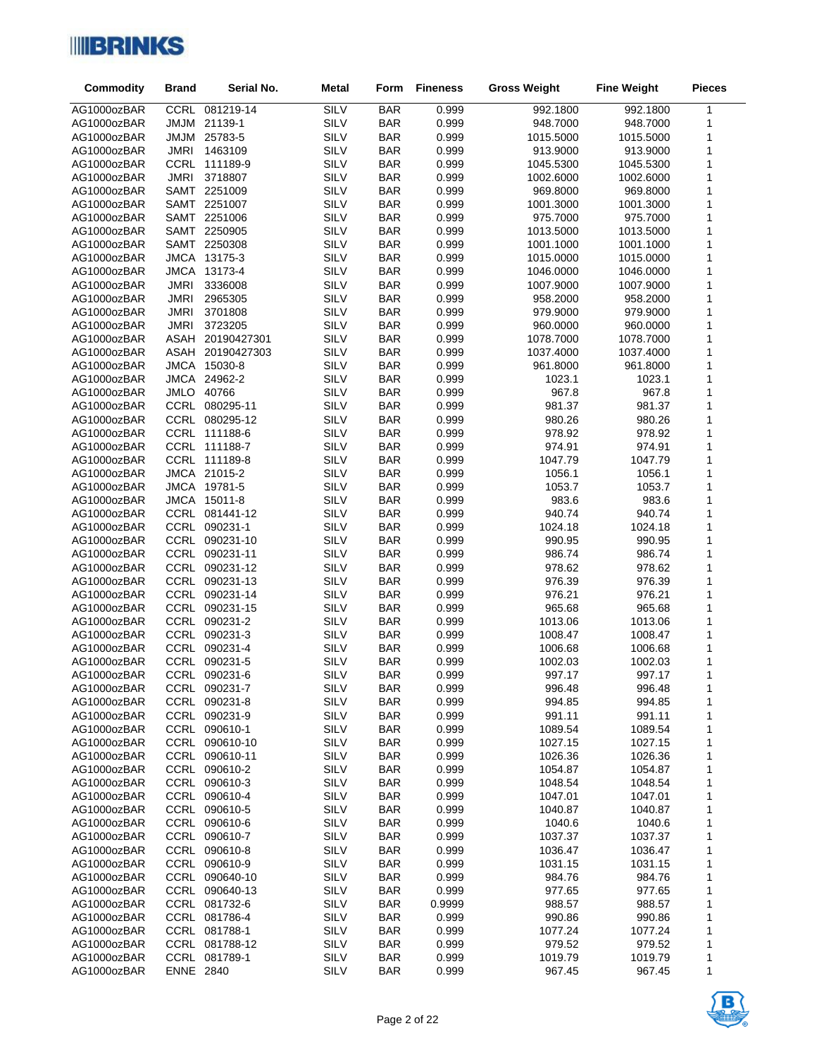| Commodity | Brand | Serial No. | Metal | Form | Fineness | Gross Weight | Fine Weight | Pieces |
|---|---|---|---|---|---|---|---|---|
| AG1000ozBAR | CCRL | 081219-14 | SILV | BAR | 0.999 | 992.1800 | 992.1800 | 1 |
| AG1000ozBAR | JMJM | 21139-1 | SILV | BAR | 0.999 | 948.7000 | 948.7000 | 1 |
| AG1000ozBAR | JMJM | 25783-5 | SILV | BAR | 0.999 | 1015.5000 | 1015.5000 | 1 |
| AG1000ozBAR | JMRI | 1463109 | SILV | BAR | 0.999 | 913.9000 | 913.9000 | 1 |
| AG1000ozBAR | CCRL | 111189-9 | SILV | BAR | 0.999 | 1045.5300 | 1045.5300 | 1 |
| AG1000ozBAR | JMRI | 3718807 | SILV | BAR | 0.999 | 1002.6000 | 1002.6000 | 1 |
| AG1000ozBAR | SAMT | 2251009 | SILV | BAR | 0.999 | 969.8000 | 969.8000 | 1 |
| AG1000ozBAR | SAMT | 2251007 | SILV | BAR | 0.999 | 1001.3000 | 1001.3000 | 1 |
| AG1000ozBAR | SAMT | 2251006 | SILV | BAR | 0.999 | 975.7000 | 975.7000 | 1 |
| AG1000ozBAR | SAMT | 2250905 | SILV | BAR | 0.999 | 1013.5000 | 1013.5000 | 1 |
| AG1000ozBAR | SAMT | 2250308 | SILV | BAR | 0.999 | 1001.1000 | 1001.1000 | 1 |
| AG1000ozBAR | JMCA | 13175-3 | SILV | BAR | 0.999 | 1015.0000 | 1015.0000 | 1 |
| AG1000ozBAR | JMCA | 13173-4 | SILV | BAR | 0.999 | 1046.0000 | 1046.0000 | 1 |
| AG1000ozBAR | JMRI | 3336008 | SILV | BAR | 0.999 | 1007.9000 | 1007.9000 | 1 |
| AG1000ozBAR | JMRI | 2965305 | SILV | BAR | 0.999 | 958.2000 | 958.2000 | 1 |
| AG1000ozBAR | JMRI | 3701808 | SILV | BAR | 0.999 | 979.9000 | 979.9000 | 1 |
| AG1000ozBAR | JMRI | 3723205 | SILV | BAR | 0.999 | 960.0000 | 960.0000 | 1 |
| AG1000ozBAR | ASAH | 20190427301 | SILV | BAR | 0.999 | 1078.7000 | 1078.7000 | 1 |
| AG1000ozBAR | ASAH | 20190427303 | SILV | BAR | 0.999 | 1037.4000 | 1037.4000 | 1 |
| AG1000ozBAR | JMCA | 15030-8 | SILV | BAR | 0.999 | 961.8000 | 961.8000 | 1 |
| AG1000ozBAR | JMCA | 24962-2 | SILV | BAR | 0.999 | 1023.1 | 1023.1 | 1 |
| AG1000ozBAR | JMLO | 40766 | SILV | BAR | 0.999 | 967.8 | 967.8 | 1 |
| AG1000ozBAR | CCRL | 080295-11 | SILV | BAR | 0.999 | 981.37 | 981.37 | 1 |
| AG1000ozBAR | CCRL | 080295-12 | SILV | BAR | 0.999 | 980.26 | 980.26 | 1 |
| AG1000ozBAR | CCRL | 111188-6 | SILV | BAR | 0.999 | 978.92 | 978.92 | 1 |
| AG1000ozBAR | CCRL | 111188-7 | SILV | BAR | 0.999 | 974.91 | 974.91 | 1 |
| AG1000ozBAR | CCRL | 111189-8 | SILV | BAR | 0.999 | 1047.79 | 1047.79 | 1 |
| AG1000ozBAR | JMCA | 21015-2 | SILV | BAR | 0.999 | 1056.1 | 1056.1 | 1 |
| AG1000ozBAR | JMCA | 19781-5 | SILV | BAR | 0.999 | 1053.7 | 1053.7 | 1 |
| AG1000ozBAR | JMCA | 15011-8 | SILV | BAR | 0.999 | 983.6 | 983.6 | 1 |
| AG1000ozBAR | CCRL | 081441-12 | SILV | BAR | 0.999 | 940.74 | 940.74 | 1 |
| AG1000ozBAR | CCRL | 090231-1 | SILV | BAR | 0.999 | 1024.18 | 1024.18 | 1 |
| AG1000ozBAR | CCRL | 090231-10 | SILV | BAR | 0.999 | 990.95 | 990.95 | 1 |
| AG1000ozBAR | CCRL | 090231-11 | SILV | BAR | 0.999 | 986.74 | 986.74 | 1 |
| AG1000ozBAR | CCRL | 090231-12 | SILV | BAR | 0.999 | 978.62 | 978.62 | 1 |
| AG1000ozBAR | CCRL | 090231-13 | SILV | BAR | 0.999 | 976.39 | 976.39 | 1 |
| AG1000ozBAR | CCRL | 090231-14 | SILV | BAR | 0.999 | 976.21 | 976.21 | 1 |
| AG1000ozBAR | CCRL | 090231-15 | SILV | BAR | 0.999 | 965.68 | 965.68 | 1 |
| AG1000ozBAR | CCRL | 090231-2 | SILV | BAR | 0.999 | 1013.06 | 1013.06 | 1 |
| AG1000ozBAR | CCRL | 090231-3 | SILV | BAR | 0.999 | 1008.47 | 1008.47 | 1 |
| AG1000ozBAR | CCRL | 090231-4 | SILV | BAR | 0.999 | 1006.68 | 1006.68 | 1 |
| AG1000ozBAR | CCRL | 090231-5 | SILV | BAR | 0.999 | 1002.03 | 1002.03 | 1 |
| AG1000ozBAR | CCRL | 090231-6 | SILV | BAR | 0.999 | 997.17 | 997.17 | 1 |
| AG1000ozBAR | CCRL | 090231-7 | SILV | BAR | 0.999 | 996.48 | 996.48 | 1 |
| AG1000ozBAR | CCRL | 090231-8 | SILV | BAR | 0.999 | 994.85 | 994.85 | 1 |
| AG1000ozBAR | CCRL | 090231-9 | SILV | BAR | 0.999 | 991.11 | 991.11 | 1 |
| AG1000ozBAR | CCRL | 090610-1 | SILV | BAR | 0.999 | 1089.54 | 1089.54 | 1 |
| AG1000ozBAR | CCRL | 090610-10 | SILV | BAR | 0.999 | 1027.15 | 1027.15 | 1 |
| AG1000ozBAR | CCRL | 090610-11 | SILV | BAR | 0.999 | 1026.36 | 1026.36 | 1 |
| AG1000ozBAR | CCRL | 090610-2 | SILV | BAR | 0.999 | 1054.87 | 1054.87 | 1 |
| AG1000ozBAR | CCRL | 090610-3 | SILV | BAR | 0.999 | 1048.54 | 1048.54 | 1 |
| AG1000ozBAR | CCRL | 090610-4 | SILV | BAR | 0.999 | 1047.01 | 1047.01 | 1 |
| AG1000ozBAR | CCRL | 090610-5 | SILV | BAR | 0.999 | 1040.87 | 1040.87 | 1 |
| AG1000ozBAR | CCRL | 090610-6 | SILV | BAR | 0.999 | 1040.6 | 1040.6 | 1 |
| AG1000ozBAR | CCRL | 090610-7 | SILV | BAR | 0.999 | 1037.37 | 1037.37 | 1 |
| AG1000ozBAR | CCRL | 090610-8 | SILV | BAR | 0.999 | 1036.47 | 1036.47 | 1 |
| AG1000ozBAR | CCRL | 090610-9 | SILV | BAR | 0.999 | 1031.15 | 1031.15 | 1 |
| AG1000ozBAR | CCRL | 090640-10 | SILV | BAR | 0.999 | 984.76 | 984.76 | 1 |
| AG1000ozBAR | CCRL | 090640-13 | SILV | BAR | 0.999 | 977.65 | 977.65 | 1 |
| AG1000ozBAR | CCRL | 081732-6 | SILV | BAR | 0.9999 | 988.57 | 988.57 | 1 |
| AG1000ozBAR | CCRL | 081786-4 | SILV | BAR | 0.999 | 990.86 | 990.86 | 1 |
| AG1000ozBAR | CCRL | 081788-1 | SILV | BAR | 0.999 | 1077.24 | 1077.24 | 1 |
| AG1000ozBAR | CCRL | 081788-12 | SILV | BAR | 0.999 | 979.52 | 979.52 | 1 |
| AG1000ozBAR | CCRL | 081789-1 | SILV | BAR | 0.999 | 1019.79 | 1019.79 | 1 |
| AG1000ozBAR | ENNE | 2840 | SILV | BAR | 0.999 | 967.45 | 967.45 | 1 |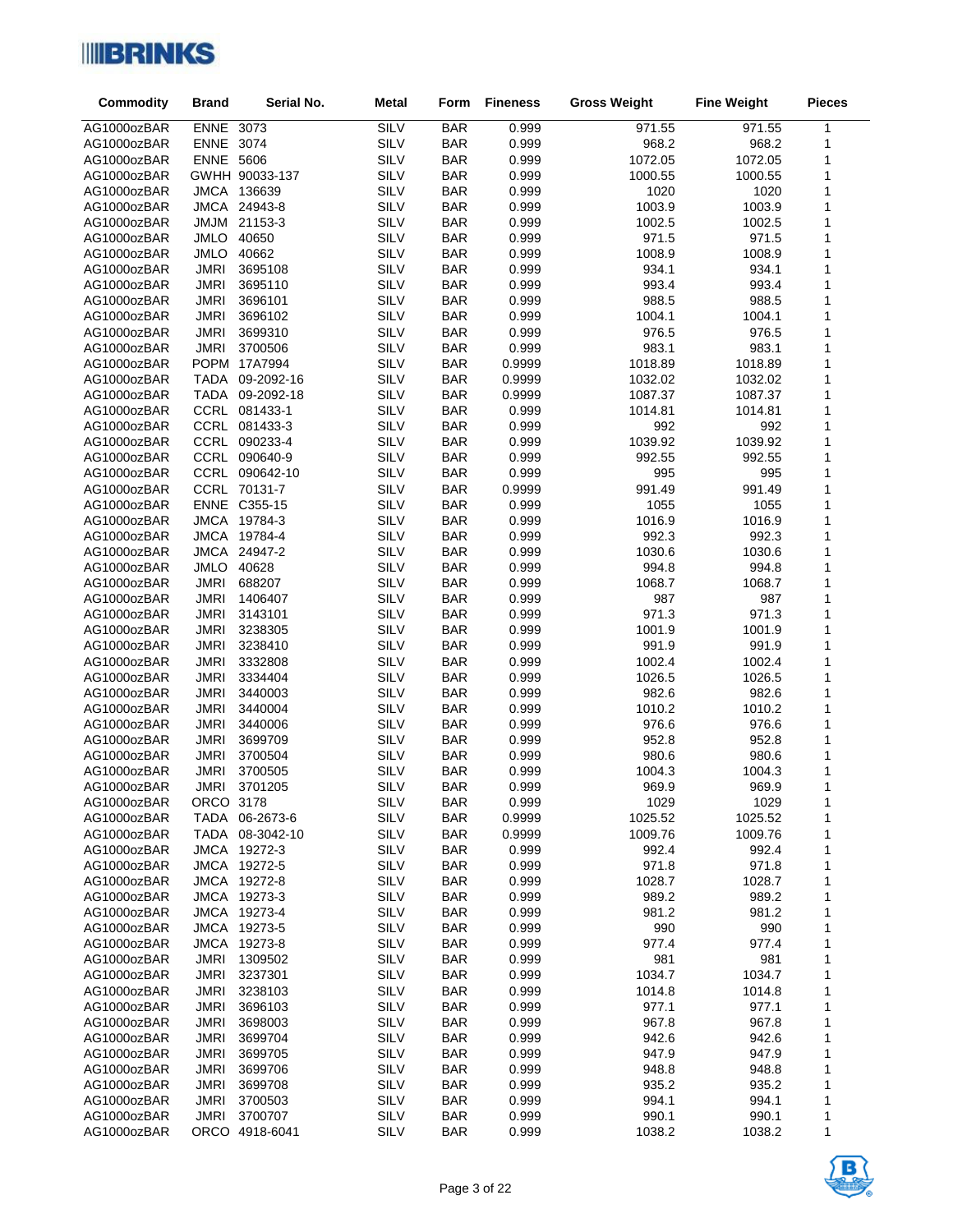| Commodity | Brand | Serial No. | Metal | Form | Fineness | Gross Weight | Fine Weight | Pieces |
|---|---|---|---|---|---|---|---|---|
| AG1000ozBAR | ENNE | 3073 | SILV | BAR | 0.999 | 971.55 | 971.55 | 1 |
| AG1000ozBAR | ENNE | 3074 | SILV | BAR | 0.999 | 968.2 | 968.2 | 1 |
| AG1000ozBAR | ENNE | 5606 | SILV | BAR | 0.999 | 1072.05 | 1072.05 | 1 |
| AG1000ozBAR | GWHH | 90033-137 | SILV | BAR | 0.999 | 1000.55 | 1000.55 | 1 |
| AG1000ozBAR | JMCA | 136639 | SILV | BAR | 0.999 | 1020 | 1020 | 1 |
| AG1000ozBAR | JMCA | 24943-8 | SILV | BAR | 0.999 | 1003.9 | 1003.9 | 1 |
| AG1000ozBAR | JMJM | 21153-3 | SILV | BAR | 0.999 | 1002.5 | 1002.5 | 1 |
| AG1000ozBAR | JMLO | 40650 | SILV | BAR | 0.999 | 971.5 | 971.5 | 1 |
| AG1000ozBAR | JMLO | 40662 | SILV | BAR | 0.999 | 1008.9 | 1008.9 | 1 |
| AG1000ozBAR | JMRI | 3695108 | SILV | BAR | 0.999 | 934.1 | 934.1 | 1 |
| AG1000ozBAR | JMRI | 3695110 | SILV | BAR | 0.999 | 993.4 | 993.4 | 1 |
| AG1000ozBAR | JMRI | 3696101 | SILV | BAR | 0.999 | 988.5 | 988.5 | 1 |
| AG1000ozBAR | JMRI | 3696102 | SILV | BAR | 0.999 | 1004.1 | 1004.1 | 1 |
| AG1000ozBAR | JMRI | 3699310 | SILV | BAR | 0.999 | 976.5 | 976.5 | 1 |
| AG1000ozBAR | JMRI | 3700506 | SILV | BAR | 0.999 | 983.1 | 983.1 | 1 |
| AG1000ozBAR | POPM | 17A7994 | SILV | BAR | 0.9999 | 1018.89 | 1018.89 | 1 |
| AG1000ozBAR | TADA | 09-2092-16 | SILV | BAR | 0.9999 | 1032.02 | 1032.02 | 1 |
| AG1000ozBAR | TADA | 09-2092-18 | SILV | BAR | 0.9999 | 1087.37 | 1087.37 | 1 |
| AG1000ozBAR | CCRL | 081433-1 | SILV | BAR | 0.999 | 1014.81 | 1014.81 | 1 |
| AG1000ozBAR | CCRL | 081433-3 | SILV | BAR | 0.999 | 992 | 992 | 1 |
| AG1000ozBAR | CCRL | 090233-4 | SILV | BAR | 0.999 | 1039.92 | 1039.92 | 1 |
| AG1000ozBAR | CCRL | 090640-9 | SILV | BAR | 0.999 | 992.55 | 992.55 | 1 |
| AG1000ozBAR | CCRL | 090642-10 | SILV | BAR | 0.999 | 995 | 995 | 1 |
| AG1000ozBAR | CCRL | 70131-7 | SILV | BAR | 0.9999 | 991.49 | 991.49 | 1 |
| AG1000ozBAR | ENNE | C355-15 | SILV | BAR | 0.999 | 1055 | 1055 | 1 |
| AG1000ozBAR | JMCA | 19784-3 | SILV | BAR | 0.999 | 1016.9 | 1016.9 | 1 |
| AG1000ozBAR | JMCA | 19784-4 | SILV | BAR | 0.999 | 992.3 | 992.3 | 1 |
| AG1000ozBAR | JMCA | 24947-2 | SILV | BAR | 0.999 | 1030.6 | 1030.6 | 1 |
| AG1000ozBAR | JMLO | 40628 | SILV | BAR | 0.999 | 994.8 | 994.8 | 1 |
| AG1000ozBAR | JMRI | 688207 | SILV | BAR | 0.999 | 1068.7 | 1068.7 | 1 |
| AG1000ozBAR | JMRI | 1406407 | SILV | BAR | 0.999 | 987 | 987 | 1 |
| AG1000ozBAR | JMRI | 3143101 | SILV | BAR | 0.999 | 971.3 | 971.3 | 1 |
| AG1000ozBAR | JMRI | 3238305 | SILV | BAR | 0.999 | 1001.9 | 1001.9 | 1 |
| AG1000ozBAR | JMRI | 3238410 | SILV | BAR | 0.999 | 991.9 | 991.9 | 1 |
| AG1000ozBAR | JMRI | 3332808 | SILV | BAR | 0.999 | 1002.4 | 1002.4 | 1 |
| AG1000ozBAR | JMRI | 3334404 | SILV | BAR | 0.999 | 1026.5 | 1026.5 | 1 |
| AG1000ozBAR | JMRI | 3440003 | SILV | BAR | 0.999 | 982.6 | 982.6 | 1 |
| AG1000ozBAR | JMRI | 3440004 | SILV | BAR | 0.999 | 1010.2 | 1010.2 | 1 |
| AG1000ozBAR | JMRI | 3440006 | SILV | BAR | 0.999 | 976.6 | 976.6 | 1 |
| AG1000ozBAR | JMRI | 3699709 | SILV | BAR | 0.999 | 952.8 | 952.8 | 1 |
| AG1000ozBAR | JMRI | 3700504 | SILV | BAR | 0.999 | 980.6 | 980.6 | 1 |
| AG1000ozBAR | JMRI | 3700505 | SILV | BAR | 0.999 | 1004.3 | 1004.3 | 1 |
| AG1000ozBAR | JMRI | 3701205 | SILV | BAR | 0.999 | 969.9 | 969.9 | 1 |
| AG1000ozBAR | ORCO | 3178 | SILV | BAR | 0.999 | 1029 | 1029 | 1 |
| AG1000ozBAR | TADA | 06-2673-6 | SILV | BAR | 0.9999 | 1025.52 | 1025.52 | 1 |
| AG1000ozBAR | TADA | 08-3042-10 | SILV | BAR | 0.9999 | 1009.76 | 1009.76 | 1 |
| AG1000ozBAR | JMCA | 19272-3 | SILV | BAR | 0.999 | 992.4 | 992.4 | 1 |
| AG1000ozBAR | JMCA | 19272-5 | SILV | BAR | 0.999 | 971.8 | 971.8 | 1 |
| AG1000ozBAR | JMCA | 19272-8 | SILV | BAR | 0.999 | 1028.7 | 1028.7 | 1 |
| AG1000ozBAR | JMCA | 19273-3 | SILV | BAR | 0.999 | 989.2 | 989.2 | 1 |
| AG1000ozBAR | JMCA | 19273-4 | SILV | BAR | 0.999 | 981.2 | 981.2 | 1 |
| AG1000ozBAR | JMCA | 19273-5 | SILV | BAR | 0.999 | 990 | 990 | 1 |
| AG1000ozBAR | JMCA | 19273-8 | SILV | BAR | 0.999 | 977.4 | 977.4 | 1 |
| AG1000ozBAR | JMRI | 1309502 | SILV | BAR | 0.999 | 981 | 981 | 1 |
| AG1000ozBAR | JMRI | 3237301 | SILV | BAR | 0.999 | 1034.7 | 1034.7 | 1 |
| AG1000ozBAR | JMRI | 3238103 | SILV | BAR | 0.999 | 1014.8 | 1014.8 | 1 |
| AG1000ozBAR | JMRI | 3696103 | SILV | BAR | 0.999 | 977.1 | 977.1 | 1 |
| AG1000ozBAR | JMRI | 3698003 | SILV | BAR | 0.999 | 967.8 | 967.8 | 1 |
| AG1000ozBAR | JMRI | 3699704 | SILV | BAR | 0.999 | 942.6 | 942.6 | 1 |
| AG1000ozBAR | JMRI | 3699705 | SILV | BAR | 0.999 | 947.9 | 947.9 | 1 |
| AG1000ozBAR | JMRI | 3699706 | SILV | BAR | 0.999 | 948.8 | 948.8 | 1 |
| AG1000ozBAR | JMRI | 3699708 | SILV | BAR | 0.999 | 935.2 | 935.2 | 1 |
| AG1000ozBAR | JMRI | 3700503 | SILV | BAR | 0.999 | 994.1 | 994.1 | 1 |
| AG1000ozBAR | JMRI | 3700707 | SILV | BAR | 0.999 | 990.1 | 990.1 | 1 |
| AG1000ozBAR | ORCO | 4918-6041 | SILV | BAR | 0.999 | 1038.2 | 1038.2 | 1 |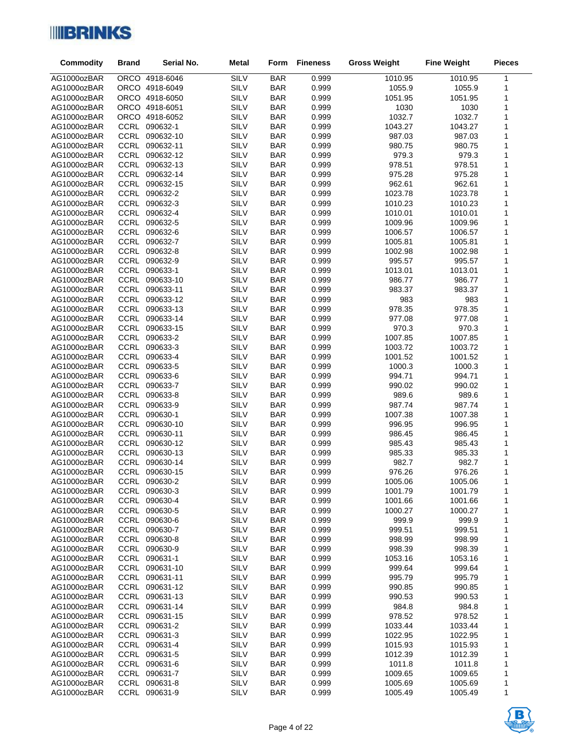| Commodity | Brand | Serial No. | Metal | Form | Fineness | Gross Weight | Fine Weight | Pieces |
|---|---|---|---|---|---|---|---|---|
| AG1000ozBAR | ORCO | 4918-6046 | SILV | BAR | 0.999 | 1010.95 | 1010.95 | 1 |
| AG1000ozBAR | ORCO | 4918-6049 | SILV | BAR | 0.999 | 1055.9 | 1055.9 | 1 |
| AG1000ozBAR | ORCO | 4918-6050 | SILV | BAR | 0.999 | 1051.95 | 1051.95 | 1 |
| AG1000ozBAR | ORCO | 4918-6051 | SILV | BAR | 0.999 | 1030 | 1030 | 1 |
| AG1000ozBAR | ORCO | 4918-6052 | SILV | BAR | 0.999 | 1032.7 | 1032.7 | 1 |
| AG1000ozBAR | CCRL | 090632-1 | SILV | BAR | 0.999 | 1043.27 | 1043.27 | 1 |
| AG1000ozBAR | CCRL | 090632-10 | SILV | BAR | 0.999 | 987.03 | 987.03 | 1 |
| AG1000ozBAR | CCRL | 090632-11 | SILV | BAR | 0.999 | 980.75 | 980.75 | 1 |
| AG1000ozBAR | CCRL | 090632-12 | SILV | BAR | 0.999 | 979.3 | 979.3 | 1 |
| AG1000ozBAR | CCRL | 090632-13 | SILV | BAR | 0.999 | 978.51 | 978.51 | 1 |
| AG1000ozBAR | CCRL | 090632-14 | SILV | BAR | 0.999 | 975.28 | 975.28 | 1 |
| AG1000ozBAR | CCRL | 090632-15 | SILV | BAR | 0.999 | 962.61 | 962.61 | 1 |
| AG1000ozBAR | CCRL | 090632-2 | SILV | BAR | 0.999 | 1023.78 | 1023.78 | 1 |
| AG1000ozBAR | CCRL | 090632-3 | SILV | BAR | 0.999 | 1010.23 | 1010.23 | 1 |
| AG1000ozBAR | CCRL | 090632-4 | SILV | BAR | 0.999 | 1010.01 | 1010.01 | 1 |
| AG1000ozBAR | CCRL | 090632-5 | SILV | BAR | 0.999 | 1009.96 | 1009.96 | 1 |
| AG1000ozBAR | CCRL | 090632-6 | SILV | BAR | 0.999 | 1006.57 | 1006.57 | 1 |
| AG1000ozBAR | CCRL | 090632-7 | SILV | BAR | 0.999 | 1005.81 | 1005.81 | 1 |
| AG1000ozBAR | CCRL | 090632-8 | SILV | BAR | 0.999 | 1002.98 | 1002.98 | 1 |
| AG1000ozBAR | CCRL | 090632-9 | SILV | BAR | 0.999 | 995.57 | 995.57 | 1 |
| AG1000ozBAR | CCRL | 090633-1 | SILV | BAR | 0.999 | 1013.01 | 1013.01 | 1 |
| AG1000ozBAR | CCRL | 090633-10 | SILV | BAR | 0.999 | 986.77 | 986.77 | 1 |
| AG1000ozBAR | CCRL | 090633-11 | SILV | BAR | 0.999 | 983.37 | 983.37 | 1 |
| AG1000ozBAR | CCRL | 090633-12 | SILV | BAR | 0.999 | 983 | 983 | 1 |
| AG1000ozBAR | CCRL | 090633-13 | SILV | BAR | 0.999 | 978.35 | 978.35 | 1 |
| AG1000ozBAR | CCRL | 090633-14 | SILV | BAR | 0.999 | 977.08 | 977.08 | 1 |
| AG1000ozBAR | CCRL | 090633-15 | SILV | BAR | 0.999 | 970.3 | 970.3 | 1 |
| AG1000ozBAR | CCRL | 090633-2 | SILV | BAR | 0.999 | 1007.85 | 1007.85 | 1 |
| AG1000ozBAR | CCRL | 090633-3 | SILV | BAR | 0.999 | 1003.72 | 1003.72 | 1 |
| AG1000ozBAR | CCRL | 090633-4 | SILV | BAR | 0.999 | 1001.52 | 1001.52 | 1 |
| AG1000ozBAR | CCRL | 090633-5 | SILV | BAR | 0.999 | 1000.3 | 1000.3 | 1 |
| AG1000ozBAR | CCRL | 090633-6 | SILV | BAR | 0.999 | 994.71 | 994.71 | 1 |
| AG1000ozBAR | CCRL | 090633-7 | SILV | BAR | 0.999 | 990.02 | 990.02 | 1 |
| AG1000ozBAR | CCRL | 090633-8 | SILV | BAR | 0.999 | 989.6 | 989.6 | 1 |
| AG1000ozBAR | CCRL | 090633-9 | SILV | BAR | 0.999 | 987.74 | 987.74 | 1 |
| AG1000ozBAR | CCRL | 090630-1 | SILV | BAR | 0.999 | 1007.38 | 1007.38 | 1 |
| AG1000ozBAR | CCRL | 090630-10 | SILV | BAR | 0.999 | 996.95 | 996.95 | 1 |
| AG1000ozBAR | CCRL | 090630-11 | SILV | BAR | 0.999 | 986.45 | 986.45 | 1 |
| AG1000ozBAR | CCRL | 090630-12 | SILV | BAR | 0.999 | 985.43 | 985.43 | 1 |
| AG1000ozBAR | CCRL | 090630-13 | SILV | BAR | 0.999 | 985.33 | 985.33 | 1 |
| AG1000ozBAR | CCRL | 090630-14 | SILV | BAR | 0.999 | 982.7 | 982.7 | 1 |
| AG1000ozBAR | CCRL | 090630-15 | SILV | BAR | 0.999 | 976.26 | 976.26 | 1 |
| AG1000ozBAR | CCRL | 090630-2 | SILV | BAR | 0.999 | 1005.06 | 1005.06 | 1 |
| AG1000ozBAR | CCRL | 090630-3 | SILV | BAR | 0.999 | 1001.79 | 1001.79 | 1 |
| AG1000ozBAR | CCRL | 090630-4 | SILV | BAR | 0.999 | 1001.66 | 1001.66 | 1 |
| AG1000ozBAR | CCRL | 090630-5 | SILV | BAR | 0.999 | 1000.27 | 1000.27 | 1 |
| AG1000ozBAR | CCRL | 090630-6 | SILV | BAR | 0.999 | 999.9 | 999.9 | 1 |
| AG1000ozBAR | CCRL | 090630-7 | SILV | BAR | 0.999 | 999.51 | 999.51 | 1 |
| AG1000ozBAR | CCRL | 090630-8 | SILV | BAR | 0.999 | 998.99 | 998.99 | 1 |
| AG1000ozBAR | CCRL | 090630-9 | SILV | BAR | 0.999 | 998.39 | 998.39 | 1 |
| AG1000ozBAR | CCRL | 090631-1 | SILV | BAR | 0.999 | 1053.16 | 1053.16 | 1 |
| AG1000ozBAR | CCRL | 090631-10 | SILV | BAR | 0.999 | 999.64 | 999.64 | 1 |
| AG1000ozBAR | CCRL | 090631-11 | SILV | BAR | 0.999 | 995.79 | 995.79 | 1 |
| AG1000ozBAR | CCRL | 090631-12 | SILV | BAR | 0.999 | 990.85 | 990.85 | 1 |
| AG1000ozBAR | CCRL | 090631-13 | SILV | BAR | 0.999 | 990.53 | 990.53 | 1 |
| AG1000ozBAR | CCRL | 090631-14 | SILV | BAR | 0.999 | 984.8 | 984.8 | 1 |
| AG1000ozBAR | CCRL | 090631-15 | SILV | BAR | 0.999 | 978.52 | 978.52 | 1 |
| AG1000ozBAR | CCRL | 090631-2 | SILV | BAR | 0.999 | 1033.44 | 1033.44 | 1 |
| AG1000ozBAR | CCRL | 090631-3 | SILV | BAR | 0.999 | 1022.95 | 1022.95 | 1 |
| AG1000ozBAR | CCRL | 090631-4 | SILV | BAR | 0.999 | 1015.93 | 1015.93 | 1 |
| AG1000ozBAR | CCRL | 090631-5 | SILV | BAR | 0.999 | 1012.39 | 1012.39 | 1 |
| AG1000ozBAR | CCRL | 090631-6 | SILV | BAR | 0.999 | 1011.8 | 1011.8 | 1 |
| AG1000ozBAR | CCRL | 090631-7 | SILV | BAR | 0.999 | 1009.65 | 1009.65 | 1 |
| AG1000ozBAR | CCRL | 090631-8 | SILV | BAR | 0.999 | 1005.69 | 1005.69 | 1 |
| AG1000ozBAR | CCRL | 090631-9 | SILV | BAR | 0.999 | 1005.49 | 1005.49 | 1 |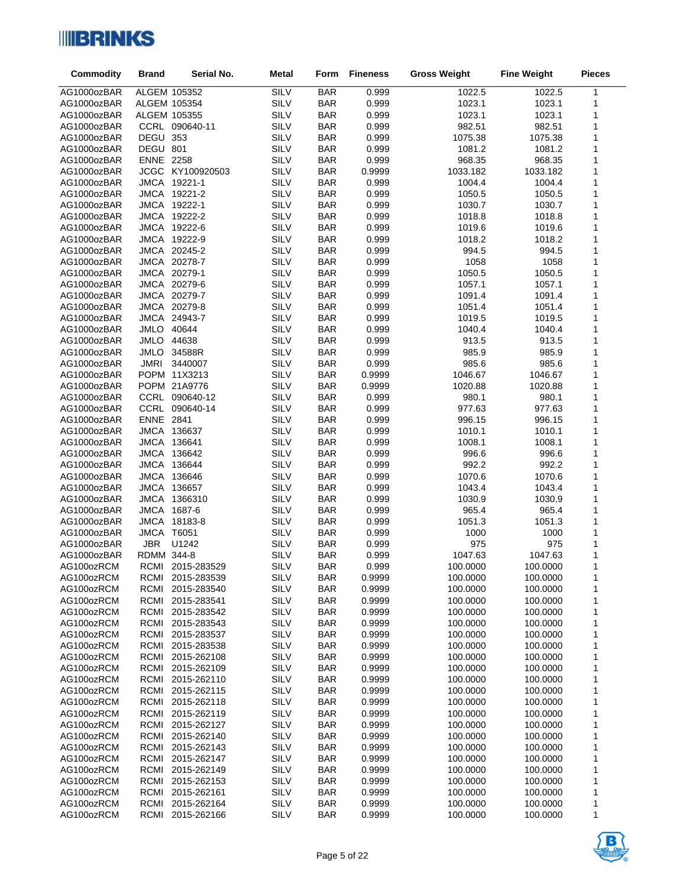| Commodity | Brand | Serial No. | Metal | Form | Fineness | Gross Weight | Fine Weight | Pieces |
|---|---|---|---|---|---|---|---|---|
| AG1000ozBAR | ALGEM | 105352 | SILV | BAR | 0.999 | 1022.5 | 1022.5 | 1 |
| AG1000ozBAR | ALGEM | 105354 | SILV | BAR | 0.999 | 1023.1 | 1023.1 | 1 |
| AG1000ozBAR | ALGEM | 105355 | SILV | BAR | 0.999 | 1023.1 | 1023.1 | 1 |
| AG1000ozBAR | CCRL | 090640-11 | SILV | BAR | 0.999 | 982.51 | 982.51 | 1 |
| AG1000ozBAR | DEGU | 353 | SILV | BAR | 0.999 | 1075.38 | 1075.38 | 1 |
| AG1000ozBAR | DEGU | 801 | SILV | BAR | 0.999 | 1081.2 | 1081.2 | 1 |
| AG1000ozBAR | ENNE | 2258 | SILV | BAR | 0.999 | 968.35 | 968.35 | 1 |
| AG1000ozBAR | JCGC | KY100920503 | SILV | BAR | 0.9999 | 1033.182 | 1033.182 | 1 |
| AG1000ozBAR | JMCA | 19221-1 | SILV | BAR | 0.999 | 1004.4 | 1004.4 | 1 |
| AG1000ozBAR | JMCA | 19221-2 | SILV | BAR | 0.999 | 1050.5 | 1050.5 | 1 |
| AG1000ozBAR | JMCA | 19222-1 | SILV | BAR | 0.999 | 1030.7 | 1030.7 | 1 |
| AG1000ozBAR | JMCA | 19222-2 | SILV | BAR | 0.999 | 1018.8 | 1018.8 | 1 |
| AG1000ozBAR | JMCA | 19222-6 | SILV | BAR | 0.999 | 1019.6 | 1019.6 | 1 |
| AG1000ozBAR | JMCA | 19222-9 | SILV | BAR | 0.999 | 1018.2 | 1018.2 | 1 |
| AG1000ozBAR | JMCA | 20245-2 | SILV | BAR | 0.999 | 994.5 | 994.5 | 1 |
| AG1000ozBAR | JMCA | 20278-7 | SILV | BAR | 0.999 | 1058 | 1058 | 1 |
| AG1000ozBAR | JMCA | 20279-1 | SILV | BAR | 0.999 | 1050.5 | 1050.5 | 1 |
| AG1000ozBAR | JMCA | 20279-6 | SILV | BAR | 0.999 | 1057.1 | 1057.1 | 1 |
| AG1000ozBAR | JMCA | 20279-7 | SILV | BAR | 0.999 | 1091.4 | 1091.4 | 1 |
| AG1000ozBAR | JMCA | 20279-8 | SILV | BAR | 0.999 | 1051.4 | 1051.4 | 1 |
| AG1000ozBAR | JMCA | 24943-7 | SILV | BAR | 0.999 | 1019.5 | 1019.5 | 1 |
| AG1000ozBAR | JMLO | 40644 | SILV | BAR | 0.999 | 1040.4 | 1040.4 | 1 |
| AG1000ozBAR | JMLO | 44638 | SILV | BAR | 0.999 | 913.5 | 913.5 | 1 |
| AG1000ozBAR | JMLO | 34588R | SILV | BAR | 0.999 | 985.9 | 985.9 | 1 |
| AG1000ozBAR | JMRI | 3440007 | SILV | BAR | 0.999 | 985.6 | 985.6 | 1 |
| AG1000ozBAR | POPM | 11X3213 | SILV | BAR | 0.9999 | 1046.67 | 1046.67 | 1 |
| AG1000ozBAR | POPM | 21A9776 | SILV | BAR | 0.9999 | 1020.88 | 1020.88 | 1 |
| AG1000ozBAR | CCRL | 090640-12 | SILV | BAR | 0.999 | 980.1 | 980.1 | 1 |
| AG1000ozBAR | CCRL | 090640-14 | SILV | BAR | 0.999 | 977.63 | 977.63 | 1 |
| AG1000ozBAR | ENNE | 2841 | SILV | BAR | 0.999 | 996.15 | 996.15 | 1 |
| AG1000ozBAR | JMCA | 136637 | SILV | BAR | 0.999 | 1010.1 | 1010.1 | 1 |
| AG1000ozBAR | JMCA | 136641 | SILV | BAR | 0.999 | 1008.1 | 1008.1 | 1 |
| AG1000ozBAR | JMCA | 136642 | SILV | BAR | 0.999 | 996.6 | 996.6 | 1 |
| AG1000ozBAR | JMCA | 136644 | SILV | BAR | 0.999 | 992.2 | 992.2 | 1 |
| AG1000ozBAR | JMCA | 136646 | SILV | BAR | 0.999 | 1070.6 | 1070.6 | 1 |
| AG1000ozBAR | JMCA | 136657 | SILV | BAR | 0.999 | 1043.4 | 1043.4 | 1 |
| AG1000ozBAR | JMCA | 1366310 | SILV | BAR | 0.999 | 1030.9 | 1030.9 | 1 |
| AG1000ozBAR | JMCA | 1687-6 | SILV | BAR | 0.999 | 965.4 | 965.4 | 1 |
| AG1000ozBAR | JMCA | 18183-8 | SILV | BAR | 0.999 | 1051.3 | 1051.3 | 1 |
| AG1000ozBAR | JMCA | T6051 | SILV | BAR | 0.999 | 1000 | 1000 | 1 |
| AG1000ozBAR | JBR | U1242 | SILV | BAR | 0.999 | 975 | 975 | 1 |
| AG1000ozBAR | RDMM | 344-8 | SILV | BAR | 0.999 | 1047.63 | 1047.63 | 1 |
| AG100ozRCM | RCMI | 2015-283529 | SILV | BAR | 0.999 | 100.0000 | 100.0000 | 1 |
| AG100ozRCM | RCMI | 2015-283539 | SILV | BAR | 0.9999 | 100.0000 | 100.0000 | 1 |
| AG100ozRCM | RCMI | 2015-283540 | SILV | BAR | 0.9999 | 100.0000 | 100.0000 | 1 |
| AG100ozRCM | RCMI | 2015-283541 | SILV | BAR | 0.9999 | 100.0000 | 100.0000 | 1 |
| AG100ozRCM | RCMI | 2015-283542 | SILV | BAR | 0.9999 | 100.0000 | 100.0000 | 1 |
| AG100ozRCM | RCMI | 2015-283543 | SILV | BAR | 0.9999 | 100.0000 | 100.0000 | 1 |
| AG100ozRCM | RCMI | 2015-283537 | SILV | BAR | 0.9999 | 100.0000 | 100.0000 | 1 |
| AG100ozRCM | RCMI | 2015-283538 | SILV | BAR | 0.9999 | 100.0000 | 100.0000 | 1 |
| AG100ozRCM | RCMI | 2015-262108 | SILV | BAR | 0.9999 | 100.0000 | 100.0000 | 1 |
| AG100ozRCM | RCMI | 2015-262109 | SILV | BAR | 0.9999 | 100.0000 | 100.0000 | 1 |
| AG100ozRCM | RCMI | 2015-262110 | SILV | BAR | 0.9999 | 100.0000 | 100.0000 | 1 |
| AG100ozRCM | RCMI | 2015-262115 | SILV | BAR | 0.9999 | 100.0000 | 100.0000 | 1 |
| AG100ozRCM | RCMI | 2015-262118 | SILV | BAR | 0.9999 | 100.0000 | 100.0000 | 1 |
| AG100ozRCM | RCMI | 2015-262119 | SILV | BAR | 0.9999 | 100.0000 | 100.0000 | 1 |
| AG100ozRCM | RCMI | 2015-262127 | SILV | BAR | 0.9999 | 100.0000 | 100.0000 | 1 |
| AG100ozRCM | RCMI | 2015-262140 | SILV | BAR | 0.9999 | 100.0000 | 100.0000 | 1 |
| AG100ozRCM | RCMI | 2015-262143 | SILV | BAR | 0.9999 | 100.0000 | 100.0000 | 1 |
| AG100ozRCM | RCMI | 2015-262147 | SILV | BAR | 0.9999 | 100.0000 | 100.0000 | 1 |
| AG100ozRCM | RCMI | 2015-262149 | SILV | BAR | 0.9999 | 100.0000 | 100.0000 | 1 |
| AG100ozRCM | RCMI | 2015-262153 | SILV | BAR | 0.9999 | 100.0000 | 100.0000 | 1 |
| AG100ozRCM | RCMI | 2015-262161 | SILV | BAR | 0.9999 | 100.0000 | 100.0000 | 1 |
| AG100ozRCM | RCMI | 2015-262164 | SILV | BAR | 0.9999 | 100.0000 | 100.0000 | 1 |
| AG100ozRCM | RCMI | 2015-262166 | SILV | BAR | 0.9999 | 100.0000 | 100.0000 | 1 |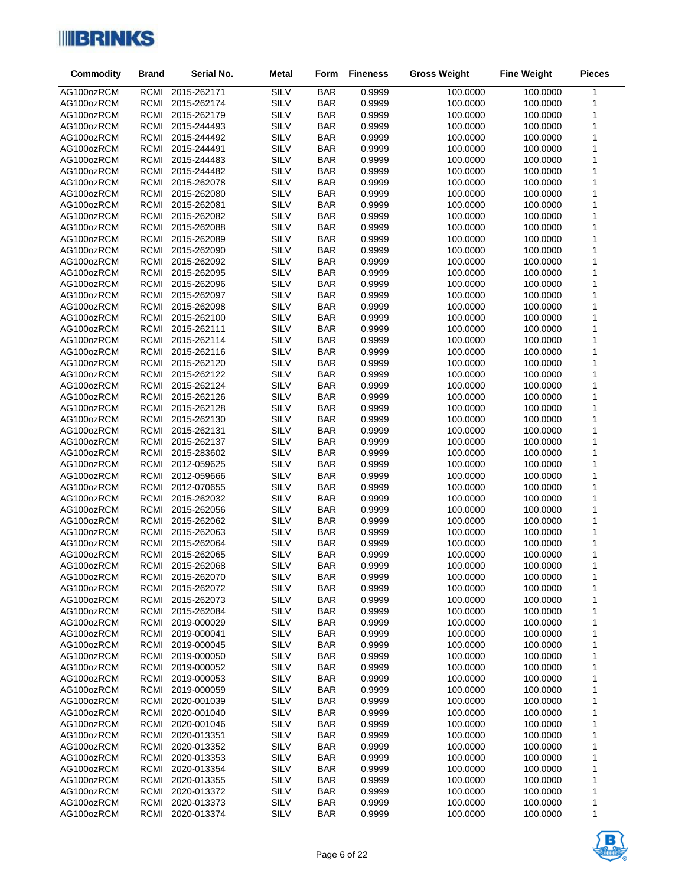| Commodity | Brand | Serial No. | Metal | Form | Fineness | Gross Weight | Fine Weight | Pieces |
|---|---|---|---|---|---|---|---|---|
| AG100ozRCM | RCMI | 2015-262171 | SILV | BAR | 0.9999 | 100.0000 | 100.0000 | 1 |
| AG100ozRCM | RCMI | 2015-262174 | SILV | BAR | 0.9999 | 100.0000 | 100.0000 | 1 |
| AG100ozRCM | RCMI | 2015-262179 | SILV | BAR | 0.9999 | 100.0000 | 100.0000 | 1 |
| AG100ozRCM | RCMI | 2015-244493 | SILV | BAR | 0.9999 | 100.0000 | 100.0000 | 1 |
| AG100ozRCM | RCMI | 2015-244492 | SILV | BAR | 0.9999 | 100.0000 | 100.0000 | 1 |
| AG100ozRCM | RCMI | 2015-244491 | SILV | BAR | 0.9999 | 100.0000 | 100.0000 | 1 |
| AG100ozRCM | RCMI | 2015-244483 | SILV | BAR | 0.9999 | 100.0000 | 100.0000 | 1 |
| AG100ozRCM | RCMI | 2015-244482 | SILV | BAR | 0.9999 | 100.0000 | 100.0000 | 1 |
| AG100ozRCM | RCMI | 2015-262078 | SILV | BAR | 0.9999 | 100.0000 | 100.0000 | 1 |
| AG100ozRCM | RCMI | 2015-262080 | SILV | BAR | 0.9999 | 100.0000 | 100.0000 | 1 |
| AG100ozRCM | RCMI | 2015-262081 | SILV | BAR | 0.9999 | 100.0000 | 100.0000 | 1 |
| AG100ozRCM | RCMI | 2015-262082 | SILV | BAR | 0.9999 | 100.0000 | 100.0000 | 1 |
| AG100ozRCM | RCMI | 2015-262088 | SILV | BAR | 0.9999 | 100.0000 | 100.0000 | 1 |
| AG100ozRCM | RCMI | 2015-262089 | SILV | BAR | 0.9999 | 100.0000 | 100.0000 | 1 |
| AG100ozRCM | RCMI | 2015-262090 | SILV | BAR | 0.9999 | 100.0000 | 100.0000 | 1 |
| AG100ozRCM | RCMI | 2015-262092 | SILV | BAR | 0.9999 | 100.0000 | 100.0000 | 1 |
| AG100ozRCM | RCMI | 2015-262095 | SILV | BAR | 0.9999 | 100.0000 | 100.0000 | 1 |
| AG100ozRCM | RCMI | 2015-262096 | SILV | BAR | 0.9999 | 100.0000 | 100.0000 | 1 |
| AG100ozRCM | RCMI | 2015-262097 | SILV | BAR | 0.9999 | 100.0000 | 100.0000 | 1 |
| AG100ozRCM | RCMI | 2015-262098 | SILV | BAR | 0.9999 | 100.0000 | 100.0000 | 1 |
| AG100ozRCM | RCMI | 2015-262100 | SILV | BAR | 0.9999 | 100.0000 | 100.0000 | 1 |
| AG100ozRCM | RCMI | 2015-262111 | SILV | BAR | 0.9999 | 100.0000 | 100.0000 | 1 |
| AG100ozRCM | RCMI | 2015-262114 | SILV | BAR | 0.9999 | 100.0000 | 100.0000 | 1 |
| AG100ozRCM | RCMI | 2015-262116 | SILV | BAR | 0.9999 | 100.0000 | 100.0000 | 1 |
| AG100ozRCM | RCMI | 2015-262120 | SILV | BAR | 0.9999 | 100.0000 | 100.0000 | 1 |
| AG100ozRCM | RCMI | 2015-262122 | SILV | BAR | 0.9999 | 100.0000 | 100.0000 | 1 |
| AG100ozRCM | RCMI | 2015-262124 | SILV | BAR | 0.9999 | 100.0000 | 100.0000 | 1 |
| AG100ozRCM | RCMI | 2015-262126 | SILV | BAR | 0.9999 | 100.0000 | 100.0000 | 1 |
| AG100ozRCM | RCMI | 2015-262128 | SILV | BAR | 0.9999 | 100.0000 | 100.0000 | 1 |
| AG100ozRCM | RCMI | 2015-262130 | SILV | BAR | 0.9999 | 100.0000 | 100.0000 | 1 |
| AG100ozRCM | RCMI | 2015-262131 | SILV | BAR | 0.9999 | 100.0000 | 100.0000 | 1 |
| AG100ozRCM | RCMI | 2015-262137 | SILV | BAR | 0.9999 | 100.0000 | 100.0000 | 1 |
| AG100ozRCM | RCMI | 2015-283602 | SILV | BAR | 0.9999 | 100.0000 | 100.0000 | 1 |
| AG100ozRCM | RCMI | 2012-059625 | SILV | BAR | 0.9999 | 100.0000 | 100.0000 | 1 |
| AG100ozRCM | RCMI | 2012-059666 | SILV | BAR | 0.9999 | 100.0000 | 100.0000 | 1 |
| AG100ozRCM | RCMI | 2012-070655 | SILV | BAR | 0.9999 | 100.0000 | 100.0000 | 1 |
| AG100ozRCM | RCMI | 2015-262032 | SILV | BAR | 0.9999 | 100.0000 | 100.0000 | 1 |
| AG100ozRCM | RCMI | 2015-262056 | SILV | BAR | 0.9999 | 100.0000 | 100.0000 | 1 |
| AG100ozRCM | RCMI | 2015-262062 | SILV | BAR | 0.9999 | 100.0000 | 100.0000 | 1 |
| AG100ozRCM | RCMI | 2015-262063 | SILV | BAR | 0.9999 | 100.0000 | 100.0000 | 1 |
| AG100ozRCM | RCMI | 2015-262064 | SILV | BAR | 0.9999 | 100.0000 | 100.0000 | 1 |
| AG100ozRCM | RCMI | 2015-262065 | SILV | BAR | 0.9999 | 100.0000 | 100.0000 | 1 |
| AG100ozRCM | RCMI | 2015-262068 | SILV | BAR | 0.9999 | 100.0000 | 100.0000 | 1 |
| AG100ozRCM | RCMI | 2015-262070 | SILV | BAR | 0.9999 | 100.0000 | 100.0000 | 1 |
| AG100ozRCM | RCMI | 2015-262072 | SILV | BAR | 0.9999 | 100.0000 | 100.0000 | 1 |
| AG100ozRCM | RCMI | 2015-262073 | SILV | BAR | 0.9999 | 100.0000 | 100.0000 | 1 |
| AG100ozRCM | RCMI | 2015-262084 | SILV | BAR | 0.9999 | 100.0000 | 100.0000 | 1 |
| AG100ozRCM | RCMI | 2019-000029 | SILV | BAR | 0.9999 | 100.0000 | 100.0000 | 1 |
| AG100ozRCM | RCMI | 2019-000041 | SILV | BAR | 0.9999 | 100.0000 | 100.0000 | 1 |
| AG100ozRCM | RCMI | 2019-000045 | SILV | BAR | 0.9999 | 100.0000 | 100.0000 | 1 |
| AG100ozRCM | RCMI | 2019-000050 | SILV | BAR | 0.9999 | 100.0000 | 100.0000 | 1 |
| AG100ozRCM | RCMI | 2019-000052 | SILV | BAR | 0.9999 | 100.0000 | 100.0000 | 1 |
| AG100ozRCM | RCMI | 2019-000053 | SILV | BAR | 0.9999 | 100.0000 | 100.0000 | 1 |
| AG100ozRCM | RCMI | 2019-000059 | SILV | BAR | 0.9999 | 100.0000 | 100.0000 | 1 |
| AG100ozRCM | RCMI | 2020-001039 | SILV | BAR | 0.9999 | 100.0000 | 100.0000 | 1 |
| AG100ozRCM | RCMI | 2020-001040 | SILV | BAR | 0.9999 | 100.0000 | 100.0000 | 1 |
| AG100ozRCM | RCMI | 2020-001046 | SILV | BAR | 0.9999 | 100.0000 | 100.0000 | 1 |
| AG100ozRCM | RCMI | 2020-013351 | SILV | BAR | 0.9999 | 100.0000 | 100.0000 | 1 |
| AG100ozRCM | RCMI | 2020-013352 | SILV | BAR | 0.9999 | 100.0000 | 100.0000 | 1 |
| AG100ozRCM | RCMI | 2020-013353 | SILV | BAR | 0.9999 | 100.0000 | 100.0000 | 1 |
| AG100ozRCM | RCMI | 2020-013354 | SILV | BAR | 0.9999 | 100.0000 | 100.0000 | 1 |
| AG100ozRCM | RCMI | 2020-013355 | SILV | BAR | 0.9999 | 100.0000 | 100.0000 | 1 |
| AG100ozRCM | RCMI | 2020-013372 | SILV | BAR | 0.9999 | 100.0000 | 100.0000 | 1 |
| AG100ozRCM | RCMI | 2020-013373 | SILV | BAR | 0.9999 | 100.0000 | 100.0000 | 1 |
| AG100ozRCM | RCMI | 2020-013374 | SILV | BAR | 0.9999 | 100.0000 | 100.0000 | 1 |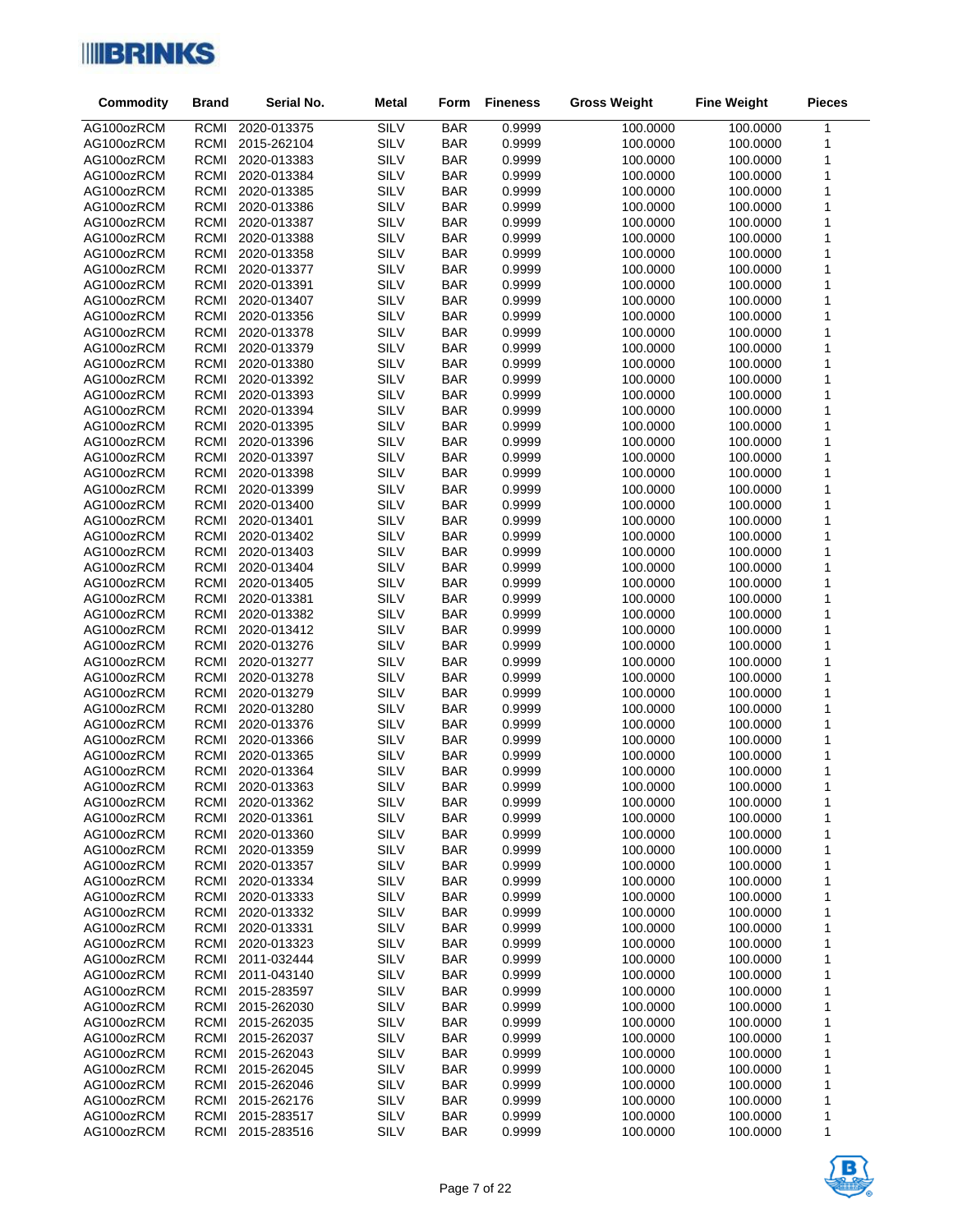| Commodity | Brand | Serial No. | Metal | Form | Fineness | Gross Weight | Fine Weight | Pieces |
|---|---|---|---|---|---|---|---|---|
| AG100ozRCM | RCMI | 2020-013375 | SILV | BAR | 0.9999 | 100.0000 | 100.0000 | 1 |
| AG100ozRCM | RCMI | 2015-262104 | SILV | BAR | 0.9999 | 100.0000 | 100.0000 | 1 |
| AG100ozRCM | RCMI | 2020-013383 | SILV | BAR | 0.9999 | 100.0000 | 100.0000 | 1 |
| AG100ozRCM | RCMI | 2020-013384 | SILV | BAR | 0.9999 | 100.0000 | 100.0000 | 1 |
| AG100ozRCM | RCMI | 2020-013385 | SILV | BAR | 0.9999 | 100.0000 | 100.0000 | 1 |
| AG100ozRCM | RCMI | 2020-013386 | SILV | BAR | 0.9999 | 100.0000 | 100.0000 | 1 |
| AG100ozRCM | RCMI | 2020-013387 | SILV | BAR | 0.9999 | 100.0000 | 100.0000 | 1 |
| AG100ozRCM | RCMI | 2020-013388 | SILV | BAR | 0.9999 | 100.0000 | 100.0000 | 1 |
| AG100ozRCM | RCMI | 2020-013358 | SILV | BAR | 0.9999 | 100.0000 | 100.0000 | 1 |
| AG100ozRCM | RCMI | 2020-013377 | SILV | BAR | 0.9999 | 100.0000 | 100.0000 | 1 |
| AG100ozRCM | RCMI | 2020-013391 | SILV | BAR | 0.9999 | 100.0000 | 100.0000 | 1 |
| AG100ozRCM | RCMI | 2020-013407 | SILV | BAR | 0.9999 | 100.0000 | 100.0000 | 1 |
| AG100ozRCM | RCMI | 2020-013356 | SILV | BAR | 0.9999 | 100.0000 | 100.0000 | 1 |
| AG100ozRCM | RCMI | 2020-013378 | SILV | BAR | 0.9999 | 100.0000 | 100.0000 | 1 |
| AG100ozRCM | RCMI | 2020-013379 | SILV | BAR | 0.9999 | 100.0000 | 100.0000 | 1 |
| AG100ozRCM | RCMI | 2020-013380 | SILV | BAR | 0.9999 | 100.0000 | 100.0000 | 1 |
| AG100ozRCM | RCMI | 2020-013392 | SILV | BAR | 0.9999 | 100.0000 | 100.0000 | 1 |
| AG100ozRCM | RCMI | 2020-013393 | SILV | BAR | 0.9999 | 100.0000 | 100.0000 | 1 |
| AG100ozRCM | RCMI | 2020-013394 | SILV | BAR | 0.9999 | 100.0000 | 100.0000 | 1 |
| AG100ozRCM | RCMI | 2020-013395 | SILV | BAR | 0.9999 | 100.0000 | 100.0000 | 1 |
| AG100ozRCM | RCMI | 2020-013396 | SILV | BAR | 0.9999 | 100.0000 | 100.0000 | 1 |
| AG100ozRCM | RCMI | 2020-013397 | SILV | BAR | 0.9999 | 100.0000 | 100.0000 | 1 |
| AG100ozRCM | RCMI | 2020-013398 | SILV | BAR | 0.9999 | 100.0000 | 100.0000 | 1 |
| AG100ozRCM | RCMI | 2020-013399 | SILV | BAR | 0.9999 | 100.0000 | 100.0000 | 1 |
| AG100ozRCM | RCMI | 2020-013400 | SILV | BAR | 0.9999 | 100.0000 | 100.0000 | 1 |
| AG100ozRCM | RCMI | 2020-013401 | SILV | BAR | 0.9999 | 100.0000 | 100.0000 | 1 |
| AG100ozRCM | RCMI | 2020-013402 | SILV | BAR | 0.9999 | 100.0000 | 100.0000 | 1 |
| AG100ozRCM | RCMI | 2020-013403 | SILV | BAR | 0.9999 | 100.0000 | 100.0000 | 1 |
| AG100ozRCM | RCMI | 2020-013404 | SILV | BAR | 0.9999 | 100.0000 | 100.0000 | 1 |
| AG100ozRCM | RCMI | 2020-013405 | SILV | BAR | 0.9999 | 100.0000 | 100.0000 | 1 |
| AG100ozRCM | RCMI | 2020-013381 | SILV | BAR | 0.9999 | 100.0000 | 100.0000 | 1 |
| AG100ozRCM | RCMI | 2020-013382 | SILV | BAR | 0.9999 | 100.0000 | 100.0000 | 1 |
| AG100ozRCM | RCMI | 2020-013412 | SILV | BAR | 0.9999 | 100.0000 | 100.0000 | 1 |
| AG100ozRCM | RCMI | 2020-013276 | SILV | BAR | 0.9999 | 100.0000 | 100.0000 | 1 |
| AG100ozRCM | RCMI | 2020-013277 | SILV | BAR | 0.9999 | 100.0000 | 100.0000 | 1 |
| AG100ozRCM | RCMI | 2020-013278 | SILV | BAR | 0.9999 | 100.0000 | 100.0000 | 1 |
| AG100ozRCM | RCMI | 2020-013279 | SILV | BAR | 0.9999 | 100.0000 | 100.0000 | 1 |
| AG100ozRCM | RCMI | 2020-013280 | SILV | BAR | 0.9999 | 100.0000 | 100.0000 | 1 |
| AG100ozRCM | RCMI | 2020-013376 | SILV | BAR | 0.9999 | 100.0000 | 100.0000 | 1 |
| AG100ozRCM | RCMI | 2020-013366 | SILV | BAR | 0.9999 | 100.0000 | 100.0000 | 1 |
| AG100ozRCM | RCMI | 2020-013365 | SILV | BAR | 0.9999 | 100.0000 | 100.0000 | 1 |
| AG100ozRCM | RCMI | 2020-013364 | SILV | BAR | 0.9999 | 100.0000 | 100.0000 | 1 |
| AG100ozRCM | RCMI | 2020-013363 | SILV | BAR | 0.9999 | 100.0000 | 100.0000 | 1 |
| AG100ozRCM | RCMI | 2020-013362 | SILV | BAR | 0.9999 | 100.0000 | 100.0000 | 1 |
| AG100ozRCM | RCMI | 2020-013361 | SILV | BAR | 0.9999 | 100.0000 | 100.0000 | 1 |
| AG100ozRCM | RCMI | 2020-013360 | SILV | BAR | 0.9999 | 100.0000 | 100.0000 | 1 |
| AG100ozRCM | RCMI | 2020-013359 | SILV | BAR | 0.9999 | 100.0000 | 100.0000 | 1 |
| AG100ozRCM | RCMI | 2020-013357 | SILV | BAR | 0.9999 | 100.0000 | 100.0000 | 1 |
| AG100ozRCM | RCMI | 2020-013334 | SILV | BAR | 0.9999 | 100.0000 | 100.0000 | 1 |
| AG100ozRCM | RCMI | 2020-013333 | SILV | BAR | 0.9999 | 100.0000 | 100.0000 | 1 |
| AG100ozRCM | RCMI | 2020-013332 | SILV | BAR | 0.9999 | 100.0000 | 100.0000 | 1 |
| AG100ozRCM | RCMI | 2020-013331 | SILV | BAR | 0.9999 | 100.0000 | 100.0000 | 1 |
| AG100ozRCM | RCMI | 2020-013323 | SILV | BAR | 0.9999 | 100.0000 | 100.0000 | 1 |
| AG100ozRCM | RCMI | 2011-032444 | SILV | BAR | 0.9999 | 100.0000 | 100.0000 | 1 |
| AG100ozRCM | RCMI | 2011-043140 | SILV | BAR | 0.9999 | 100.0000 | 100.0000 | 1 |
| AG100ozRCM | RCMI | 2015-283597 | SILV | BAR | 0.9999 | 100.0000 | 100.0000 | 1 |
| AG100ozRCM | RCMI | 2015-262030 | SILV | BAR | 0.9999 | 100.0000 | 100.0000 | 1 |
| AG100ozRCM | RCMI | 2015-262035 | SILV | BAR | 0.9999 | 100.0000 | 100.0000 | 1 |
| AG100ozRCM | RCMI | 2015-262037 | SILV | BAR | 0.9999 | 100.0000 | 100.0000 | 1 |
| AG100ozRCM | RCMI | 2015-262043 | SILV | BAR | 0.9999 | 100.0000 | 100.0000 | 1 |
| AG100ozRCM | RCMI | 2015-262045 | SILV | BAR | 0.9999 | 100.0000 | 100.0000 | 1 |
| AG100ozRCM | RCMI | 2015-262046 | SILV | BAR | 0.9999 | 100.0000 | 100.0000 | 1 |
| AG100ozRCM | RCMI | 2015-262176 | SILV | BAR | 0.9999 | 100.0000 | 100.0000 | 1 |
| AG100ozRCM | RCMI | 2015-283517 | SILV | BAR | 0.9999 | 100.0000 | 100.0000 | 1 |
| AG100ozRCM | RCMI | 2015-283516 | SILV | BAR | 0.9999 | 100.0000 | 100.0000 | 1 |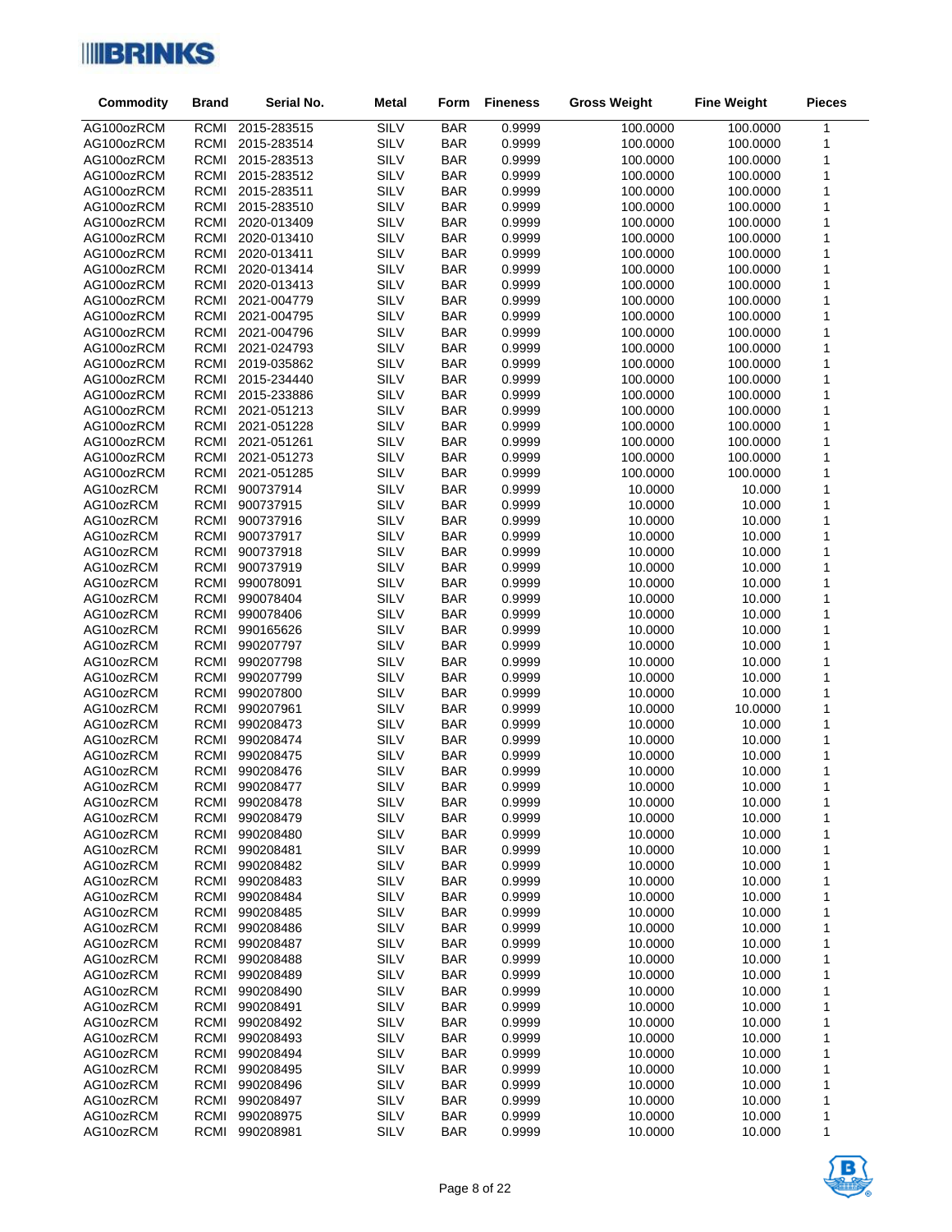| Commodity | Brand | Serial No. | Metal | Form | Fineness | Gross Weight | Fine Weight | Pieces |
|---|---|---|---|---|---|---|---|---|
| AG100ozRCM | RCMI | 2015-283515 | SILV | BAR | 0.9999 | 100.0000 | 100.0000 | 1 |
| AG100ozRCM | RCMI | 2015-283514 | SILV | BAR | 0.9999 | 100.0000 | 100.0000 | 1 |
| AG100ozRCM | RCMI | 2015-283513 | SILV | BAR | 0.9999 | 100.0000 | 100.0000 | 1 |
| AG100ozRCM | RCMI | 2015-283512 | SILV | BAR | 0.9999 | 100.0000 | 100.0000 | 1 |
| AG100ozRCM | RCMI | 2015-283511 | SILV | BAR | 0.9999 | 100.0000 | 100.0000 | 1 |
| AG100ozRCM | RCMI | 2015-283510 | SILV | BAR | 0.9999 | 100.0000 | 100.0000 | 1 |
| AG100ozRCM | RCMI | 2020-013409 | SILV | BAR | 0.9999 | 100.0000 | 100.0000 | 1 |
| AG100ozRCM | RCMI | 2020-013410 | SILV | BAR | 0.9999 | 100.0000 | 100.0000 | 1 |
| AG100ozRCM | RCMI | 2020-013411 | SILV | BAR | 0.9999 | 100.0000 | 100.0000 | 1 |
| AG100ozRCM | RCMI | 2020-013414 | SILV | BAR | 0.9999 | 100.0000 | 100.0000 | 1 |
| AG100ozRCM | RCMI | 2020-013413 | SILV | BAR | 0.9999 | 100.0000 | 100.0000 | 1 |
| AG100ozRCM | RCMI | 2021-004779 | SILV | BAR | 0.9999 | 100.0000 | 100.0000 | 1 |
| AG100ozRCM | RCMI | 2021-004795 | SILV | BAR | 0.9999 | 100.0000 | 100.0000 | 1 |
| AG100ozRCM | RCMI | 2021-004796 | SILV | BAR | 0.9999 | 100.0000 | 100.0000 | 1 |
| AG100ozRCM | RCMI | 2021-024793 | SILV | BAR | 0.9999 | 100.0000 | 100.0000 | 1 |
| AG100ozRCM | RCMI | 2019-035862 | SILV | BAR | 0.9999 | 100.0000 | 100.0000 | 1 |
| AG100ozRCM | RCMI | 2015-234440 | SILV | BAR | 0.9999 | 100.0000 | 100.0000 | 1 |
| AG100ozRCM | RCMI | 2015-233886 | SILV | BAR | 0.9999 | 100.0000 | 100.0000 | 1 |
| AG100ozRCM | RCMI | 2021-051213 | SILV | BAR | 0.9999 | 100.0000 | 100.0000 | 1 |
| AG100ozRCM | RCMI | 2021-051228 | SILV | BAR | 0.9999 | 100.0000 | 100.0000 | 1 |
| AG100ozRCM | RCMI | 2021-051261 | SILV | BAR | 0.9999 | 100.0000 | 100.0000 | 1 |
| AG100ozRCM | RCMI | 2021-051273 | SILV | BAR | 0.9999 | 100.0000 | 100.0000 | 1 |
| AG100ozRCM | RCMI | 2021-051285 | SILV | BAR | 0.9999 | 100.0000 | 100.0000 | 1 |
| AG10ozRCM | RCMI | 900737914 | SILV | BAR | 0.9999 | 10.0000 | 10.000 | 1 |
| AG10ozRCM | RCMI | 900737915 | SILV | BAR | 0.9999 | 10.0000 | 10.000 | 1 |
| AG10ozRCM | RCMI | 900737916 | SILV | BAR | 0.9999 | 10.0000 | 10.000 | 1 |
| AG10ozRCM | RCMI | 900737917 | SILV | BAR | 0.9999 | 10.0000 | 10.000 | 1 |
| AG10ozRCM | RCMI | 900737918 | SILV | BAR | 0.9999 | 10.0000 | 10.000 | 1 |
| AG10ozRCM | RCMI | 900737919 | SILV | BAR | 0.9999 | 10.0000 | 10.000 | 1 |
| AG10ozRCM | RCMI | 990078091 | SILV | BAR | 0.9999 | 10.0000 | 10.000 | 1 |
| AG10ozRCM | RCMI | 990078404 | SILV | BAR | 0.9999 | 10.0000 | 10.000 | 1 |
| AG10ozRCM | RCMI | 990078406 | SILV | BAR | 0.9999 | 10.0000 | 10.000 | 1 |
| AG10ozRCM | RCMI | 990165626 | SILV | BAR | 0.9999 | 10.0000 | 10.000 | 1 |
| AG10ozRCM | RCMI | 990207797 | SILV | BAR | 0.9999 | 10.0000 | 10.000 | 1 |
| AG10ozRCM | RCMI | 990207798 | SILV | BAR | 0.9999 | 10.0000 | 10.000 | 1 |
| AG10ozRCM | RCMI | 990207799 | SILV | BAR | 0.9999 | 10.0000 | 10.000 | 1 |
| AG10ozRCM | RCMI | 990207800 | SILV | BAR | 0.9999 | 10.0000 | 10.000 | 1 |
| AG10ozRCM | RCMI | 990207961 | SILV | BAR | 0.9999 | 10.0000 | 10.0000 | 1 |
| AG10ozRCM | RCMI | 990208473 | SILV | BAR | 0.9999 | 10.0000 | 10.000 | 1 |
| AG10ozRCM | RCMI | 990208474 | SILV | BAR | 0.9999 | 10.0000 | 10.000 | 1 |
| AG10ozRCM | RCMI | 990208475 | SILV | BAR | 0.9999 | 10.0000 | 10.000 | 1 |
| AG10ozRCM | RCMI | 990208476 | SILV | BAR | 0.9999 | 10.0000 | 10.000 | 1 |
| AG10ozRCM | RCMI | 990208477 | SILV | BAR | 0.9999 | 10.0000 | 10.000 | 1 |
| AG10ozRCM | RCMI | 990208478 | SILV | BAR | 0.9999 | 10.0000 | 10.000 | 1 |
| AG10ozRCM | RCMI | 990208479 | SILV | BAR | 0.9999 | 10.0000 | 10.000 | 1 |
| AG10ozRCM | RCMI | 990208480 | SILV | BAR | 0.9999 | 10.0000 | 10.000 | 1 |
| AG10ozRCM | RCMI | 990208481 | SILV | BAR | 0.9999 | 10.0000 | 10.000 | 1 |
| AG10ozRCM | RCMI | 990208482 | SILV | BAR | 0.9999 | 10.0000 | 10.000 | 1 |
| AG10ozRCM | RCMI | 990208483 | SILV | BAR | 0.9999 | 10.0000 | 10.000 | 1 |
| AG10ozRCM | RCMI | 990208484 | SILV | BAR | 0.9999 | 10.0000 | 10.000 | 1 |
| AG10ozRCM | RCMI | 990208485 | SILV | BAR | 0.9999 | 10.0000 | 10.000 | 1 |
| AG10ozRCM | RCMI | 990208486 | SILV | BAR | 0.9999 | 10.0000 | 10.000 | 1 |
| AG10ozRCM | RCMI | 990208487 | SILV | BAR | 0.9999 | 10.0000 | 10.000 | 1 |
| AG10ozRCM | RCMI | 990208488 | SILV | BAR | 0.9999 | 10.0000 | 10.000 | 1 |
| AG10ozRCM | RCMI | 990208489 | SILV | BAR | 0.9999 | 10.0000 | 10.000 | 1 |
| AG10ozRCM | RCMI | 990208490 | SILV | BAR | 0.9999 | 10.0000 | 10.000 | 1 |
| AG10ozRCM | RCMI | 990208491 | SILV | BAR | 0.9999 | 10.0000 | 10.000 | 1 |
| AG10ozRCM | RCMI | 990208492 | SILV | BAR | 0.9999 | 10.0000 | 10.000 | 1 |
| AG10ozRCM | RCMI | 990208493 | SILV | BAR | 0.9999 | 10.0000 | 10.000 | 1 |
| AG10ozRCM | RCMI | 990208494 | SILV | BAR | 0.9999 | 10.0000 | 10.000 | 1 |
| AG10ozRCM | RCMI | 990208495 | SILV | BAR | 0.9999 | 10.0000 | 10.000 | 1 |
| AG10ozRCM | RCMI | 990208496 | SILV | BAR | 0.9999 | 10.0000 | 10.000 | 1 |
| AG10ozRCM | RCMI | 990208497 | SILV | BAR | 0.9999 | 10.0000 | 10.000 | 1 |
| AG10ozRCM | RCMI | 990208975 | SILV | BAR | 0.9999 | 10.0000 | 10.000 | 1 |
| AG10ozRCM | RCMI | 990208981 | SILV | BAR | 0.9999 | 10.0000 | 10.000 | 1 |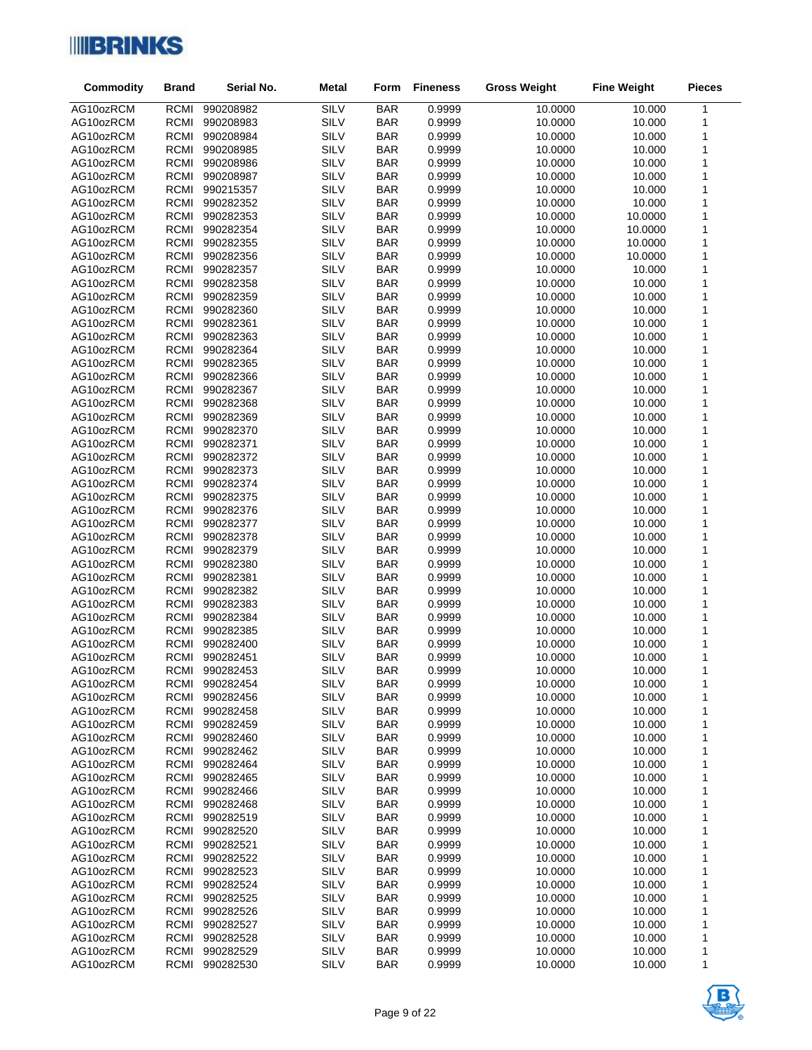| Commodity | Brand | Serial No. | Metal | Form | Fineness | Gross Weight | Fine Weight | Pieces |
|---|---|---|---|---|---|---|---|---|
| AG10ozRCM | RCMI | 990208982 | SILV | BAR | 0.9999 | 10.0000 | 10.000 | 1 |
| AG10ozRCM | RCMI | 990208983 | SILV | BAR | 0.9999 | 10.0000 | 10.000 | 1 |
| AG10ozRCM | RCMI | 990208984 | SILV | BAR | 0.9999 | 10.0000 | 10.000 | 1 |
| AG10ozRCM | RCMI | 990208985 | SILV | BAR | 0.9999 | 10.0000 | 10.000 | 1 |
| AG10ozRCM | RCMI | 990208986 | SILV | BAR | 0.9999 | 10.0000 | 10.000 | 1 |
| AG10ozRCM | RCMI | 990208987 | SILV | BAR | 0.9999 | 10.0000 | 10.000 | 1 |
| AG10ozRCM | RCMI | 990215357 | SILV | BAR | 0.9999 | 10.0000 | 10.000 | 1 |
| AG10ozRCM | RCMI | 990282352 | SILV | BAR | 0.9999 | 10.0000 | 10.000 | 1 |
| AG10ozRCM | RCMI | 990282353 | SILV | BAR | 0.9999 | 10.0000 | 10.0000 | 1 |
| AG10ozRCM | RCMI | 990282354 | SILV | BAR | 0.9999 | 10.0000 | 10.0000 | 1 |
| AG10ozRCM | RCMI | 990282355 | SILV | BAR | 0.9999 | 10.0000 | 10.0000 | 1 |
| AG10ozRCM | RCMI | 990282356 | SILV | BAR | 0.9999 | 10.0000 | 10.0000 | 1 |
| AG10ozRCM | RCMI | 990282357 | SILV | BAR | 0.9999 | 10.0000 | 10.000 | 1 |
| AG10ozRCM | RCMI | 990282358 | SILV | BAR | 0.9999 | 10.0000 | 10.000 | 1 |
| AG10ozRCM | RCMI | 990282359 | SILV | BAR | 0.9999 | 10.0000 | 10.000 | 1 |
| AG10ozRCM | RCMI | 990282360 | SILV | BAR | 0.9999 | 10.0000 | 10.000 | 1 |
| AG10ozRCM | RCMI | 990282361 | SILV | BAR | 0.9999 | 10.0000 | 10.000 | 1 |
| AG10ozRCM | RCMI | 990282363 | SILV | BAR | 0.9999 | 10.0000 | 10.000 | 1 |
| AG10ozRCM | RCMI | 990282364 | SILV | BAR | 0.9999 | 10.0000 | 10.000 | 1 |
| AG10ozRCM | RCMI | 990282365 | SILV | BAR | 0.9999 | 10.0000 | 10.000 | 1 |
| AG10ozRCM | RCMI | 990282366 | SILV | BAR | 0.9999 | 10.0000 | 10.000 | 1 |
| AG10ozRCM | RCMI | 990282367 | SILV | BAR | 0.9999 | 10.0000 | 10.000 | 1 |
| AG10ozRCM | RCMI | 990282368 | SILV | BAR | 0.9999 | 10.0000 | 10.000 | 1 |
| AG10ozRCM | RCMI | 990282369 | SILV | BAR | 0.9999 | 10.0000 | 10.000 | 1 |
| AG10ozRCM | RCMI | 990282370 | SILV | BAR | 0.9999 | 10.0000 | 10.000 | 1 |
| AG10ozRCM | RCMI | 990282371 | SILV | BAR | 0.9999 | 10.0000 | 10.000 | 1 |
| AG10ozRCM | RCMI | 990282372 | SILV | BAR | 0.9999 | 10.0000 | 10.000 | 1 |
| AG10ozRCM | RCMI | 990282373 | SILV | BAR | 0.9999 | 10.0000 | 10.000 | 1 |
| AG10ozRCM | RCMI | 990282374 | SILV | BAR | 0.9999 | 10.0000 | 10.000 | 1 |
| AG10ozRCM | RCMI | 990282375 | SILV | BAR | 0.9999 | 10.0000 | 10.000 | 1 |
| AG10ozRCM | RCMI | 990282376 | SILV | BAR | 0.9999 | 10.0000 | 10.000 | 1 |
| AG10ozRCM | RCMI | 990282377 | SILV | BAR | 0.9999 | 10.0000 | 10.000 | 1 |
| AG10ozRCM | RCMI | 990282378 | SILV | BAR | 0.9999 | 10.0000 | 10.000 | 1 |
| AG10ozRCM | RCMI | 990282379 | SILV | BAR | 0.9999 | 10.0000 | 10.000 | 1 |
| AG10ozRCM | RCMI | 990282380 | SILV | BAR | 0.9999 | 10.0000 | 10.000 | 1 |
| AG10ozRCM | RCMI | 990282381 | SILV | BAR | 0.9999 | 10.0000 | 10.000 | 1 |
| AG10ozRCM | RCMI | 990282382 | SILV | BAR | 0.9999 | 10.0000 | 10.000 | 1 |
| AG10ozRCM | RCMI | 990282383 | SILV | BAR | 0.9999 | 10.0000 | 10.000 | 1 |
| AG10ozRCM | RCMI | 990282384 | SILV | BAR | 0.9999 | 10.0000 | 10.000 | 1 |
| AG10ozRCM | RCMI | 990282385 | SILV | BAR | 0.9999 | 10.0000 | 10.000 | 1 |
| AG10ozRCM | RCMI | 990282400 | SILV | BAR | 0.9999 | 10.0000 | 10.000 | 1 |
| AG10ozRCM | RCMI | 990282451 | SILV | BAR | 0.9999 | 10.0000 | 10.000 | 1 |
| AG10ozRCM | RCMI | 990282453 | SILV | BAR | 0.9999 | 10.0000 | 10.000 | 1 |
| AG10ozRCM | RCMI | 990282454 | SILV | BAR | 0.9999 | 10.0000 | 10.000 | 1 |
| AG10ozRCM | RCMI | 990282456 | SILV | BAR | 0.9999 | 10.0000 | 10.000 | 1 |
| AG10ozRCM | RCMI | 990282458 | SILV | BAR | 0.9999 | 10.0000 | 10.000 | 1 |
| AG10ozRCM | RCMI | 990282459 | SILV | BAR | 0.9999 | 10.0000 | 10.000 | 1 |
| AG10ozRCM | RCMI | 990282460 | SILV | BAR | 0.9999 | 10.0000 | 10.000 | 1 |
| AG10ozRCM | RCMI | 990282462 | SILV | BAR | 0.9999 | 10.0000 | 10.000 | 1 |
| AG10ozRCM | RCMI | 990282464 | SILV | BAR | 0.9999 | 10.0000 | 10.000 | 1 |
| AG10ozRCM | RCMI | 990282465 | SILV | BAR | 0.9999 | 10.0000 | 10.000 | 1 |
| AG10ozRCM | RCMI | 990282466 | SILV | BAR | 0.9999 | 10.0000 | 10.000 | 1 |
| AG10ozRCM | RCMI | 990282468 | SILV | BAR | 0.9999 | 10.0000 | 10.000 | 1 |
| AG10ozRCM | RCMI | 990282519 | SILV | BAR | 0.9999 | 10.0000 | 10.000 | 1 |
| AG10ozRCM | RCMI | 990282520 | SILV | BAR | 0.9999 | 10.0000 | 10.000 | 1 |
| AG10ozRCM | RCMI | 990282521 | SILV | BAR | 0.9999 | 10.0000 | 10.000 | 1 |
| AG10ozRCM | RCMI | 990282522 | SILV | BAR | 0.9999 | 10.0000 | 10.000 | 1 |
| AG10ozRCM | RCMI | 990282523 | SILV | BAR | 0.9999 | 10.0000 | 10.000 | 1 |
| AG10ozRCM | RCMI | 990282524 | SILV | BAR | 0.9999 | 10.0000 | 10.000 | 1 |
| AG10ozRCM | RCMI | 990282525 | SILV | BAR | 0.9999 | 10.0000 | 10.000 | 1 |
| AG10ozRCM | RCMI | 990282526 | SILV | BAR | 0.9999 | 10.0000 | 10.000 | 1 |
| AG10ozRCM | RCMI | 990282527 | SILV | BAR | 0.9999 | 10.0000 | 10.000 | 1 |
| AG10ozRCM | RCMI | 990282528 | SILV | BAR | 0.9999 | 10.0000 | 10.000 | 1 |
| AG10ozRCM | RCMI | 990282529 | SILV | BAR | 0.9999 | 10.0000 | 10.000 | 1 |
| AG10ozRCM | RCMI | 990282530 | SILV | BAR | 0.9999 | 10.0000 | 10.000 | 1 |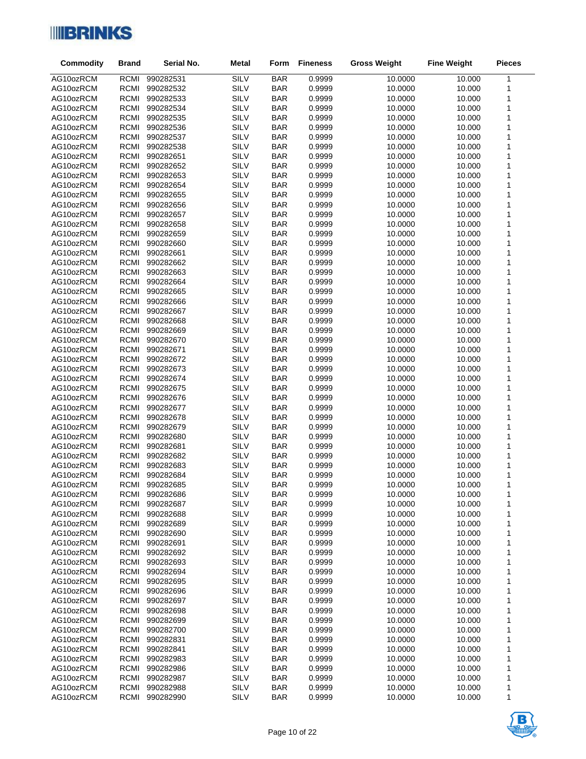| Commodity | Brand | Serial No. | Metal | Form | Fineness | Gross Weight | Fine Weight | Pieces |
|---|---|---|---|---|---|---|---|---|
| AG10ozRCM | RCMI | 990282531 | SILV | BAR | 0.9999 | 10.0000 | 10.000 | 1 |
| AG10ozRCM | RCMI | 990282532 | SILV | BAR | 0.9999 | 10.0000 | 10.000 | 1 |
| AG10ozRCM | RCMI | 990282533 | SILV | BAR | 0.9999 | 10.0000 | 10.000 | 1 |
| AG10ozRCM | RCMI | 990282534 | SILV | BAR | 0.9999 | 10.0000 | 10.000 | 1 |
| AG10ozRCM | RCMI | 990282535 | SILV | BAR | 0.9999 | 10.0000 | 10.000 | 1 |
| AG10ozRCM | RCMI | 990282536 | SILV | BAR | 0.9999 | 10.0000 | 10.000 | 1 |
| AG10ozRCM | RCMI | 990282537 | SILV | BAR | 0.9999 | 10.0000 | 10.000 | 1 |
| AG10ozRCM | RCMI | 990282538 | SILV | BAR | 0.9999 | 10.0000 | 10.000 | 1 |
| AG10ozRCM | RCMI | 990282651 | SILV | BAR | 0.9999 | 10.0000 | 10.000 | 1 |
| AG10ozRCM | RCMI | 990282652 | SILV | BAR | 0.9999 | 10.0000 | 10.000 | 1 |
| AG10ozRCM | RCMI | 990282653 | SILV | BAR | 0.9999 | 10.0000 | 10.000 | 1 |
| AG10ozRCM | RCMI | 990282654 | SILV | BAR | 0.9999 | 10.0000 | 10.000 | 1 |
| AG10ozRCM | RCMI | 990282655 | SILV | BAR | 0.9999 | 10.0000 | 10.000 | 1 |
| AG10ozRCM | RCMI | 990282656 | SILV | BAR | 0.9999 | 10.0000 | 10.000 | 1 |
| AG10ozRCM | RCMI | 990282657 | SILV | BAR | 0.9999 | 10.0000 | 10.000 | 1 |
| AG10ozRCM | RCMI | 990282658 | SILV | BAR | 0.9999 | 10.0000 | 10.000 | 1 |
| AG10ozRCM | RCMI | 990282659 | SILV | BAR | 0.9999 | 10.0000 | 10.000 | 1 |
| AG10ozRCM | RCMI | 990282660 | SILV | BAR | 0.9999 | 10.0000 | 10.000 | 1 |
| AG10ozRCM | RCMI | 990282661 | SILV | BAR | 0.9999 | 10.0000 | 10.000 | 1 |
| AG10ozRCM | RCMI | 990282662 | SILV | BAR | 0.9999 | 10.0000 | 10.000 | 1 |
| AG10ozRCM | RCMI | 990282663 | SILV | BAR | 0.9999 | 10.0000 | 10.000 | 1 |
| AG10ozRCM | RCMI | 990282664 | SILV | BAR | 0.9999 | 10.0000 | 10.000 | 1 |
| AG10ozRCM | RCMI | 990282665 | SILV | BAR | 0.9999 | 10.0000 | 10.000 | 1 |
| AG10ozRCM | RCMI | 990282666 | SILV | BAR | 0.9999 | 10.0000 | 10.000 | 1 |
| AG10ozRCM | RCMI | 990282667 | SILV | BAR | 0.9999 | 10.0000 | 10.000 | 1 |
| AG10ozRCM | RCMI | 990282668 | SILV | BAR | 0.9999 | 10.0000 | 10.000 | 1 |
| AG10ozRCM | RCMI | 990282669 | SILV | BAR | 0.9999 | 10.0000 | 10.000 | 1 |
| AG10ozRCM | RCMI | 990282670 | SILV | BAR | 0.9999 | 10.0000 | 10.000 | 1 |
| AG10ozRCM | RCMI | 990282671 | SILV | BAR | 0.9999 | 10.0000 | 10.000 | 1 |
| AG10ozRCM | RCMI | 990282672 | SILV | BAR | 0.9999 | 10.0000 | 10.000 | 1 |
| AG10ozRCM | RCMI | 990282673 | SILV | BAR | 0.9999 | 10.0000 | 10.000 | 1 |
| AG10ozRCM | RCMI | 990282674 | SILV | BAR | 0.9999 | 10.0000 | 10.000 | 1 |
| AG10ozRCM | RCMI | 990282675 | SILV | BAR | 0.9999 | 10.0000 | 10.000 | 1 |
| AG10ozRCM | RCMI | 990282676 | SILV | BAR | 0.9999 | 10.0000 | 10.000 | 1 |
| AG10ozRCM | RCMI | 990282677 | SILV | BAR | 0.9999 | 10.0000 | 10.000 | 1 |
| AG10ozRCM | RCMI | 990282678 | SILV | BAR | 0.9999 | 10.0000 | 10.000 | 1 |
| AG10ozRCM | RCMI | 990282679 | SILV | BAR | 0.9999 | 10.0000 | 10.000 | 1 |
| AG10ozRCM | RCMI | 990282680 | SILV | BAR | 0.9999 | 10.0000 | 10.000 | 1 |
| AG10ozRCM | RCMI | 990282681 | SILV | BAR | 0.9999 | 10.0000 | 10.000 | 1 |
| AG10ozRCM | RCMI | 990282682 | SILV | BAR | 0.9999 | 10.0000 | 10.000 | 1 |
| AG10ozRCM | RCMI | 990282683 | SILV | BAR | 0.9999 | 10.0000 | 10.000 | 1 |
| AG10ozRCM | RCMI | 990282684 | SILV | BAR | 0.9999 | 10.0000 | 10.000 | 1 |
| AG10ozRCM | RCMI | 990282685 | SILV | BAR | 0.9999 | 10.0000 | 10.000 | 1 |
| AG10ozRCM | RCMI | 990282686 | SILV | BAR | 0.9999 | 10.0000 | 10.000 | 1 |
| AG10ozRCM | RCMI | 990282687 | SILV | BAR | 0.9999 | 10.0000 | 10.000 | 1 |
| AG10ozRCM | RCMI | 990282688 | SILV | BAR | 0.9999 | 10.0000 | 10.000 | 1 |
| AG10ozRCM | RCMI | 990282689 | SILV | BAR | 0.9999 | 10.0000 | 10.000 | 1 |
| AG10ozRCM | RCMI | 990282690 | SILV | BAR | 0.9999 | 10.0000 | 10.000 | 1 |
| AG10ozRCM | RCMI | 990282691 | SILV | BAR | 0.9999 | 10.0000 | 10.000 | 1 |
| AG10ozRCM | RCMI | 990282692 | SILV | BAR | 0.9999 | 10.0000 | 10.000 | 1 |
| AG10ozRCM | RCMI | 990282693 | SILV | BAR | 0.9999 | 10.0000 | 10.000 | 1 |
| AG10ozRCM | RCMI | 990282694 | SILV | BAR | 0.9999 | 10.0000 | 10.000 | 1 |
| AG10ozRCM | RCMI | 990282695 | SILV | BAR | 0.9999 | 10.0000 | 10.000 | 1 |
| AG10ozRCM | RCMI | 990282696 | SILV | BAR | 0.9999 | 10.0000 | 10.000 | 1 |
| AG10ozRCM | RCMI | 990282697 | SILV | BAR | 0.9999 | 10.0000 | 10.000 | 1 |
| AG10ozRCM | RCMI | 990282698 | SILV | BAR | 0.9999 | 10.0000 | 10.000 | 1 |
| AG10ozRCM | RCMI | 990282699 | SILV | BAR | 0.9999 | 10.0000 | 10.000 | 1 |
| AG10ozRCM | RCMI | 990282700 | SILV | BAR | 0.9999 | 10.0000 | 10.000 | 1 |
| AG10ozRCM | RCMI | 990282831 | SILV | BAR | 0.9999 | 10.0000 | 10.000 | 1 |
| AG10ozRCM | RCMI | 990282841 | SILV | BAR | 0.9999 | 10.0000 | 10.000 | 1 |
| AG10ozRCM | RCMI | 990282983 | SILV | BAR | 0.9999 | 10.0000 | 10.000 | 1 |
| AG10ozRCM | RCMI | 990282986 | SILV | BAR | 0.9999 | 10.0000 | 10.000 | 1 |
| AG10ozRCM | RCMI | 990282987 | SILV | BAR | 0.9999 | 10.0000 | 10.000 | 1 |
| AG10ozRCM | RCMI | 990282988 | SILV | BAR | 0.9999 | 10.0000 | 10.000 | 1 |
| AG10ozRCM | RCMI | 990282990 | SILV | BAR | 0.9999 | 10.0000 | 10.000 | 1 |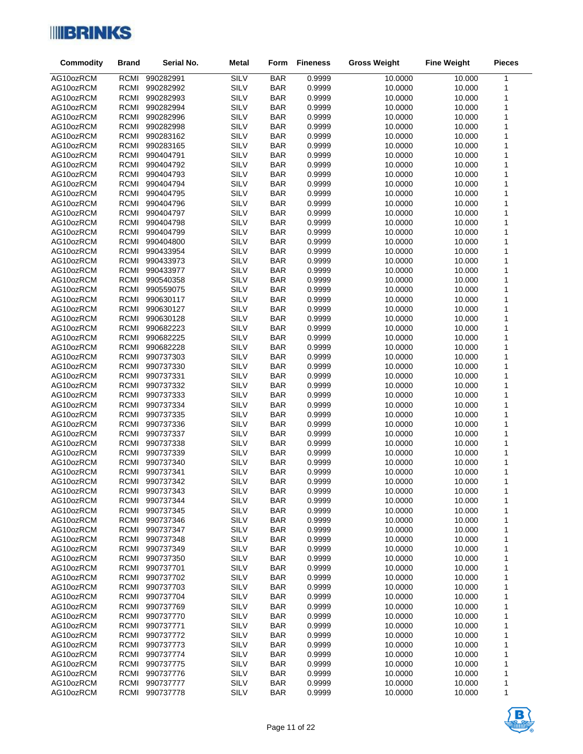| Commodity | Brand | Serial No. | Metal | Form | Fineness | Gross Weight | Fine Weight | Pieces |
|---|---|---|---|---|---|---|---|---|
| AG10ozRCM | RCMI | 990282991 | SILV | BAR | 0.9999 | 10.0000 | 10.000 | 1 |
| AG10ozRCM | RCMI | 990282992 | SILV | BAR | 0.9999 | 10.0000 | 10.000 | 1 |
| AG10ozRCM | RCMI | 990282993 | SILV | BAR | 0.9999 | 10.0000 | 10.000 | 1 |
| AG10ozRCM | RCMI | 990282994 | SILV | BAR | 0.9999 | 10.0000 | 10.000 | 1 |
| AG10ozRCM | RCMI | 990282996 | SILV | BAR | 0.9999 | 10.0000 | 10.000 | 1 |
| AG10ozRCM | RCMI | 990282998 | SILV | BAR | 0.9999 | 10.0000 | 10.000 | 1 |
| AG10ozRCM | RCMI | 990283162 | SILV | BAR | 0.9999 | 10.0000 | 10.000 | 1 |
| AG10ozRCM | RCMI | 990283165 | SILV | BAR | 0.9999 | 10.0000 | 10.000 | 1 |
| AG10ozRCM | RCMI | 990404791 | SILV | BAR | 0.9999 | 10.0000 | 10.000 | 1 |
| AG10ozRCM | RCMI | 990404792 | SILV | BAR | 0.9999 | 10.0000 | 10.000 | 1 |
| AG10ozRCM | RCMI | 990404793 | SILV | BAR | 0.9999 | 10.0000 | 10.000 | 1 |
| AG10ozRCM | RCMI | 990404794 | SILV | BAR | 0.9999 | 10.0000 | 10.000 | 1 |
| AG10ozRCM | RCMI | 990404795 | SILV | BAR | 0.9999 | 10.0000 | 10.000 | 1 |
| AG10ozRCM | RCMI | 990404796 | SILV | BAR | 0.9999 | 10.0000 | 10.000 | 1 |
| AG10ozRCM | RCMI | 990404797 | SILV | BAR | 0.9999 | 10.0000 | 10.000 | 1 |
| AG10ozRCM | RCMI | 990404798 | SILV | BAR | 0.9999 | 10.0000 | 10.000 | 1 |
| AG10ozRCM | RCMI | 990404799 | SILV | BAR | 0.9999 | 10.0000 | 10.000 | 1 |
| AG10ozRCM | RCMI | 990404800 | SILV | BAR | 0.9999 | 10.0000 | 10.000 | 1 |
| AG10ozRCM | RCMI | 990433954 | SILV | BAR | 0.9999 | 10.0000 | 10.000 | 1 |
| AG10ozRCM | RCMI | 990433973 | SILV | BAR | 0.9999 | 10.0000 | 10.000 | 1 |
| AG10ozRCM | RCMI | 990433977 | SILV | BAR | 0.9999 | 10.0000 | 10.000 | 1 |
| AG10ozRCM | RCMI | 990540358 | SILV | BAR | 0.9999 | 10.0000 | 10.000 | 1 |
| AG10ozRCM | RCMI | 990559075 | SILV | BAR | 0.9999 | 10.0000 | 10.000 | 1 |
| AG10ozRCM | RCMI | 990630117 | SILV | BAR | 0.9999 | 10.0000 | 10.000 | 1 |
| AG10ozRCM | RCMI | 990630127 | SILV | BAR | 0.9999 | 10.0000 | 10.000 | 1 |
| AG10ozRCM | RCMI | 990630128 | SILV | BAR | 0.9999 | 10.0000 | 10.000 | 1 |
| AG10ozRCM | RCMI | 990682223 | SILV | BAR | 0.9999 | 10.0000 | 10.000 | 1 |
| AG10ozRCM | RCMI | 990682225 | SILV | BAR | 0.9999 | 10.0000 | 10.000 | 1 |
| AG10ozRCM | RCMI | 990682228 | SILV | BAR | 0.9999 | 10.0000 | 10.000 | 1 |
| AG10ozRCM | RCMI | 990737303 | SILV | BAR | 0.9999 | 10.0000 | 10.000 | 1 |
| AG10ozRCM | RCMI | 990737330 | SILV | BAR | 0.9999 | 10.0000 | 10.000 | 1 |
| AG10ozRCM | RCMI | 990737331 | SILV | BAR | 0.9999 | 10.0000 | 10.000 | 1 |
| AG10ozRCM | RCMI | 990737332 | SILV | BAR | 0.9999 | 10.0000 | 10.000 | 1 |
| AG10ozRCM | RCMI | 990737333 | SILV | BAR | 0.9999 | 10.0000 | 10.000 | 1 |
| AG10ozRCM | RCMI | 990737334 | SILV | BAR | 0.9999 | 10.0000 | 10.000 | 1 |
| AG10ozRCM | RCMI | 990737335 | SILV | BAR | 0.9999 | 10.0000 | 10.000 | 1 |
| AG10ozRCM | RCMI | 990737336 | SILV | BAR | 0.9999 | 10.0000 | 10.000 | 1 |
| AG10ozRCM | RCMI | 990737337 | SILV | BAR | 0.9999 | 10.0000 | 10.000 | 1 |
| AG10ozRCM | RCMI | 990737338 | SILV | BAR | 0.9999 | 10.0000 | 10.000 | 1 |
| AG10ozRCM | RCMI | 990737339 | SILV | BAR | 0.9999 | 10.0000 | 10.000 | 1 |
| AG10ozRCM | RCMI | 990737340 | SILV | BAR | 0.9999 | 10.0000 | 10.000 | 1 |
| AG10ozRCM | RCMI | 990737341 | SILV | BAR | 0.9999 | 10.0000 | 10.000 | 1 |
| AG10ozRCM | RCMI | 990737342 | SILV | BAR | 0.9999 | 10.0000 | 10.000 | 1 |
| AG10ozRCM | RCMI | 990737343 | SILV | BAR | 0.9999 | 10.0000 | 10.000 | 1 |
| AG10ozRCM | RCMI | 990737344 | SILV | BAR | 0.9999 | 10.0000 | 10.000 | 1 |
| AG10ozRCM | RCMI | 990737345 | SILV | BAR | 0.9999 | 10.0000 | 10.000 | 1 |
| AG10ozRCM | RCMI | 990737346 | SILV | BAR | 0.9999 | 10.0000 | 10.000 | 1 |
| AG10ozRCM | RCMI | 990737347 | SILV | BAR | 0.9999 | 10.0000 | 10.000 | 1 |
| AG10ozRCM | RCMI | 990737348 | SILV | BAR | 0.9999 | 10.0000 | 10.000 | 1 |
| AG10ozRCM | RCMI | 990737349 | SILV | BAR | 0.9999 | 10.0000 | 10.000 | 1 |
| AG10ozRCM | RCMI | 990737350 | SILV | BAR | 0.9999 | 10.0000 | 10.000 | 1 |
| AG10ozRCM | RCMI | 990737701 | SILV | BAR | 0.9999 | 10.0000 | 10.000 | 1 |
| AG10ozRCM | RCMI | 990737702 | SILV | BAR | 0.9999 | 10.0000 | 10.000 | 1 |
| AG10ozRCM | RCMI | 990737703 | SILV | BAR | 0.9999 | 10.0000 | 10.000 | 1 |
| AG10ozRCM | RCMI | 990737704 | SILV | BAR | 0.9999 | 10.0000 | 10.000 | 1 |
| AG10ozRCM | RCMI | 990737769 | SILV | BAR | 0.9999 | 10.0000 | 10.000 | 1 |
| AG10ozRCM | RCMI | 990737770 | SILV | BAR | 0.9999 | 10.0000 | 10.000 | 1 |
| AG10ozRCM | RCMI | 990737771 | SILV | BAR | 0.9999 | 10.0000 | 10.000 | 1 |
| AG10ozRCM | RCMI | 990737772 | SILV | BAR | 0.9999 | 10.0000 | 10.000 | 1 |
| AG10ozRCM | RCMI | 990737773 | SILV | BAR | 0.9999 | 10.0000 | 10.000 | 1 |
| AG10ozRCM | RCMI | 990737774 | SILV | BAR | 0.9999 | 10.0000 | 10.000 | 1 |
| AG10ozRCM | RCMI | 990737775 | SILV | BAR | 0.9999 | 10.0000 | 10.000 | 1 |
| AG10ozRCM | RCMI | 990737776 | SILV | BAR | 0.9999 | 10.0000 | 10.000 | 1 |
| AG10ozRCM | RCMI | 990737777 | SILV | BAR | 0.9999 | 10.0000 | 10.000 | 1 |
| AG10ozRCM | RCMI | 990737778 | SILV | BAR | 0.9999 | 10.0000 | 10.000 | 1 |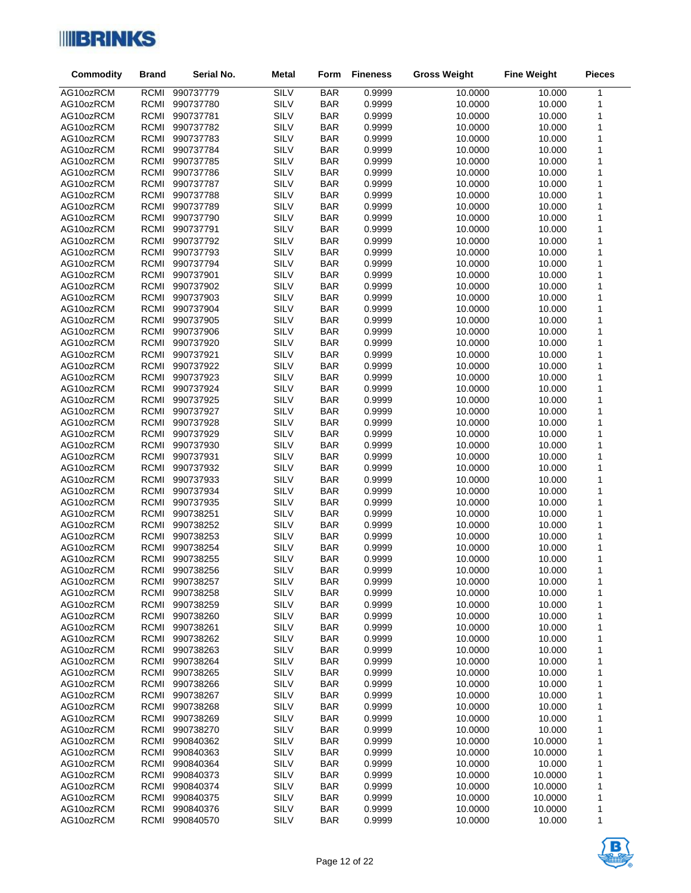| Commodity | Brand | Serial No. | Metal | Form | Fineness | Gross Weight | Fine Weight | Pieces |
|---|---|---|---|---|---|---|---|---|
| AG10ozRCM | RCMI | 990737779 | SILV | BAR | 0.9999 | 10.0000 | 10.000 | 1 |
| AG10ozRCM | RCMI | 990737780 | SILV | BAR | 0.9999 | 10.0000 | 10.000 | 1 |
| AG10ozRCM | RCMI | 990737781 | SILV | BAR | 0.9999 | 10.0000 | 10.000 | 1 |
| AG10ozRCM | RCMI | 990737782 | SILV | BAR | 0.9999 | 10.0000 | 10.000 | 1 |
| AG10ozRCM | RCMI | 990737783 | SILV | BAR | 0.9999 | 10.0000 | 10.000 | 1 |
| AG10ozRCM | RCMI | 990737784 | SILV | BAR | 0.9999 | 10.0000 | 10.000 | 1 |
| AG10ozRCM | RCMI | 990737785 | SILV | BAR | 0.9999 | 10.0000 | 10.000 | 1 |
| AG10ozRCM | RCMI | 990737786 | SILV | BAR | 0.9999 | 10.0000 | 10.000 | 1 |
| AG10ozRCM | RCMI | 990737787 | SILV | BAR | 0.9999 | 10.0000 | 10.000 | 1 |
| AG10ozRCM | RCMI | 990737788 | SILV | BAR | 0.9999 | 10.0000 | 10.000 | 1 |
| AG10ozRCM | RCMI | 990737789 | SILV | BAR | 0.9999 | 10.0000 | 10.000 | 1 |
| AG10ozRCM | RCMI | 990737790 | SILV | BAR | 0.9999 | 10.0000 | 10.000 | 1 |
| AG10ozRCM | RCMI | 990737791 | SILV | BAR | 0.9999 | 10.0000 | 10.000 | 1 |
| AG10ozRCM | RCMI | 990737792 | SILV | BAR | 0.9999 | 10.0000 | 10.000 | 1 |
| AG10ozRCM | RCMI | 990737793 | SILV | BAR | 0.9999 | 10.0000 | 10.000 | 1 |
| AG10ozRCM | RCMI | 990737794 | SILV | BAR | 0.9999 | 10.0000 | 10.000 | 1 |
| AG10ozRCM | RCMI | 990737901 | SILV | BAR | 0.9999 | 10.0000 | 10.000 | 1 |
| AG10ozRCM | RCMI | 990737902 | SILV | BAR | 0.9999 | 10.0000 | 10.000 | 1 |
| AG10ozRCM | RCMI | 990737903 | SILV | BAR | 0.9999 | 10.0000 | 10.000 | 1 |
| AG10ozRCM | RCMI | 990737904 | SILV | BAR | 0.9999 | 10.0000 | 10.000 | 1 |
| AG10ozRCM | RCMI | 990737905 | SILV | BAR | 0.9999 | 10.0000 | 10.000 | 1 |
| AG10ozRCM | RCMI | 990737906 | SILV | BAR | 0.9999 | 10.0000 | 10.000 | 1 |
| AG10ozRCM | RCMI | 990737920 | SILV | BAR | 0.9999 | 10.0000 | 10.000 | 1 |
| AG10ozRCM | RCMI | 990737921 | SILV | BAR | 0.9999 | 10.0000 | 10.000 | 1 |
| AG10ozRCM | RCMI | 990737922 | SILV | BAR | 0.9999 | 10.0000 | 10.000 | 1 |
| AG10ozRCM | RCMI | 990737923 | SILV | BAR | 0.9999 | 10.0000 | 10.000 | 1 |
| AG10ozRCM | RCMI | 990737924 | SILV | BAR | 0.9999 | 10.0000 | 10.000 | 1 |
| AG10ozRCM | RCMI | 990737925 | SILV | BAR | 0.9999 | 10.0000 | 10.000 | 1 |
| AG10ozRCM | RCMI | 990737927 | SILV | BAR | 0.9999 | 10.0000 | 10.000 | 1 |
| AG10ozRCM | RCMI | 990737928 | SILV | BAR | 0.9999 | 10.0000 | 10.000 | 1 |
| AG10ozRCM | RCMI | 990737929 | SILV | BAR | 0.9999 | 10.0000 | 10.000 | 1 |
| AG10ozRCM | RCMI | 990737930 | SILV | BAR | 0.9999 | 10.0000 | 10.000 | 1 |
| AG10ozRCM | RCMI | 990737931 | SILV | BAR | 0.9999 | 10.0000 | 10.000 | 1 |
| AG10ozRCM | RCMI | 990737932 | SILV | BAR | 0.9999 | 10.0000 | 10.000 | 1 |
| AG10ozRCM | RCMI | 990737933 | SILV | BAR | 0.9999 | 10.0000 | 10.000 | 1 |
| AG10ozRCM | RCMI | 990737934 | SILV | BAR | 0.9999 | 10.0000 | 10.000 | 1 |
| AG10ozRCM | RCMI | 990737935 | SILV | BAR | 0.9999 | 10.0000 | 10.000 | 1 |
| AG10ozRCM | RCMI | 990738251 | SILV | BAR | 0.9999 | 10.0000 | 10.000 | 1 |
| AG10ozRCM | RCMI | 990738252 | SILV | BAR | 0.9999 | 10.0000 | 10.000 | 1 |
| AG10ozRCM | RCMI | 990738253 | SILV | BAR | 0.9999 | 10.0000 | 10.000 | 1 |
| AG10ozRCM | RCMI | 990738254 | SILV | BAR | 0.9999 | 10.0000 | 10.000 | 1 |
| AG10ozRCM | RCMI | 990738255 | SILV | BAR | 0.9999 | 10.0000 | 10.000 | 1 |
| AG10ozRCM | RCMI | 990738256 | SILV | BAR | 0.9999 | 10.0000 | 10.000 | 1 |
| AG10ozRCM | RCMI | 990738257 | SILV | BAR | 0.9999 | 10.0000 | 10.000 | 1 |
| AG10ozRCM | RCMI | 990738258 | SILV | BAR | 0.9999 | 10.0000 | 10.000 | 1 |
| AG10ozRCM | RCMI | 990738259 | SILV | BAR | 0.9999 | 10.0000 | 10.000 | 1 |
| AG10ozRCM | RCMI | 990738260 | SILV | BAR | 0.9999 | 10.0000 | 10.000 | 1 |
| AG10ozRCM | RCMI | 990738261 | SILV | BAR | 0.9999 | 10.0000 | 10.000 | 1 |
| AG10ozRCM | RCMI | 990738262 | SILV | BAR | 0.9999 | 10.0000 | 10.000 | 1 |
| AG10ozRCM | RCMI | 990738263 | SILV | BAR | 0.9999 | 10.0000 | 10.000 | 1 |
| AG10ozRCM | RCMI | 990738264 | SILV | BAR | 0.9999 | 10.0000 | 10.000 | 1 |
| AG10ozRCM | RCMI | 990738265 | SILV | BAR | 0.9999 | 10.0000 | 10.000 | 1 |
| AG10ozRCM | RCMI | 990738266 | SILV | BAR | 0.9999 | 10.0000 | 10.000 | 1 |
| AG10ozRCM | RCMI | 990738267 | SILV | BAR | 0.9999 | 10.0000 | 10.000 | 1 |
| AG10ozRCM | RCMI | 990738268 | SILV | BAR | 0.9999 | 10.0000 | 10.000 | 1 |
| AG10ozRCM | RCMI | 990738269 | SILV | BAR | 0.9999 | 10.0000 | 10.000 | 1 |
| AG10ozRCM | RCMI | 990738270 | SILV | BAR | 0.9999 | 10.0000 | 10.000 | 1 |
| AG10ozRCM | RCMI | 990840362 | SILV | BAR | 0.9999 | 10.0000 | 10.0000 | 1 |
| AG10ozRCM | RCMI | 990840363 | SILV | BAR | 0.9999 | 10.0000 | 10.0000 | 1 |
| AG10ozRCM | RCMI | 990840364 | SILV | BAR | 0.9999 | 10.0000 | 10.000 | 1 |
| AG10ozRCM | RCMI | 990840373 | SILV | BAR | 0.9999 | 10.0000 | 10.0000 | 1 |
| AG10ozRCM | RCMI | 990840374 | SILV | BAR | 0.9999 | 10.0000 | 10.0000 | 1 |
| AG10ozRCM | RCMI | 990840375 | SILV | BAR | 0.9999 | 10.0000 | 10.0000 | 1 |
| AG10ozRCM | RCMI | 990840376 | SILV | BAR | 0.9999 | 10.0000 | 10.0000 | 1 |
| AG10ozRCM | RCMI | 990840570 | SILV | BAR | 0.9999 | 10.0000 | 10.000 | 1 |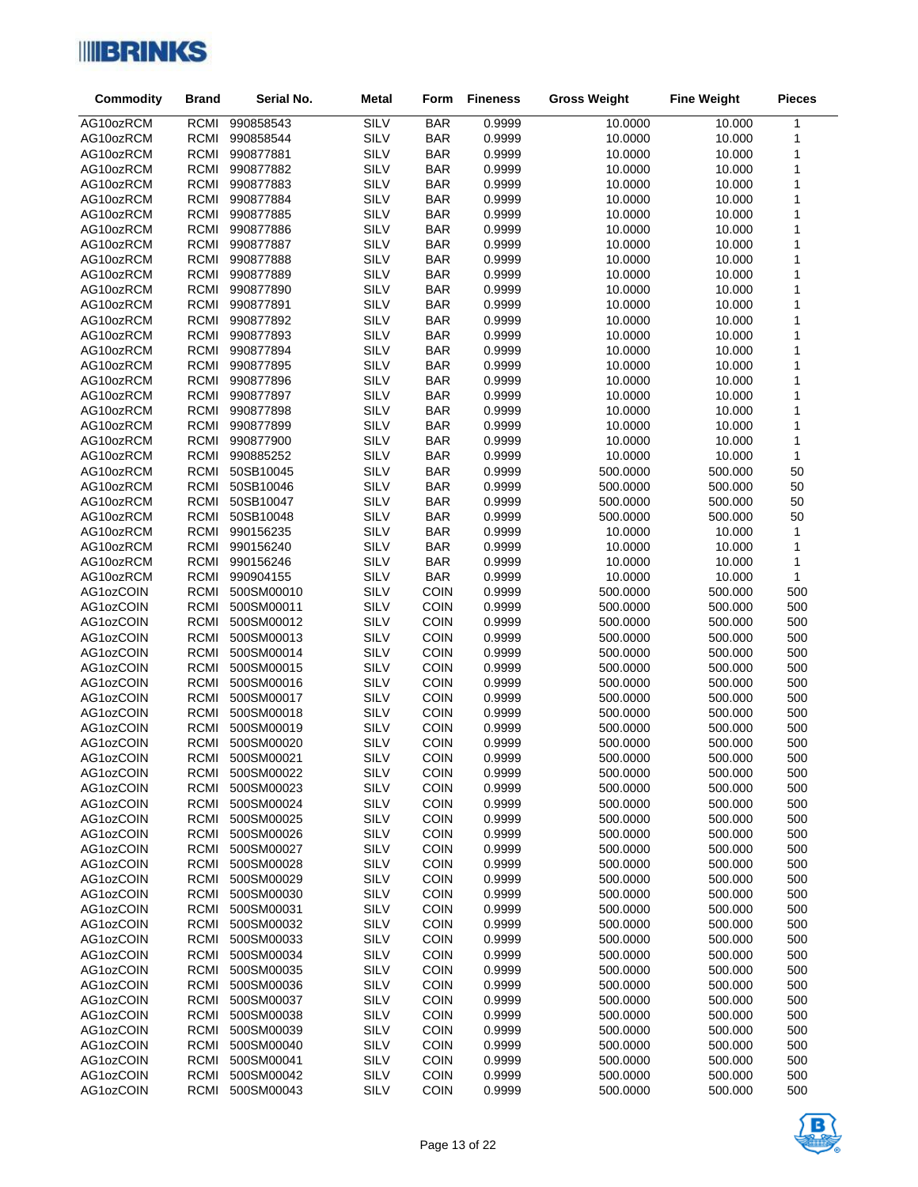| Commodity | Brand | Serial No. | Metal | Form | Fineness | Gross Weight | Fine Weight | Pieces |
|---|---|---|---|---|---|---|---|---|
| AG10ozRCM | RCMI | 990858543 | SILV | BAR | 0.9999 | 10.0000 | 10.000 | 1 |
| AG10ozRCM | RCMI | 990858544 | SILV | BAR | 0.9999 | 10.0000 | 10.000 | 1 |
| AG10ozRCM | RCMI | 990877881 | SILV | BAR | 0.9999 | 10.0000 | 10.000 | 1 |
| AG10ozRCM | RCMI | 990877882 | SILV | BAR | 0.9999 | 10.0000 | 10.000 | 1 |
| AG10ozRCM | RCMI | 990877883 | SILV | BAR | 0.9999 | 10.0000 | 10.000 | 1 |
| AG10ozRCM | RCMI | 990877884 | SILV | BAR | 0.9999 | 10.0000 | 10.000 | 1 |
| AG10ozRCM | RCMI | 990877885 | SILV | BAR | 0.9999 | 10.0000 | 10.000 | 1 |
| AG10ozRCM | RCMI | 990877886 | SILV | BAR | 0.9999 | 10.0000 | 10.000 | 1 |
| AG10ozRCM | RCMI | 990877887 | SILV | BAR | 0.9999 | 10.0000 | 10.000 | 1 |
| AG10ozRCM | RCMI | 990877888 | SILV | BAR | 0.9999 | 10.0000 | 10.000 | 1 |
| AG10ozRCM | RCMI | 990877889 | SILV | BAR | 0.9999 | 10.0000 | 10.000 | 1 |
| AG10ozRCM | RCMI | 990877890 | SILV | BAR | 0.9999 | 10.0000 | 10.000 | 1 |
| AG10ozRCM | RCMI | 990877891 | SILV | BAR | 0.9999 | 10.0000 | 10.000 | 1 |
| AG10ozRCM | RCMI | 990877892 | SILV | BAR | 0.9999 | 10.0000 | 10.000 | 1 |
| AG10ozRCM | RCMI | 990877893 | SILV | BAR | 0.9999 | 10.0000 | 10.000 | 1 |
| AG10ozRCM | RCMI | 990877894 | SILV | BAR | 0.9999 | 10.0000 | 10.000 | 1 |
| AG10ozRCM | RCMI | 990877895 | SILV | BAR | 0.9999 | 10.0000 | 10.000 | 1 |
| AG10ozRCM | RCMI | 990877896 | SILV | BAR | 0.9999 | 10.0000 | 10.000 | 1 |
| AG10ozRCM | RCMI | 990877897 | SILV | BAR | 0.9999 | 10.0000 | 10.000 | 1 |
| AG10ozRCM | RCMI | 990877898 | SILV | BAR | 0.9999 | 10.0000 | 10.000 | 1 |
| AG10ozRCM | RCMI | 990877899 | SILV | BAR | 0.9999 | 10.0000 | 10.000 | 1 |
| AG10ozRCM | RCMI | 990877900 | SILV | BAR | 0.9999 | 10.0000 | 10.000 | 1 |
| AG10ozRCM | RCMI | 990885252 | SILV | BAR | 0.9999 | 10.0000 | 10.000 | 1 |
| AG10ozRCM | RCMI | 50SB10045 | SILV | BAR | 0.9999 | 500.0000 | 500.000 | 50 |
| AG10ozRCM | RCMI | 50SB10046 | SILV | BAR | 0.9999 | 500.0000 | 500.000 | 50 |
| AG10ozRCM | RCMI | 50SB10047 | SILV | BAR | 0.9999 | 500.0000 | 500.000 | 50 |
| AG10ozRCM | RCMI | 50SB10048 | SILV | BAR | 0.9999 | 500.0000 | 500.000 | 50 |
| AG10ozRCM | RCMI | 990156235 | SILV | BAR | 0.9999 | 10.0000 | 10.000 | 1 |
| AG10ozRCM | RCMI | 990156240 | SILV | BAR | 0.9999 | 10.0000 | 10.000 | 1 |
| AG10ozRCM | RCMI | 990156246 | SILV | BAR | 0.9999 | 10.0000 | 10.000 | 1 |
| AG10ozRCM | RCMI | 990904155 | SILV | BAR | 0.9999 | 10.0000 | 10.000 | 1 |
| AG1ozCOIN | RCMI | 500SM00010 | SILV | COIN | 0.9999 | 500.0000 | 500.000 | 500 |
| AG1ozCOIN | RCMI | 500SM00011 | SILV | COIN | 0.9999 | 500.0000 | 500.000 | 500 |
| AG1ozCOIN | RCMI | 500SM00012 | SILV | COIN | 0.9999 | 500.0000 | 500.000 | 500 |
| AG1ozCOIN | RCMI | 500SM00013 | SILV | COIN | 0.9999 | 500.0000 | 500.000 | 500 |
| AG1ozCOIN | RCMI | 500SM00014 | SILV | COIN | 0.9999 | 500.0000 | 500.000 | 500 |
| AG1ozCOIN | RCMI | 500SM00015 | SILV | COIN | 0.9999 | 500.0000 | 500.000 | 500 |
| AG1ozCOIN | RCMI | 500SM00016 | SILV | COIN | 0.9999 | 500.0000 | 500.000 | 500 |
| AG1ozCOIN | RCMI | 500SM00017 | SILV | COIN | 0.9999 | 500.0000 | 500.000 | 500 |
| AG1ozCOIN | RCMI | 500SM00018 | SILV | COIN | 0.9999 | 500.0000 | 500.000 | 500 |
| AG1ozCOIN | RCMI | 500SM00019 | SILV | COIN | 0.9999 | 500.0000 | 500.000 | 500 |
| AG1ozCOIN | RCMI | 500SM00020 | SILV | COIN | 0.9999 | 500.0000 | 500.000 | 500 |
| AG1ozCOIN | RCMI | 500SM00021 | SILV | COIN | 0.9999 | 500.0000 | 500.000 | 500 |
| AG1ozCOIN | RCMI | 500SM00022 | SILV | COIN | 0.9999 | 500.0000 | 500.000 | 500 |
| AG1ozCOIN | RCMI | 500SM00023 | SILV | COIN | 0.9999 | 500.0000 | 500.000 | 500 |
| AG1ozCOIN | RCMI | 500SM00024 | SILV | COIN | 0.9999 | 500.0000 | 500.000 | 500 |
| AG1ozCOIN | RCMI | 500SM00025 | SILV | COIN | 0.9999 | 500.0000 | 500.000 | 500 |
| AG1ozCOIN | RCMI | 500SM00026 | SILV | COIN | 0.9999 | 500.0000 | 500.000 | 500 |
| AG1ozCOIN | RCMI | 500SM00027 | SILV | COIN | 0.9999 | 500.0000 | 500.000 | 500 |
| AG1ozCOIN | RCMI | 500SM00028 | SILV | COIN | 0.9999 | 500.0000 | 500.000 | 500 |
| AG1ozCOIN | RCMI | 500SM00029 | SILV | COIN | 0.9999 | 500.0000 | 500.000 | 500 |
| AG1ozCOIN | RCMI | 500SM00030 | SILV | COIN | 0.9999 | 500.0000 | 500.000 | 500 |
| AG1ozCOIN | RCMI | 500SM00031 | SILV | COIN | 0.9999 | 500.0000 | 500.000 | 500 |
| AG1ozCOIN | RCMI | 500SM00032 | SILV | COIN | 0.9999 | 500.0000 | 500.000 | 500 |
| AG1ozCOIN | RCMI | 500SM00033 | SILV | COIN | 0.9999 | 500.0000 | 500.000 | 500 |
| AG1ozCOIN | RCMI | 500SM00034 | SILV | COIN | 0.9999 | 500.0000 | 500.000 | 500 |
| AG1ozCOIN | RCMI | 500SM00035 | SILV | COIN | 0.9999 | 500.0000 | 500.000 | 500 |
| AG1ozCOIN | RCMI | 500SM00036 | SILV | COIN | 0.9999 | 500.0000 | 500.000 | 500 |
| AG1ozCOIN | RCMI | 500SM00037 | SILV | COIN | 0.9999 | 500.0000 | 500.000 | 500 |
| AG1ozCOIN | RCMI | 500SM00038 | SILV | COIN | 0.9999 | 500.0000 | 500.000 | 500 |
| AG1ozCOIN | RCMI | 500SM00039 | SILV | COIN | 0.9999 | 500.0000 | 500.000 | 500 |
| AG1ozCOIN | RCMI | 500SM00040 | SILV | COIN | 0.9999 | 500.0000 | 500.000 | 500 |
| AG1ozCOIN | RCMI | 500SM00041 | SILV | COIN | 0.9999 | 500.0000 | 500.000 | 500 |
| AG1ozCOIN | RCMI | 500SM00042 | SILV | COIN | 0.9999 | 500.0000 | 500.000 | 500 |
| AG1ozCOIN | RCMI | 500SM00043 | SILV | COIN | 0.9999 | 500.0000 | 500.000 | 500 |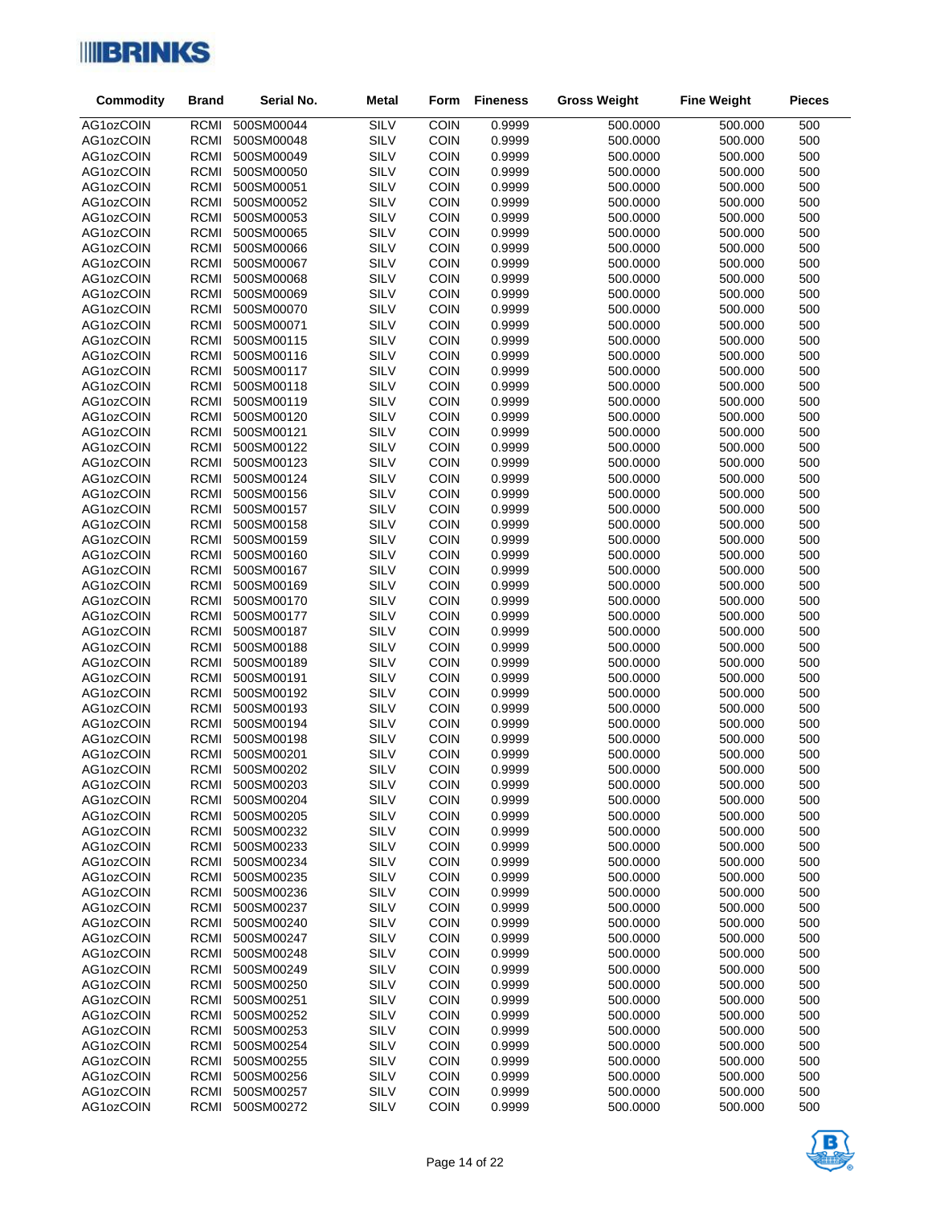| Commodity | Brand | Serial No. | Metal | Form | Fineness | Gross Weight | Fine Weight | Pieces |
|---|---|---|---|---|---|---|---|---|
| AG1ozCOIN | RCMI | 500SM00044 | SILV | COIN | 0.9999 | 500.0000 | 500.000 | 500 |
| AG1ozCOIN | RCMI | 500SM00048 | SILV | COIN | 0.9999 | 500.0000 | 500.000 | 500 |
| AG1ozCOIN | RCMI | 500SM00049 | SILV | COIN | 0.9999 | 500.0000 | 500.000 | 500 |
| AG1ozCOIN | RCMI | 500SM00050 | SILV | COIN | 0.9999 | 500.0000 | 500.000 | 500 |
| AG1ozCOIN | RCMI | 500SM00051 | SILV | COIN | 0.9999 | 500.0000 | 500.000 | 500 |
| AG1ozCOIN | RCMI | 500SM00052 | SILV | COIN | 0.9999 | 500.0000 | 500.000 | 500 |
| AG1ozCOIN | RCMI | 500SM00053 | SILV | COIN | 0.9999 | 500.0000 | 500.000 | 500 |
| AG1ozCOIN | RCMI | 500SM00065 | SILV | COIN | 0.9999 | 500.0000 | 500.000 | 500 |
| AG1ozCOIN | RCMI | 500SM00066 | SILV | COIN | 0.9999 | 500.0000 | 500.000 | 500 |
| AG1ozCOIN | RCMI | 500SM00067 | SILV | COIN | 0.9999 | 500.0000 | 500.000 | 500 |
| AG1ozCOIN | RCMI | 500SM00068 | SILV | COIN | 0.9999 | 500.0000 | 500.000 | 500 |
| AG1ozCOIN | RCMI | 500SM00069 | SILV | COIN | 0.9999 | 500.0000 | 500.000 | 500 |
| AG1ozCOIN | RCMI | 500SM00070 | SILV | COIN | 0.9999 | 500.0000 | 500.000 | 500 |
| AG1ozCOIN | RCMI | 500SM00071 | SILV | COIN | 0.9999 | 500.0000 | 500.000 | 500 |
| AG1ozCOIN | RCMI | 500SM00115 | SILV | COIN | 0.9999 | 500.0000 | 500.000 | 500 |
| AG1ozCOIN | RCMI | 500SM00116 | SILV | COIN | 0.9999 | 500.0000 | 500.000 | 500 |
| AG1ozCOIN | RCMI | 500SM00117 | SILV | COIN | 0.9999 | 500.0000 | 500.000 | 500 |
| AG1ozCOIN | RCMI | 500SM00118 | SILV | COIN | 0.9999 | 500.0000 | 500.000 | 500 |
| AG1ozCOIN | RCMI | 500SM00119 | SILV | COIN | 0.9999 | 500.0000 | 500.000 | 500 |
| AG1ozCOIN | RCMI | 500SM00120 | SILV | COIN | 0.9999 | 500.0000 | 500.000 | 500 |
| AG1ozCOIN | RCMI | 500SM00121 | SILV | COIN | 0.9999 | 500.0000 | 500.000 | 500 |
| AG1ozCOIN | RCMI | 500SM00122 | SILV | COIN | 0.9999 | 500.0000 | 500.000 | 500 |
| AG1ozCOIN | RCMI | 500SM00123 | SILV | COIN | 0.9999 | 500.0000 | 500.000 | 500 |
| AG1ozCOIN | RCMI | 500SM00124 | SILV | COIN | 0.9999 | 500.0000 | 500.000 | 500 |
| AG1ozCOIN | RCMI | 500SM00156 | SILV | COIN | 0.9999 | 500.0000 | 500.000 | 500 |
| AG1ozCOIN | RCMI | 500SM00157 | SILV | COIN | 0.9999 | 500.0000 | 500.000 | 500 |
| AG1ozCOIN | RCMI | 500SM00158 | SILV | COIN | 0.9999 | 500.0000 | 500.000 | 500 |
| AG1ozCOIN | RCMI | 500SM00159 | SILV | COIN | 0.9999 | 500.0000 | 500.000 | 500 |
| AG1ozCOIN | RCMI | 500SM00160 | SILV | COIN | 0.9999 | 500.0000 | 500.000 | 500 |
| AG1ozCOIN | RCMI | 500SM00167 | SILV | COIN | 0.9999 | 500.0000 | 500.000 | 500 |
| AG1ozCOIN | RCMI | 500SM00169 | SILV | COIN | 0.9999 | 500.0000 | 500.000 | 500 |
| AG1ozCOIN | RCMI | 500SM00170 | SILV | COIN | 0.9999 | 500.0000 | 500.000 | 500 |
| AG1ozCOIN | RCMI | 500SM00177 | SILV | COIN | 0.9999 | 500.0000 | 500.000 | 500 |
| AG1ozCOIN | RCMI | 500SM00187 | SILV | COIN | 0.9999 | 500.0000 | 500.000 | 500 |
| AG1ozCOIN | RCMI | 500SM00188 | SILV | COIN | 0.9999 | 500.0000 | 500.000 | 500 |
| AG1ozCOIN | RCMI | 500SM00189 | SILV | COIN | 0.9999 | 500.0000 | 500.000 | 500 |
| AG1ozCOIN | RCMI | 500SM00191 | SILV | COIN | 0.9999 | 500.0000 | 500.000 | 500 |
| AG1ozCOIN | RCMI | 500SM00192 | SILV | COIN | 0.9999 | 500.0000 | 500.000 | 500 |
| AG1ozCOIN | RCMI | 500SM00193 | SILV | COIN | 0.9999 | 500.0000 | 500.000 | 500 |
| AG1ozCOIN | RCMI | 500SM00194 | SILV | COIN | 0.9999 | 500.0000 | 500.000 | 500 |
| AG1ozCOIN | RCMI | 500SM00198 | SILV | COIN | 0.9999 | 500.0000 | 500.000 | 500 |
| AG1ozCOIN | RCMI | 500SM00201 | SILV | COIN | 0.9999 | 500.0000 | 500.000 | 500 |
| AG1ozCOIN | RCMI | 500SM00202 | SILV | COIN | 0.9999 | 500.0000 | 500.000 | 500 |
| AG1ozCOIN | RCMI | 500SM00203 | SILV | COIN | 0.9999 | 500.0000 | 500.000 | 500 |
| AG1ozCOIN | RCMI | 500SM00204 | SILV | COIN | 0.9999 | 500.0000 | 500.000 | 500 |
| AG1ozCOIN | RCMI | 500SM00205 | SILV | COIN | 0.9999 | 500.0000 | 500.000 | 500 |
| AG1ozCOIN | RCMI | 500SM00232 | SILV | COIN | 0.9999 | 500.0000 | 500.000 | 500 |
| AG1ozCOIN | RCMI | 500SM00233 | SILV | COIN | 0.9999 | 500.0000 | 500.000 | 500 |
| AG1ozCOIN | RCMI | 500SM00234 | SILV | COIN | 0.9999 | 500.0000 | 500.000 | 500 |
| AG1ozCOIN | RCMI | 500SM00235 | SILV | COIN | 0.9999 | 500.0000 | 500.000 | 500 |
| AG1ozCOIN | RCMI | 500SM00236 | SILV | COIN | 0.9999 | 500.0000 | 500.000 | 500 |
| AG1ozCOIN | RCMI | 500SM00237 | SILV | COIN | 0.9999 | 500.0000 | 500.000 | 500 |
| AG1ozCOIN | RCMI | 500SM00240 | SILV | COIN | 0.9999 | 500.0000 | 500.000 | 500 |
| AG1ozCOIN | RCMI | 500SM00247 | SILV | COIN | 0.9999 | 500.0000 | 500.000 | 500 |
| AG1ozCOIN | RCMI | 500SM00248 | SILV | COIN | 0.9999 | 500.0000 | 500.000 | 500 |
| AG1ozCOIN | RCMI | 500SM00249 | SILV | COIN | 0.9999 | 500.0000 | 500.000 | 500 |
| AG1ozCOIN | RCMI | 500SM00250 | SILV | COIN | 0.9999 | 500.0000 | 500.000 | 500 |
| AG1ozCOIN | RCMI | 500SM00251 | SILV | COIN | 0.9999 | 500.0000 | 500.000 | 500 |
| AG1ozCOIN | RCMI | 500SM00252 | SILV | COIN | 0.9999 | 500.0000 | 500.000 | 500 |
| AG1ozCOIN | RCMI | 500SM00253 | SILV | COIN | 0.9999 | 500.0000 | 500.000 | 500 |
| AG1ozCOIN | RCMI | 500SM00254 | SILV | COIN | 0.9999 | 500.0000 | 500.000 | 500 |
| AG1ozCOIN | RCMI | 500SM00255 | SILV | COIN | 0.9999 | 500.0000 | 500.000 | 500 |
| AG1ozCOIN | RCMI | 500SM00256 | SILV | COIN | 0.9999 | 500.0000 | 500.000 | 500 |
| AG1ozCOIN | RCMI | 500SM00257 | SILV | COIN | 0.9999 | 500.0000 | 500.000 | 500 |
| AG1ozCOIN | RCMI | 500SM00272 | SILV | COIN | 0.9999 | 500.0000 | 500.000 | 500 |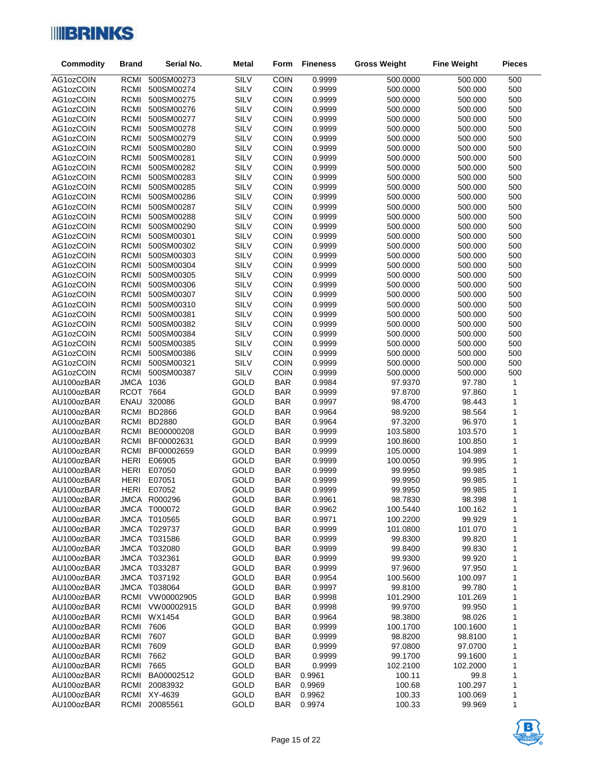| Commodity | Brand | Serial No. | Metal | Form | Fineness | Gross Weight | Fine Weight | Pieces |
|---|---|---|---|---|---|---|---|---|
| AG1ozCOIN | RCMI | 500SM00273 | SILV | COIN | 0.9999 | 500.0000 | 500.000 | 500 |
| AG1ozCOIN | RCMI | 500SM00274 | SILV | COIN | 0.9999 | 500.0000 | 500.000 | 500 |
| AG1ozCOIN | RCMI | 500SM00275 | SILV | COIN | 0.9999 | 500.0000 | 500.000 | 500 |
| AG1ozCOIN | RCMI | 500SM00276 | SILV | COIN | 0.9999 | 500.0000 | 500.000 | 500 |
| AG1ozCOIN | RCMI | 500SM00277 | SILV | COIN | 0.9999 | 500.0000 | 500.000 | 500 |
| AG1ozCOIN | RCMI | 500SM00278 | SILV | COIN | 0.9999 | 500.0000 | 500.000 | 500 |
| AG1ozCOIN | RCMI | 500SM00279 | SILV | COIN | 0.9999 | 500.0000 | 500.000 | 500 |
| AG1ozCOIN | RCMI | 500SM00280 | SILV | COIN | 0.9999 | 500.0000 | 500.000 | 500 |
| AG1ozCOIN | RCMI | 500SM00281 | SILV | COIN | 0.9999 | 500.0000 | 500.000 | 500 |
| AG1ozCOIN | RCMI | 500SM00282 | SILV | COIN | 0.9999 | 500.0000 | 500.000 | 500 |
| AG1ozCOIN | RCMI | 500SM00283 | SILV | COIN | 0.9999 | 500.0000 | 500.000 | 500 |
| AG1ozCOIN | RCMI | 500SM00285 | SILV | COIN | 0.9999 | 500.0000 | 500.000 | 500 |
| AG1ozCOIN | RCMI | 500SM00286 | SILV | COIN | 0.9999 | 500.0000 | 500.000 | 500 |
| AG1ozCOIN | RCMI | 500SM00287 | SILV | COIN | 0.9999 | 500.0000 | 500.000 | 500 |
| AG1ozCOIN | RCMI | 500SM00288 | SILV | COIN | 0.9999 | 500.0000 | 500.000 | 500 |
| AG1ozCOIN | RCMI | 500SM00290 | SILV | COIN | 0.9999 | 500.0000 | 500.000 | 500 |
| AG1ozCOIN | RCMI | 500SM00301 | SILV | COIN | 0.9999 | 500.0000 | 500.000 | 500 |
| AG1ozCOIN | RCMI | 500SM00302 | SILV | COIN | 0.9999 | 500.0000 | 500.000 | 500 |
| AG1ozCOIN | RCMI | 500SM00303 | SILV | COIN | 0.9999 | 500.0000 | 500.000 | 500 |
| AG1ozCOIN | RCMI | 500SM00304 | SILV | COIN | 0.9999 | 500.0000 | 500.000 | 500 |
| AG1ozCOIN | RCMI | 500SM00305 | SILV | COIN | 0.9999 | 500.0000 | 500.000 | 500 |
| AG1ozCOIN | RCMI | 500SM00306 | SILV | COIN | 0.9999 | 500.0000 | 500.000 | 500 |
| AG1ozCOIN | RCMI | 500SM00307 | SILV | COIN | 0.9999 | 500.0000 | 500.000 | 500 |
| AG1ozCOIN | RCMI | 500SM00310 | SILV | COIN | 0.9999 | 500.0000 | 500.000 | 500 |
| AG1ozCOIN | RCMI | 500SM00381 | SILV | COIN | 0.9999 | 500.0000 | 500.000 | 500 |
| AG1ozCOIN | RCMI | 500SM00382 | SILV | COIN | 0.9999 | 500.0000 | 500.000 | 500 |
| AG1ozCOIN | RCMI | 500SM00384 | SILV | COIN | 0.9999 | 500.0000 | 500.000 | 500 |
| AG1ozCOIN | RCMI | 500SM00385 | SILV | COIN | 0.9999 | 500.0000 | 500.000 | 500 |
| AG1ozCOIN | RCMI | 500SM00386 | SILV | COIN | 0.9999 | 500.0000 | 500.000 | 500 |
| AG1ozCOIN | RCMI | 500SM00321 | SILV | COIN | 0.9999 | 500.0000 | 500.000 | 500 |
| AG1ozCOIN | RCMI | 500SM00387 | SILV | COIN | 0.9999 | 500.0000 | 500.000 | 500 |
| AU100ozBAR | JMCA | 1036 | GOLD | BAR | 0.9984 | 97.9370 | 97.780 | 1 |
| AU100ozBAR | RCOT | 7664 | GOLD | BAR | 0.9999 | 97.8700 | 97.860 | 1 |
| AU100ozBAR | ENAU | 320086 | GOLD | BAR | 0.9997 | 98.4700 | 98.443 | 1 |
| AU100ozBAR | RCMI | BD2866 | GOLD | BAR | 0.9964 | 98.9200 | 98.564 | 1 |
| AU100ozBAR | RCMI | BD2880 | GOLD | BAR | 0.9964 | 97.3200 | 96.970 | 1 |
| AU100ozBAR | RCMI | BE00000208 | GOLD | BAR | 0.9999 | 103.5800 | 103.570 | 1 |
| AU100ozBAR | RCMI | BF00002631 | GOLD | BAR | 0.9999 | 100.8600 | 100.850 | 1 |
| AU100ozBAR | RCMI | BF00002659 | GOLD | BAR | 0.9999 | 105.0000 | 104.989 | 1 |
| AU100ozBAR | HERI | E06905 | GOLD | BAR | 0.9999 | 100.0050 | 99.995 | 1 |
| AU100ozBAR | HERI | E07050 | GOLD | BAR | 0.9999 | 99.9950 | 99.985 | 1 |
| AU100ozBAR | HERI | E07051 | GOLD | BAR | 0.9999 | 99.9950 | 99.985 | 1 |
| AU100ozBAR | HERI | E07052 | GOLD | BAR | 0.9999 | 99.9950 | 99.985 | 1 |
| AU100ozBAR | JMCA | R000296 | GOLD | BAR | 0.9961 | 98.7830 | 98.398 | 1 |
| AU100ozBAR | JMCA | T000072 | GOLD | BAR | 0.9962 | 100.5440 | 100.162 | 1 |
| AU100ozBAR | JMCA | T010565 | GOLD | BAR | 0.9971 | 100.2200 | 99.929 | 1 |
| AU100ozBAR | JMCA | T029737 | GOLD | BAR | 0.9999 | 101.0800 | 101.070 | 1 |
| AU100ozBAR | JMCA | T031586 | GOLD | BAR | 0.9999 | 99.8300 | 99.820 | 1 |
| AU100ozBAR | JMCA | T032080 | GOLD | BAR | 0.9999 | 99.8400 | 99.830 | 1 |
| AU100ozBAR | JMCA | T032361 | GOLD | BAR | 0.9999 | 99.9300 | 99.920 | 1 |
| AU100ozBAR | JMCA | T033287 | GOLD | BAR | 0.9999 | 97.9600 | 97.950 | 1 |
| AU100ozBAR | JMCA | T037192 | GOLD | BAR | 0.9954 | 100.5600 | 100.097 | 1 |
| AU100ozBAR | JMCA | T038064 | GOLD | BAR | 0.9997 | 99.8100 | 99.780 | 1 |
| AU100ozBAR | RCMI | VW00002905 | GOLD | BAR | 0.9998 | 101.2900 | 101.269 | 1 |
| AU100ozBAR | RCMI | VW00002915 | GOLD | BAR | 0.9998 | 99.9700 | 99.950 | 1 |
| AU100ozBAR | RCMI | WX1454 | GOLD | BAR | 0.9964 | 98.3800 | 98.026 | 1 |
| AU100ozBAR | RCMI | 7606 | GOLD | BAR | 0.9999 | 100.1700 | 100.1600 | 1 |
| AU100ozBAR | RCMI | 7607 | GOLD | BAR | 0.9999 | 98.8200 | 98.8100 | 1 |
| AU100ozBAR | RCMI | 7609 | GOLD | BAR | 0.9999 | 97.0800 | 97.0700 | 1 |
| AU100ozBAR | RCMI | 7662 | GOLD | BAR | 0.9999 | 99.1700 | 99.1600 | 1 |
| AU100ozBAR | RCMI | 7665 | GOLD | BAR | 0.9999 | 102.2100 | 102.2000 | 1 |
| AU100ozBAR | RCMI | BA00002512 | GOLD | BAR | 0.9961 | 100.11 | 99.8 | 1 |
| AU100ozBAR | RCMI | 20083932 | GOLD | BAR | 0.9969 | 100.68 | 100.297 | 1 |
| AU100ozBAR | RCMI | XY-4639 | GOLD | BAR | 0.9962 | 100.33 | 100.069 | 1 |
| AU100ozBAR | RCMI | 20085561 | GOLD | BAR | 0.9974 | 100.33 | 99.969 | 1 |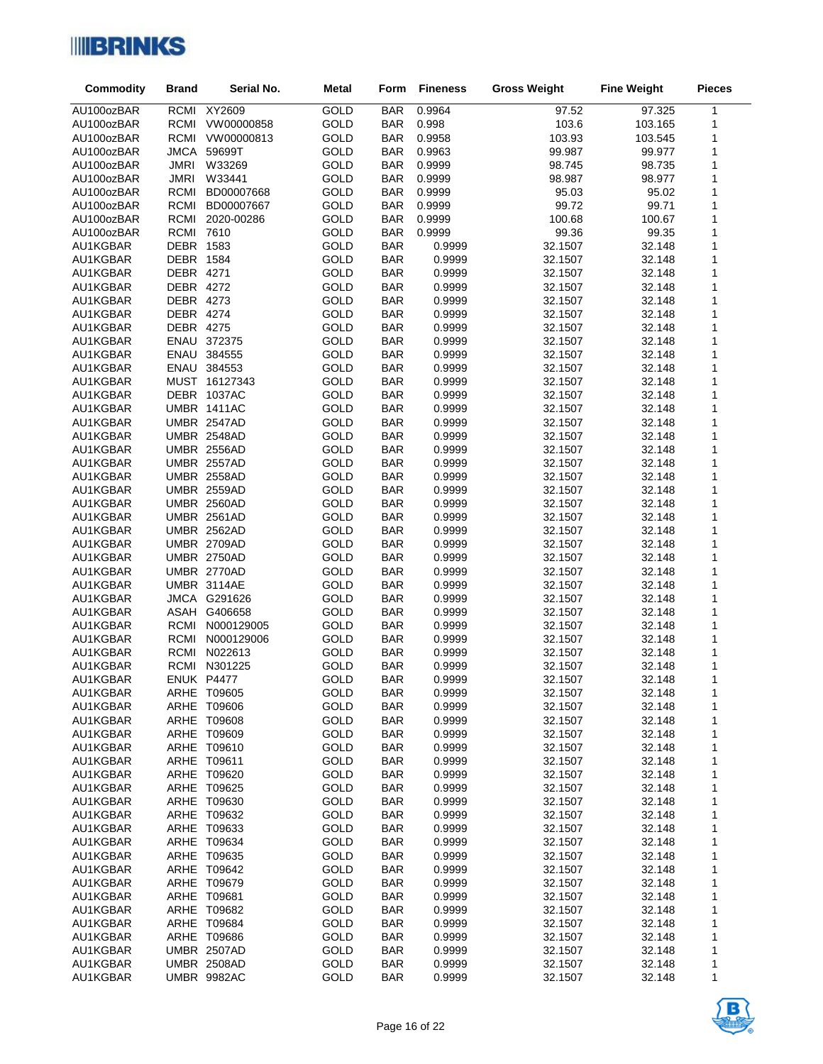| Commodity | Brand | Serial No. | Metal | Form | Fineness | Gross Weight | Fine Weight | Pieces |
|---|---|---|---|---|---|---|---|---|
| AU100ozBAR | RCMI | XY2609 | GOLD | BAR | 0.9964 | 97.52 | 97.325 | 1 |
| AU100ozBAR | RCMI | VW00000858 | GOLD | BAR | 0.998 | 103.6 | 103.165 | 1 |
| AU100ozBAR | RCMI | VW00000813 | GOLD | BAR | 0.9958 | 103.93 | 103.545 | 1 |
| AU100ozBAR | JMCA | 59699T | GOLD | BAR | 0.9963 | 99.987 | 99.977 | 1 |
| AU100ozBAR | JMRI | W33269 | GOLD | BAR | 0.9999 | 98.745 | 98.735 | 1 |
| AU100ozBAR | JMRI | W33441 | GOLD | BAR | 0.9999 | 98.987 | 98.977 | 1 |
| AU100ozBAR | RCMI | BD00007668 | GOLD | BAR | 0.9999 | 95.03 | 95.02 | 1 |
| AU100ozBAR | RCMI | BD00007667 | GOLD | BAR | 0.9999 | 99.72 | 99.71 | 1 |
| AU100ozBAR | RCMI | 2020-00286 | GOLD | BAR | 0.9999 | 100.68 | 100.67 | 1 |
| AU100ozBAR | RCMI | 7610 | GOLD | BAR | 0.9999 | 99.36 | 99.35 | 1 |
| AU1KGBAR | DEBR | 1583 | GOLD | BAR | 0.9999 | 32.1507 | 32.148 | 1 |
| AU1KGBAR | DEBR | 1584 | GOLD | BAR | 0.9999 | 32.1507 | 32.148 | 1 |
| AU1KGBAR | DEBR | 4271 | GOLD | BAR | 0.9999 | 32.1507 | 32.148 | 1 |
| AU1KGBAR | DEBR | 4272 | GOLD | BAR | 0.9999 | 32.1507 | 32.148 | 1 |
| AU1KGBAR | DEBR | 4273 | GOLD | BAR | 0.9999 | 32.1507 | 32.148 | 1 |
| AU1KGBAR | DEBR | 4274 | GOLD | BAR | 0.9999 | 32.1507 | 32.148 | 1 |
| AU1KGBAR | DEBR | 4275 | GOLD | BAR | 0.9999 | 32.1507 | 32.148 | 1 |
| AU1KGBAR | ENAU | 372375 | GOLD | BAR | 0.9999 | 32.1507 | 32.148 | 1 |
| AU1KGBAR | ENAU | 384555 | GOLD | BAR | 0.9999 | 32.1507 | 32.148 | 1 |
| AU1KGBAR | ENAU | 384553 | GOLD | BAR | 0.9999 | 32.1507 | 32.148 | 1 |
| AU1KGBAR | MUST | 16127343 | GOLD | BAR | 0.9999 | 32.1507 | 32.148 | 1 |
| AU1KGBAR | DEBR | 1037AC | GOLD | BAR | 0.9999 | 32.1507 | 32.148 | 1 |
| AU1KGBAR | UMBR | 1411AC | GOLD | BAR | 0.9999 | 32.1507 | 32.148 | 1 |
| AU1KGBAR | UMBR | 2547AD | GOLD | BAR | 0.9999 | 32.1507 | 32.148 | 1 |
| AU1KGBAR | UMBR | 2548AD | GOLD | BAR | 0.9999 | 32.1507 | 32.148 | 1 |
| AU1KGBAR | UMBR | 2556AD | GOLD | BAR | 0.9999 | 32.1507 | 32.148 | 1 |
| AU1KGBAR | UMBR | 2557AD | GOLD | BAR | 0.9999 | 32.1507 | 32.148 | 1 |
| AU1KGBAR | UMBR | 2558AD | GOLD | BAR | 0.9999 | 32.1507 | 32.148 | 1 |
| AU1KGBAR | UMBR | 2559AD | GOLD | BAR | 0.9999 | 32.1507 | 32.148 | 1 |
| AU1KGBAR | UMBR | 2560AD | GOLD | BAR | 0.9999 | 32.1507 | 32.148 | 1 |
| AU1KGBAR | UMBR | 2561AD | GOLD | BAR | 0.9999 | 32.1507 | 32.148 | 1 |
| AU1KGBAR | UMBR | 2562AD | GOLD | BAR | 0.9999 | 32.1507 | 32.148 | 1 |
| AU1KGBAR | UMBR | 2709AD | GOLD | BAR | 0.9999 | 32.1507 | 32.148 | 1 |
| AU1KGBAR | UMBR | 2750AD | GOLD | BAR | 0.9999 | 32.1507 | 32.148 | 1 |
| AU1KGBAR | UMBR | 2770AD | GOLD | BAR | 0.9999 | 32.1507 | 32.148 | 1 |
| AU1KGBAR | UMBR | 3114AE | GOLD | BAR | 0.9999 | 32.1507 | 32.148 | 1 |
| AU1KGBAR | JMCA | G291626 | GOLD | BAR | 0.9999 | 32.1507 | 32.148 | 1 |
| AU1KGBAR | ASAH | G406658 | GOLD | BAR | 0.9999 | 32.1507 | 32.148 | 1 |
| AU1KGBAR | RCMI | N000129005 | GOLD | BAR | 0.9999 | 32.1507 | 32.148 | 1 |
| AU1KGBAR | RCMI | N000129006 | GOLD | BAR | 0.9999 | 32.1507 | 32.148 | 1 |
| AU1KGBAR | RCMI | N022613 | GOLD | BAR | 0.9999 | 32.1507 | 32.148 | 1 |
| AU1KGBAR | RCMI | N301225 | GOLD | BAR | 0.9999 | 32.1507 | 32.148 | 1 |
| AU1KGBAR | ENUK | P4477 | GOLD | BAR | 0.9999 | 32.1507 | 32.148 | 1 |
| AU1KGBAR | ARHE | T09605 | GOLD | BAR | 0.9999 | 32.1507 | 32.148 | 1 |
| AU1KGBAR | ARHE | T09606 | GOLD | BAR | 0.9999 | 32.1507 | 32.148 | 1 |
| AU1KGBAR | ARHE | T09608 | GOLD | BAR | 0.9999 | 32.1507 | 32.148 | 1 |
| AU1KGBAR | ARHE | T09609 | GOLD | BAR | 0.9999 | 32.1507 | 32.148 | 1 |
| AU1KGBAR | ARHE | T09610 | GOLD | BAR | 0.9999 | 32.1507 | 32.148 | 1 |
| AU1KGBAR | ARHE | T09611 | GOLD | BAR | 0.9999 | 32.1507 | 32.148 | 1 |
| AU1KGBAR | ARHE | T09620 | GOLD | BAR | 0.9999 | 32.1507 | 32.148 | 1 |
| AU1KGBAR | ARHE | T09625 | GOLD | BAR | 0.9999 | 32.1507 | 32.148 | 1 |
| AU1KGBAR | ARHE | T09630 | GOLD | BAR | 0.9999 | 32.1507 | 32.148 | 1 |
| AU1KGBAR | ARHE | T09632 | GOLD | BAR | 0.9999 | 32.1507 | 32.148 | 1 |
| AU1KGBAR | ARHE | T09633 | GOLD | BAR | 0.9999 | 32.1507 | 32.148 | 1 |
| AU1KGBAR | ARHE | T09634 | GOLD | BAR | 0.9999 | 32.1507 | 32.148 | 1 |
| AU1KGBAR | ARHE | T09635 | GOLD | BAR | 0.9999 | 32.1507 | 32.148 | 1 |
| AU1KGBAR | ARHE | T09642 | GOLD | BAR | 0.9999 | 32.1507 | 32.148 | 1 |
| AU1KGBAR | ARHE | T09679 | GOLD | BAR | 0.9999 | 32.1507 | 32.148 | 1 |
| AU1KGBAR | ARHE | T09681 | GOLD | BAR | 0.9999 | 32.1507 | 32.148 | 1 |
| AU1KGBAR | ARHE | T09682 | GOLD | BAR | 0.9999 | 32.1507 | 32.148 | 1 |
| AU1KGBAR | ARHE | T09684 | GOLD | BAR | 0.9999 | 32.1507 | 32.148 | 1 |
| AU1KGBAR | ARHE | T09686 | GOLD | BAR | 0.9999 | 32.1507 | 32.148 | 1 |
| AU1KGBAR | UMBR | 2507AD | GOLD | BAR | 0.9999 | 32.1507 | 32.148 | 1 |
| AU1KGBAR | UMBR | 2508AD | GOLD | BAR | 0.9999 | 32.1507 | 32.148 | 1 |
| AU1KGBAR | UMBR | 9982AC | GOLD | BAR | 0.9999 | 32.1507 | 32.148 | 1 |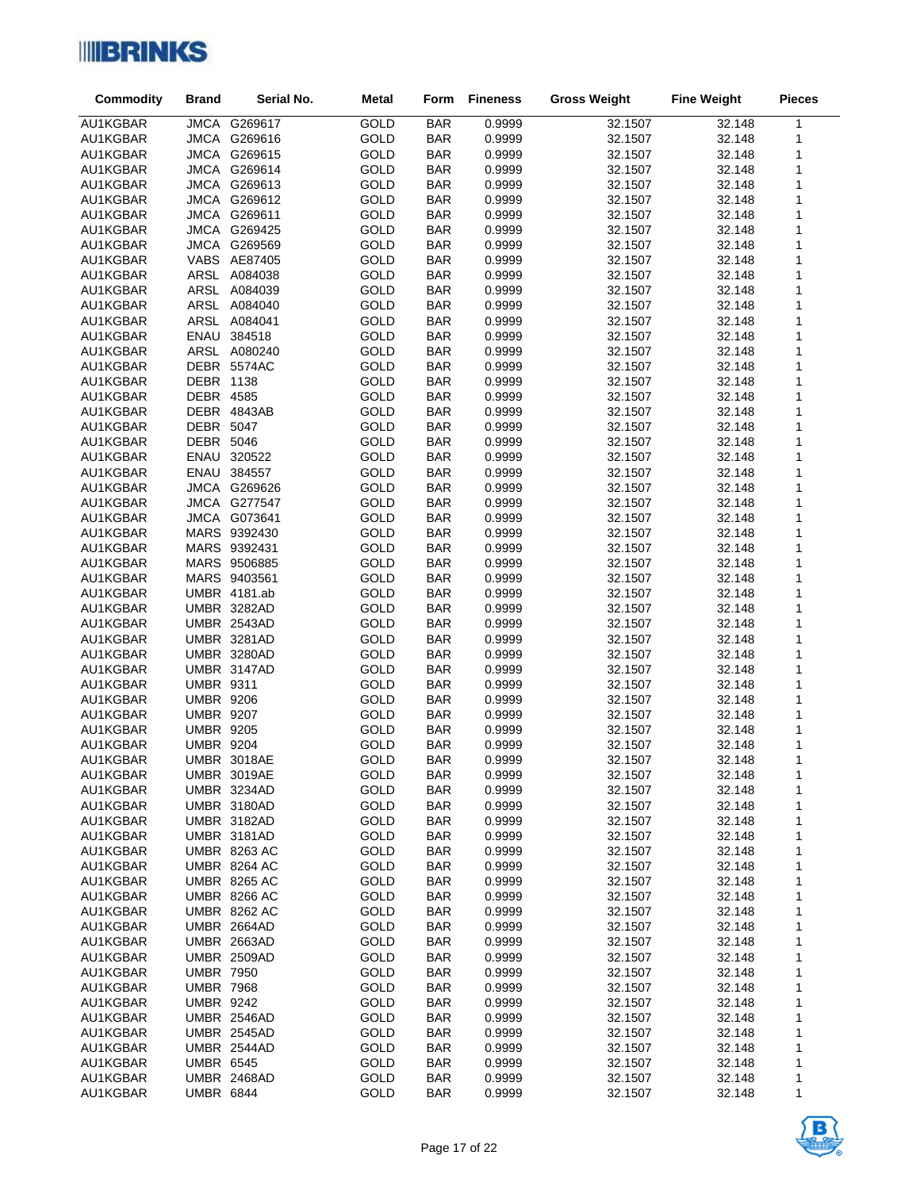| Commodity | Brand | Serial No. | Metal | Form | Fineness | Gross Weight | Fine Weight | Pieces |
|---|---|---|---|---|---|---|---|---|
| AU1KGBAR | JMCA | G269617 | GOLD | BAR | 0.9999 | 32.1507 | 32.148 | 1 |
| AU1KGBAR | JMCA | G269616 | GOLD | BAR | 0.9999 | 32.1507 | 32.148 | 1 |
| AU1KGBAR | JMCA | G269615 | GOLD | BAR | 0.9999 | 32.1507 | 32.148 | 1 |
| AU1KGBAR | JMCA | G269614 | GOLD | BAR | 0.9999 | 32.1507 | 32.148 | 1 |
| AU1KGBAR | JMCA | G269613 | GOLD | BAR | 0.9999 | 32.1507 | 32.148 | 1 |
| AU1KGBAR | JMCA | G269612 | GOLD | BAR | 0.9999 | 32.1507 | 32.148 | 1 |
| AU1KGBAR | JMCA | G269611 | GOLD | BAR | 0.9999 | 32.1507 | 32.148 | 1 |
| AU1KGBAR | JMCA | G269425 | GOLD | BAR | 0.9999 | 32.1507 | 32.148 | 1 |
| AU1KGBAR | JMCA | G269569 | GOLD | BAR | 0.9999 | 32.1507 | 32.148 | 1 |
| AU1KGBAR | VABS | AE87405 | GOLD | BAR | 0.9999 | 32.1507 | 32.148 | 1 |
| AU1KGBAR | ARSL | A084038 | GOLD | BAR | 0.9999 | 32.1507 | 32.148 | 1 |
| AU1KGBAR | ARSL | A084039 | GOLD | BAR | 0.9999 | 32.1507 | 32.148 | 1 |
| AU1KGBAR | ARSL | A084040 | GOLD | BAR | 0.9999 | 32.1507 | 32.148 | 1 |
| AU1KGBAR | ARSL | A084041 | GOLD | BAR | 0.9999 | 32.1507 | 32.148 | 1 |
| AU1KGBAR | ENAU | 384518 | GOLD | BAR | 0.9999 | 32.1507 | 32.148 | 1 |
| AU1KGBAR | ARSL | A080240 | GOLD | BAR | 0.9999 | 32.1507 | 32.148 | 1 |
| AU1KGBAR | DEBR | 5574AC | GOLD | BAR | 0.9999 | 32.1507 | 32.148 | 1 |
| AU1KGBAR | DEBR | 1138 | GOLD | BAR | 0.9999 | 32.1507 | 32.148 | 1 |
| AU1KGBAR | DEBR | 4585 | GOLD | BAR | 0.9999 | 32.1507 | 32.148 | 1 |
| AU1KGBAR | DEBR | 4843AB | GOLD | BAR | 0.9999 | 32.1507 | 32.148 | 1 |
| AU1KGBAR | DEBR | 5047 | GOLD | BAR | 0.9999 | 32.1507 | 32.148 | 1 |
| AU1KGBAR | DEBR | 5046 | GOLD | BAR | 0.9999 | 32.1507 | 32.148 | 1 |
| AU1KGBAR | ENAU | 320522 | GOLD | BAR | 0.9999 | 32.1507 | 32.148 | 1 |
| AU1KGBAR | ENAU | 384557 | GOLD | BAR | 0.9999 | 32.1507 | 32.148 | 1 |
| AU1KGBAR | JMCA | G269626 | GOLD | BAR | 0.9999 | 32.1507 | 32.148 | 1 |
| AU1KGBAR | JMCA | G277547 | GOLD | BAR | 0.9999 | 32.1507 | 32.148 | 1 |
| AU1KGBAR | JMCA | G073641 | GOLD | BAR | 0.9999 | 32.1507 | 32.148 | 1 |
| AU1KGBAR | MARS | 9392430 | GOLD | BAR | 0.9999 | 32.1507 | 32.148 | 1 |
| AU1KGBAR | MARS | 9392431 | GOLD | BAR | 0.9999 | 32.1507 | 32.148 | 1 |
| AU1KGBAR | MARS | 9506885 | GOLD | BAR | 0.9999 | 32.1507 | 32.148 | 1 |
| AU1KGBAR | MARS | 9403561 | GOLD | BAR | 0.9999 | 32.1507 | 32.148 | 1 |
| AU1KGBAR | UMBR | 4181.ab | GOLD | BAR | 0.9999 | 32.1507 | 32.148 | 1 |
| AU1KGBAR | UMBR | 3282AD | GOLD | BAR | 0.9999 | 32.1507 | 32.148 | 1 |
| AU1KGBAR | UMBR | 2543AD | GOLD | BAR | 0.9999 | 32.1507 | 32.148 | 1 |
| AU1KGBAR | UMBR | 3281AD | GOLD | BAR | 0.9999 | 32.1507 | 32.148 | 1 |
| AU1KGBAR | UMBR | 3280AD | GOLD | BAR | 0.9999 | 32.1507 | 32.148 | 1 |
| AU1KGBAR | UMBR | 3147AD | GOLD | BAR | 0.9999 | 32.1507 | 32.148 | 1 |
| AU1KGBAR | UMBR | 9311 | GOLD | BAR | 0.9999 | 32.1507 | 32.148 | 1 |
| AU1KGBAR | UMBR | 9206 | GOLD | BAR | 0.9999 | 32.1507 | 32.148 | 1 |
| AU1KGBAR | UMBR | 9207 | GOLD | BAR | 0.9999 | 32.1507 | 32.148 | 1 |
| AU1KGBAR | UMBR | 9205 | GOLD | BAR | 0.9999 | 32.1507 | 32.148 | 1 |
| AU1KGBAR | UMBR | 9204 | GOLD | BAR | 0.9999 | 32.1507 | 32.148 | 1 |
| AU1KGBAR | UMBR | 3018AE | GOLD | BAR | 0.9999 | 32.1507 | 32.148 | 1 |
| AU1KGBAR | UMBR | 3019AE | GOLD | BAR | 0.9999 | 32.1507 | 32.148 | 1 |
| AU1KGBAR | UMBR | 3234AD | GOLD | BAR | 0.9999 | 32.1507 | 32.148 | 1 |
| AU1KGBAR | UMBR | 3180AD | GOLD | BAR | 0.9999 | 32.1507 | 32.148 | 1 |
| AU1KGBAR | UMBR | 3182AD | GOLD | BAR | 0.9999 | 32.1507 | 32.148 | 1 |
| AU1KGBAR | UMBR | 3181AD | GOLD | BAR | 0.9999 | 32.1507 | 32.148 | 1 |
| AU1KGBAR | UMBR | 8263 AC | GOLD | BAR | 0.9999 | 32.1507 | 32.148 | 1 |
| AU1KGBAR | UMBR | 8264 AC | GOLD | BAR | 0.9999 | 32.1507 | 32.148 | 1 |
| AU1KGBAR | UMBR | 8265 AC | GOLD | BAR | 0.9999 | 32.1507 | 32.148 | 1 |
| AU1KGBAR | UMBR | 8266 AC | GOLD | BAR | 0.9999 | 32.1507 | 32.148 | 1 |
| AU1KGBAR | UMBR | 8262 AC | GOLD | BAR | 0.9999 | 32.1507 | 32.148 | 1 |
| AU1KGBAR | UMBR | 2664AD | GOLD | BAR | 0.9999 | 32.1507 | 32.148 | 1 |
| AU1KGBAR | UMBR | 2663AD | GOLD | BAR | 0.9999 | 32.1507 | 32.148 | 1 |
| AU1KGBAR | UMBR | 2509AD | GOLD | BAR | 0.9999 | 32.1507 | 32.148 | 1 |
| AU1KGBAR | UMBR | 7950 | GOLD | BAR | 0.9999 | 32.1507 | 32.148 | 1 |
| AU1KGBAR | UMBR | 7968 | GOLD | BAR | 0.9999 | 32.1507 | 32.148 | 1 |
| AU1KGBAR | UMBR | 9242 | GOLD | BAR | 0.9999 | 32.1507 | 32.148 | 1 |
| AU1KGBAR | UMBR | 2546AD | GOLD | BAR | 0.9999 | 32.1507 | 32.148 | 1 |
| AU1KGBAR | UMBR | 2545AD | GOLD | BAR | 0.9999 | 32.1507 | 32.148 | 1 |
| AU1KGBAR | UMBR | 2544AD | GOLD | BAR | 0.9999 | 32.1507 | 32.148 | 1 |
| AU1KGBAR | UMBR | 6545 | GOLD | BAR | 0.9999 | 32.1507 | 32.148 | 1 |
| AU1KGBAR | UMBR | 2468AD | GOLD | BAR | 0.9999 | 32.1507 | 32.148 | 1 |
| AU1KGBAR | UMBR | 6844 | GOLD | BAR | 0.9999 | 32.1507 | 32.148 | 1 |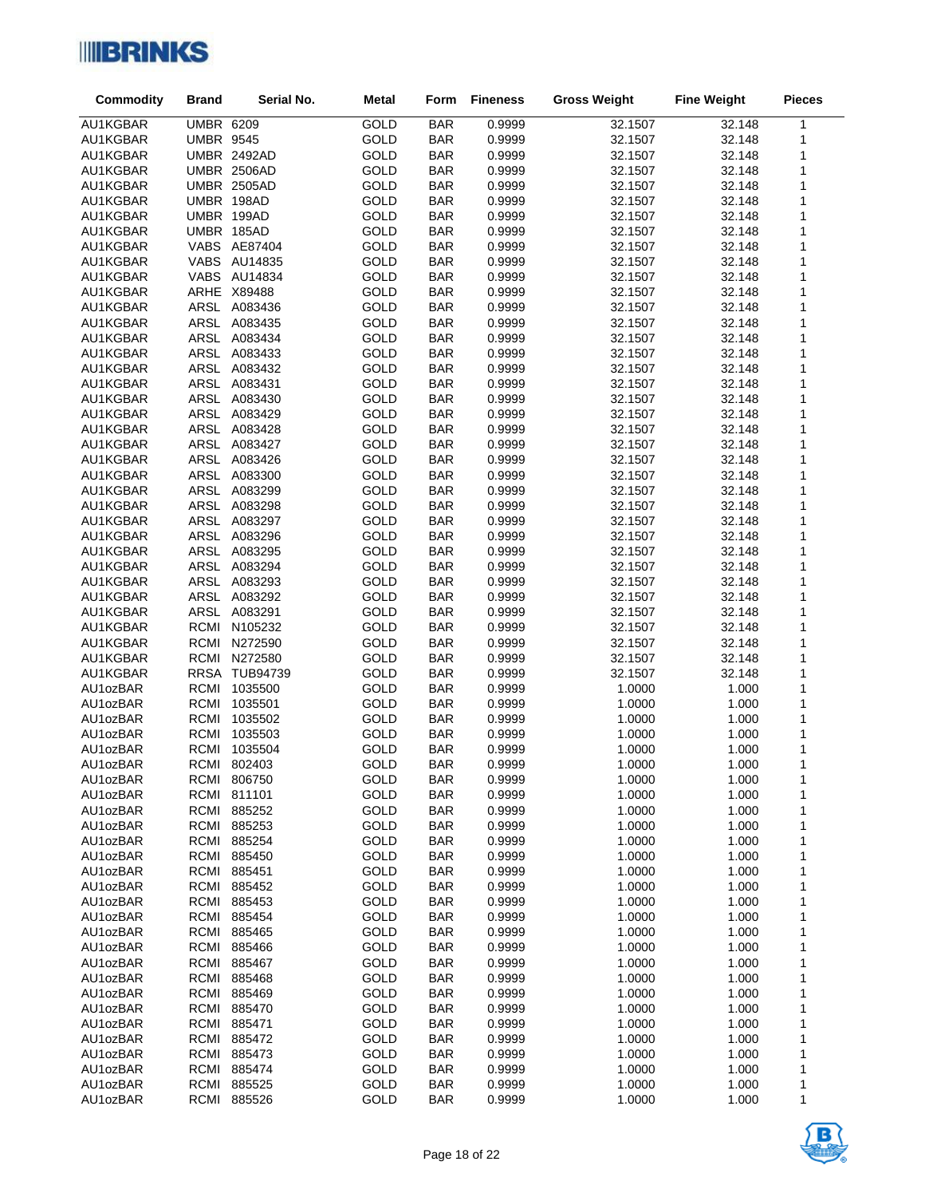| Commodity | Brand | Serial No. | Metal | Form | Fineness | Gross Weight | Fine Weight | Pieces |
|---|---|---|---|---|---|---|---|---|
| AU1KGBAR | UMBR | 6209 | GOLD | BAR | 0.9999 | 32.1507 | 32.148 | 1 |
| AU1KGBAR | UMBR | 9545 | GOLD | BAR | 0.9999 | 32.1507 | 32.148 | 1 |
| AU1KGBAR | UMBR | 2492AD | GOLD | BAR | 0.9999 | 32.1507 | 32.148 | 1 |
| AU1KGBAR | UMBR | 2506AD | GOLD | BAR | 0.9999 | 32.1507 | 32.148 | 1 |
| AU1KGBAR | UMBR | 2505AD | GOLD | BAR | 0.9999 | 32.1507 | 32.148 | 1 |
| AU1KGBAR | UMBR | 198AD | GOLD | BAR | 0.9999 | 32.1507 | 32.148 | 1 |
| AU1KGBAR | UMBR | 199AD | GOLD | BAR | 0.9999 | 32.1507 | 32.148 | 1 |
| AU1KGBAR | UMBR | 185AD | GOLD | BAR | 0.9999 | 32.1507 | 32.148 | 1 |
| AU1KGBAR | VABS | AE87404 | GOLD | BAR | 0.9999 | 32.1507 | 32.148 | 1 |
| AU1KGBAR | VABS | AU14835 | GOLD | BAR | 0.9999 | 32.1507 | 32.148 | 1 |
| AU1KGBAR | VABS | AU14834 | GOLD | BAR | 0.9999 | 32.1507 | 32.148 | 1 |
| AU1KGBAR | ARHE | X89488 | GOLD | BAR | 0.9999 | 32.1507 | 32.148 | 1 |
| AU1KGBAR | ARSL | A083436 | GOLD | BAR | 0.9999 | 32.1507 | 32.148 | 1 |
| AU1KGBAR | ARSL | A083435 | GOLD | BAR | 0.9999 | 32.1507 | 32.148 | 1 |
| AU1KGBAR | ARSL | A083434 | GOLD | BAR | 0.9999 | 32.1507 | 32.148 | 1 |
| AU1KGBAR | ARSL | A083433 | GOLD | BAR | 0.9999 | 32.1507 | 32.148 | 1 |
| AU1KGBAR | ARSL | A083432 | GOLD | BAR | 0.9999 | 32.1507 | 32.148 | 1 |
| AU1KGBAR | ARSL | A083431 | GOLD | BAR | 0.9999 | 32.1507 | 32.148 | 1 |
| AU1KGBAR | ARSL | A083430 | GOLD | BAR | 0.9999 | 32.1507 | 32.148 | 1 |
| AU1KGBAR | ARSL | A083429 | GOLD | BAR | 0.9999 | 32.1507 | 32.148 | 1 |
| AU1KGBAR | ARSL | A083428 | GOLD | BAR | 0.9999 | 32.1507 | 32.148 | 1 |
| AU1KGBAR | ARSL | A083427 | GOLD | BAR | 0.9999 | 32.1507 | 32.148 | 1 |
| AU1KGBAR | ARSL | A083426 | GOLD | BAR | 0.9999 | 32.1507 | 32.148 | 1 |
| AU1KGBAR | ARSL | A083300 | GOLD | BAR | 0.9999 | 32.1507 | 32.148 | 1 |
| AU1KGBAR | ARSL | A083299 | GOLD | BAR | 0.9999 | 32.1507 | 32.148 | 1 |
| AU1KGBAR | ARSL | A083298 | GOLD | BAR | 0.9999 | 32.1507 | 32.148 | 1 |
| AU1KGBAR | ARSL | A083297 | GOLD | BAR | 0.9999 | 32.1507 | 32.148 | 1 |
| AU1KGBAR | ARSL | A083296 | GOLD | BAR | 0.9999 | 32.1507 | 32.148 | 1 |
| AU1KGBAR | ARSL | A083295 | GOLD | BAR | 0.9999 | 32.1507 | 32.148 | 1 |
| AU1KGBAR | ARSL | A083294 | GOLD | BAR | 0.9999 | 32.1507 | 32.148 | 1 |
| AU1KGBAR | ARSL | A083293 | GOLD | BAR | 0.9999 | 32.1507 | 32.148 | 1 |
| AU1KGBAR | ARSL | A083292 | GOLD | BAR | 0.9999 | 32.1507 | 32.148 | 1 |
| AU1KGBAR | ARSL | A083291 | GOLD | BAR | 0.9999 | 32.1507 | 32.148 | 1 |
| AU1KGBAR | RCMI | N105232 | GOLD | BAR | 0.9999 | 32.1507 | 32.148 | 1 |
| AU1KGBAR | RCMI | N272590 | GOLD | BAR | 0.9999 | 32.1507 | 32.148 | 1 |
| AU1KGBAR | RCMI | N272580 | GOLD | BAR | 0.9999 | 32.1507 | 32.148 | 1 |
| AU1KGBAR | RRSA | TUB94739 | GOLD | BAR | 0.9999 | 32.1507 | 32.148 | 1 |
| AU1ozBAR | RCMI | 1035500 | GOLD | BAR | 0.9999 | 1.0000 | 1.000 | 1 |
| AU1ozBAR | RCMI | 1035501 | GOLD | BAR | 0.9999 | 1.0000 | 1.000 | 1 |
| AU1ozBAR | RCMI | 1035502 | GOLD | BAR | 0.9999 | 1.0000 | 1.000 | 1 |
| AU1ozBAR | RCMI | 1035503 | GOLD | BAR | 0.9999 | 1.0000 | 1.000 | 1 |
| AU1ozBAR | RCMI | 1035504 | GOLD | BAR | 0.9999 | 1.0000 | 1.000 | 1 |
| AU1ozBAR | RCMI | 802403 | GOLD | BAR | 0.9999 | 1.0000 | 1.000 | 1 |
| AU1ozBAR | RCMI | 806750 | GOLD | BAR | 0.9999 | 1.0000 | 1.000 | 1 |
| AU1ozBAR | RCMI | 811101 | GOLD | BAR | 0.9999 | 1.0000 | 1.000 | 1 |
| AU1ozBAR | RCMI | 885252 | GOLD | BAR | 0.9999 | 1.0000 | 1.000 | 1 |
| AU1ozBAR | RCMI | 885253 | GOLD | BAR | 0.9999 | 1.0000 | 1.000 | 1 |
| AU1ozBAR | RCMI | 885254 | GOLD | BAR | 0.9999 | 1.0000 | 1.000 | 1 |
| AU1ozBAR | RCMI | 885450 | GOLD | BAR | 0.9999 | 1.0000 | 1.000 | 1 |
| AU1ozBAR | RCMI | 885451 | GOLD | BAR | 0.9999 | 1.0000 | 1.000 | 1 |
| AU1ozBAR | RCMI | 885452 | GOLD | BAR | 0.9999 | 1.0000 | 1.000 | 1 |
| AU1ozBAR | RCMI | 885453 | GOLD | BAR | 0.9999 | 1.0000 | 1.000 | 1 |
| AU1ozBAR | RCMI | 885454 | GOLD | BAR | 0.9999 | 1.0000 | 1.000 | 1 |
| AU1ozBAR | RCMI | 885465 | GOLD | BAR | 0.9999 | 1.0000 | 1.000 | 1 |
| AU1ozBAR | RCMI | 885466 | GOLD | BAR | 0.9999 | 1.0000 | 1.000 | 1 |
| AU1ozBAR | RCMI | 885467 | GOLD | BAR | 0.9999 | 1.0000 | 1.000 | 1 |
| AU1ozBAR | RCMI | 885468 | GOLD | BAR | 0.9999 | 1.0000 | 1.000 | 1 |
| AU1ozBAR | RCMI | 885469 | GOLD | BAR | 0.9999 | 1.0000 | 1.000 | 1 |
| AU1ozBAR | RCMI | 885470 | GOLD | BAR | 0.9999 | 1.0000 | 1.000 | 1 |
| AU1ozBAR | RCMI | 885471 | GOLD | BAR | 0.9999 | 1.0000 | 1.000 | 1 |
| AU1ozBAR | RCMI | 885472 | GOLD | BAR | 0.9999 | 1.0000 | 1.000 | 1 |
| AU1ozBAR | RCMI | 885473 | GOLD | BAR | 0.9999 | 1.0000 | 1.000 | 1 |
| AU1ozBAR | RCMI | 885474 | GOLD | BAR | 0.9999 | 1.0000 | 1.000 | 1 |
| AU1ozBAR | RCMI | 885525 | GOLD | BAR | 0.9999 | 1.0000 | 1.000 | 1 |
| AU1ozBAR | RCMI | 885526 | GOLD | BAR | 0.9999 | 1.0000 | 1.000 | 1 |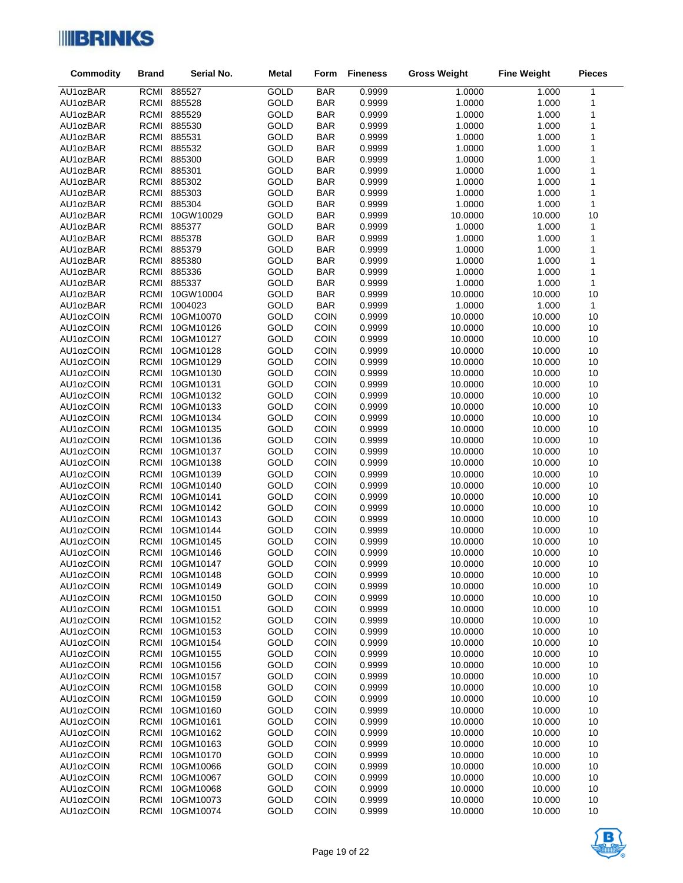| Commodity | Brand | Serial No. | Metal | Form | Fineness | Gross Weight | Fine Weight | Pieces |
|---|---|---|---|---|---|---|---|---|
| AU1ozBAR | RCMI | 885527 | GOLD | BAR | 0.9999 | 1.0000 | 1.000 | 1 |
| AU1ozBAR | RCMI | 885528 | GOLD | BAR | 0.9999 | 1.0000 | 1.000 | 1 |
| AU1ozBAR | RCMI | 885529 | GOLD | BAR | 0.9999 | 1.0000 | 1.000 | 1 |
| AU1ozBAR | RCMI | 885530 | GOLD | BAR | 0.9999 | 1.0000 | 1.000 | 1 |
| AU1ozBAR | RCMI | 885531 | GOLD | BAR | 0.9999 | 1.0000 | 1.000 | 1 |
| AU1ozBAR | RCMI | 885532 | GOLD | BAR | 0.9999 | 1.0000 | 1.000 | 1 |
| AU1ozBAR | RCMI | 885300 | GOLD | BAR | 0.9999 | 1.0000 | 1.000 | 1 |
| AU1ozBAR | RCMI | 885301 | GOLD | BAR | 0.9999 | 1.0000 | 1.000 | 1 |
| AU1ozBAR | RCMI | 885302 | GOLD | BAR | 0.9999 | 1.0000 | 1.000 | 1 |
| AU1ozBAR | RCMI | 885303 | GOLD | BAR | 0.9999 | 1.0000 | 1.000 | 1 |
| AU1ozBAR | RCMI | 885304 | GOLD | BAR | 0.9999 | 1.0000 | 1.000 | 1 |
| AU1ozBAR | RCMI | 10GW10029 | GOLD | BAR | 0.9999 | 10.0000 | 10.000 | 10 |
| AU1ozBAR | RCMI | 885377 | GOLD | BAR | 0.9999 | 1.0000 | 1.000 | 1 |
| AU1ozBAR | RCMI | 885378 | GOLD | BAR | 0.9999 | 1.0000 | 1.000 | 1 |
| AU1ozBAR | RCMI | 885379 | GOLD | BAR | 0.9999 | 1.0000 | 1.000 | 1 |
| AU1ozBAR | RCMI | 885380 | GOLD | BAR | 0.9999 | 1.0000 | 1.000 | 1 |
| AU1ozBAR | RCMI | 885336 | GOLD | BAR | 0.9999 | 1.0000 | 1.000 | 1 |
| AU1ozBAR | RCMI | 885337 | GOLD | BAR | 0.9999 | 1.0000 | 1.000 | 1 |
| AU1ozBAR | RCMI | 10GW10004 | GOLD | BAR | 0.9999 | 10.0000 | 10.000 | 10 |
| AU1ozBAR | RCMI | 1004023 | GOLD | BAR | 0.9999 | 1.0000 | 1.000 | 1 |
| AU1ozCOIN | RCMI | 10GM10070 | GOLD | COIN | 0.9999 | 10.0000 | 10.000 | 10 |
| AU1ozCOIN | RCMI | 10GM10126 | GOLD | COIN | 0.9999 | 10.0000 | 10.000 | 10 |
| AU1ozCOIN | RCMI | 10GM10127 | GOLD | COIN | 0.9999 | 10.0000 | 10.000 | 10 |
| AU1ozCOIN | RCMI | 10GM10128 | GOLD | COIN | 0.9999 | 10.0000 | 10.000 | 10 |
| AU1ozCOIN | RCMI | 10GM10129 | GOLD | COIN | 0.9999 | 10.0000 | 10.000 | 10 |
| AU1ozCOIN | RCMI | 10GM10130 | GOLD | COIN | 0.9999 | 10.0000 | 10.000 | 10 |
| AU1ozCOIN | RCMI | 10GM10131 | GOLD | COIN | 0.9999 | 10.0000 | 10.000 | 10 |
| AU1ozCOIN | RCMI | 10GM10132 | GOLD | COIN | 0.9999 | 10.0000 | 10.000 | 10 |
| AU1ozCOIN | RCMI | 10GM10133 | GOLD | COIN | 0.9999 | 10.0000 | 10.000 | 10 |
| AU1ozCOIN | RCMI | 10GM10134 | GOLD | COIN | 0.9999 | 10.0000 | 10.000 | 10 |
| AU1ozCOIN | RCMI | 10GM10135 | GOLD | COIN | 0.9999 | 10.0000 | 10.000 | 10 |
| AU1ozCOIN | RCMI | 10GM10136 | GOLD | COIN | 0.9999 | 10.0000 | 10.000 | 10 |
| AU1ozCOIN | RCMI | 10GM10137 | GOLD | COIN | 0.9999 | 10.0000 | 10.000 | 10 |
| AU1ozCOIN | RCMI | 10GM10138 | GOLD | COIN | 0.9999 | 10.0000 | 10.000 | 10 |
| AU1ozCOIN | RCMI | 10GM10139 | GOLD | COIN | 0.9999 | 10.0000 | 10.000 | 10 |
| AU1ozCOIN | RCMI | 10GM10140 | GOLD | COIN | 0.9999 | 10.0000 | 10.000 | 10 |
| AU1ozCOIN | RCMI | 10GM10141 | GOLD | COIN | 0.9999 | 10.0000 | 10.000 | 10 |
| AU1ozCOIN | RCMI | 10GM10142 | GOLD | COIN | 0.9999 | 10.0000 | 10.000 | 10 |
| AU1ozCOIN | RCMI | 10GM10143 | GOLD | COIN | 0.9999 | 10.0000 | 10.000 | 10 |
| AU1ozCOIN | RCMI | 10GM10144 | GOLD | COIN | 0.9999 | 10.0000 | 10.000 | 10 |
| AU1ozCOIN | RCMI | 10GM10145 | GOLD | COIN | 0.9999 | 10.0000 | 10.000 | 10 |
| AU1ozCOIN | RCMI | 10GM10146 | GOLD | COIN | 0.9999 | 10.0000 | 10.000 | 10 |
| AU1ozCOIN | RCMI | 10GM10147 | GOLD | COIN | 0.9999 | 10.0000 | 10.000 | 10 |
| AU1ozCOIN | RCMI | 10GM10148 | GOLD | COIN | 0.9999 | 10.0000 | 10.000 | 10 |
| AU1ozCOIN | RCMI | 10GM10149 | GOLD | COIN | 0.9999 | 10.0000 | 10.000 | 10 |
| AU1ozCOIN | RCMI | 10GM10150 | GOLD | COIN | 0.9999 | 10.0000 | 10.000 | 10 |
| AU1ozCOIN | RCMI | 10GM10151 | GOLD | COIN | 0.9999 | 10.0000 | 10.000 | 10 |
| AU1ozCOIN | RCMI | 10GM10152 | GOLD | COIN | 0.9999 | 10.0000 | 10.000 | 10 |
| AU1ozCOIN | RCMI | 10GM10153 | GOLD | COIN | 0.9999 | 10.0000 | 10.000 | 10 |
| AU1ozCOIN | RCMI | 10GM10154 | GOLD | COIN | 0.9999 | 10.0000 | 10.000 | 10 |
| AU1ozCOIN | RCMI | 10GM10155 | GOLD | COIN | 0.9999 | 10.0000 | 10.000 | 10 |
| AU1ozCOIN | RCMI | 10GM10156 | GOLD | COIN | 0.9999 | 10.0000 | 10.000 | 10 |
| AU1ozCOIN | RCMI | 10GM10157 | GOLD | COIN | 0.9999 | 10.0000 | 10.000 | 10 |
| AU1ozCOIN | RCMI | 10GM10158 | GOLD | COIN | 0.9999 | 10.0000 | 10.000 | 10 |
| AU1ozCOIN | RCMI | 10GM10159 | GOLD | COIN | 0.9999 | 10.0000 | 10.000 | 10 |
| AU1ozCOIN | RCMI | 10GM10160 | GOLD | COIN | 0.9999 | 10.0000 | 10.000 | 10 |
| AU1ozCOIN | RCMI | 10GM10161 | GOLD | COIN | 0.9999 | 10.0000 | 10.000 | 10 |
| AU1ozCOIN | RCMI | 10GM10162 | GOLD | COIN | 0.9999 | 10.0000 | 10.000 | 10 |
| AU1ozCOIN | RCMI | 10GM10163 | GOLD | COIN | 0.9999 | 10.0000 | 10.000 | 10 |
| AU1ozCOIN | RCMI | 10GM10170 | GOLD | COIN | 0.9999 | 10.0000 | 10.000 | 10 |
| AU1ozCOIN | RCMI | 10GM10066 | GOLD | COIN | 0.9999 | 10.0000 | 10.000 | 10 |
| AU1ozCOIN | RCMI | 10GM10067 | GOLD | COIN | 0.9999 | 10.0000 | 10.000 | 10 |
| AU1ozCOIN | RCMI | 10GM10068 | GOLD | COIN | 0.9999 | 10.0000 | 10.000 | 10 |
| AU1ozCOIN | RCMI | 10GM10073 | GOLD | COIN | 0.9999 | 10.0000 | 10.000 | 10 |
| AU1ozCOIN | RCMI | 10GM10074 | GOLD | COIN | 0.9999 | 10.0000 | 10.000 | 10 |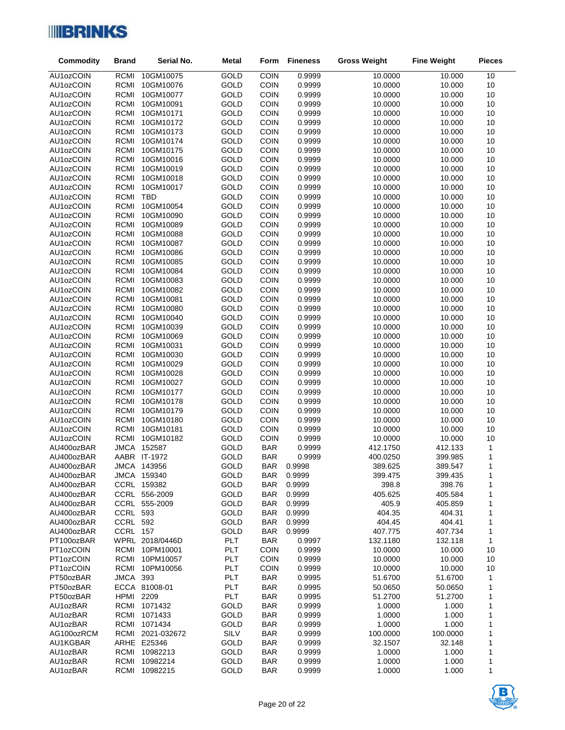| Commodity | Brand | Serial No. | Metal | Form | Fineness | Gross Weight | Fine Weight | Pieces |
|---|---|---|---|---|---|---|---|---|
| AU1ozCOIN | RCMI | 10GM10075 | GOLD | COIN | 0.9999 | 10.0000 | 10.000 | 10 |
| AU1ozCOIN | RCMI | 10GM10076 | GOLD | COIN | 0.9999 | 10.0000 | 10.000 | 10 |
| AU1ozCOIN | RCMI | 10GM10077 | GOLD | COIN | 0.9999 | 10.0000 | 10.000 | 10 |
| AU1ozCOIN | RCMI | 10GM10091 | GOLD | COIN | 0.9999 | 10.0000 | 10.000 | 10 |
| AU1ozCOIN | RCMI | 10GM10171 | GOLD | COIN | 0.9999 | 10.0000 | 10.000 | 10 |
| AU1ozCOIN | RCMI | 10GM10172 | GOLD | COIN | 0.9999 | 10.0000 | 10.000 | 10 |
| AU1ozCOIN | RCMI | 10GM10173 | GOLD | COIN | 0.9999 | 10.0000 | 10.000 | 10 |
| AU1ozCOIN | RCMI | 10GM10174 | GOLD | COIN | 0.9999 | 10.0000 | 10.000 | 10 |
| AU1ozCOIN | RCMI | 10GM10175 | GOLD | COIN | 0.9999 | 10.0000 | 10.000 | 10 |
| AU1ozCOIN | RCMI | 10GM10016 | GOLD | COIN | 0.9999 | 10.0000 | 10.000 | 10 |
| AU1ozCOIN | RCMI | 10GM10019 | GOLD | COIN | 0.9999 | 10.0000 | 10.000 | 10 |
| AU1ozCOIN | RCMI | 10GM10018 | GOLD | COIN | 0.9999 | 10.0000 | 10.000 | 10 |
| AU1ozCOIN | RCMI | 10GM10017 | GOLD | COIN | 0.9999 | 10.0000 | 10.000 | 10 |
| AU1ozCOIN | RCMI | TBD | GOLD | COIN | 0.9999 | 10.0000 | 10.000 | 10 |
| AU1ozCOIN | RCMI | 10GM10054 | GOLD | COIN | 0.9999 | 10.0000 | 10.000 | 10 |
| AU1ozCOIN | RCMI | 10GM10090 | GOLD | COIN | 0.9999 | 10.0000 | 10.000 | 10 |
| AU1ozCOIN | RCMI | 10GM10089 | GOLD | COIN | 0.9999 | 10.0000 | 10.000 | 10 |
| AU1ozCOIN | RCMI | 10GM10088 | GOLD | COIN | 0.9999 | 10.0000 | 10.000 | 10 |
| AU1ozCOIN | RCMI | 10GM10087 | GOLD | COIN | 0.9999 | 10.0000 | 10.000 | 10 |
| AU1ozCOIN | RCMI | 10GM10086 | GOLD | COIN | 0.9999 | 10.0000 | 10.000 | 10 |
| AU1ozCOIN | RCMI | 10GM10085 | GOLD | COIN | 0.9999 | 10.0000 | 10.000 | 10 |
| AU1ozCOIN | RCMI | 10GM10084 | GOLD | COIN | 0.9999 | 10.0000 | 10.000 | 10 |
| AU1ozCOIN | RCMI | 10GM10083 | GOLD | COIN | 0.9999 | 10.0000 | 10.000 | 10 |
| AU1ozCOIN | RCMI | 10GM10082 | GOLD | COIN | 0.9999 | 10.0000 | 10.000 | 10 |
| AU1ozCOIN | RCMI | 10GM10081 | GOLD | COIN | 0.9999 | 10.0000 | 10.000 | 10 |
| AU1ozCOIN | RCMI | 10GM10080 | GOLD | COIN | 0.9999 | 10.0000 | 10.000 | 10 |
| AU1ozCOIN | RCMI | 10GM10040 | GOLD | COIN | 0.9999 | 10.0000 | 10.000 | 10 |
| AU1ozCOIN | RCMI | 10GM10039 | GOLD | COIN | 0.9999 | 10.0000 | 10.000 | 10 |
| AU1ozCOIN | RCMI | 10GM10069 | GOLD | COIN | 0.9999 | 10.0000 | 10.000 | 10 |
| AU1ozCOIN | RCMI | 10GM10031 | GOLD | COIN | 0.9999 | 10.0000 | 10.000 | 10 |
| AU1ozCOIN | RCMI | 10GM10030 | GOLD | COIN | 0.9999 | 10.0000 | 10.000 | 10 |
| AU1ozCOIN | RCMI | 10GM10029 | GOLD | COIN | 0.9999 | 10.0000 | 10.000 | 10 |
| AU1ozCOIN | RCMI | 10GM10028 | GOLD | COIN | 0.9999 | 10.0000 | 10.000 | 10 |
| AU1ozCOIN | RCMI | 10GM10027 | GOLD | COIN | 0.9999 | 10.0000 | 10.000 | 10 |
| AU1ozCOIN | RCMI | 10GM10177 | GOLD | COIN | 0.9999 | 10.0000 | 10.000 | 10 |
| AU1ozCOIN | RCMI | 10GM10178 | GOLD | COIN | 0.9999 | 10.0000 | 10.000 | 10 |
| AU1ozCOIN | RCMI | 10GM10179 | GOLD | COIN | 0.9999 | 10.0000 | 10.000 | 10 |
| AU1ozCOIN | RCMI | 10GM10180 | GOLD | COIN | 0.9999 | 10.0000 | 10.000 | 10 |
| AU1ozCOIN | RCMI | 10GM10181 | GOLD | COIN | 0.9999 | 10.0000 | 10.000 | 10 |
| AU1ozCOIN | RCMI | 10GM10182 | GOLD | COIN | 0.9999 | 10.0000 | 10.000 | 10 |
| AU400ozBAR | JMCA | 152587 | GOLD | BAR | 0.9999 | 412.1750 | 412.133 | 1 |
| AU400ozBAR | AABR | IT-1972 | GOLD | BAR | 0.9999 | 400.0250 | 399.985 | 1 |
| AU400ozBAR | JMCA | 143956 | GOLD | BAR | 0.9998 | 389.625 | 389.547 | 1 |
| AU400ozBAR | JMCA | 159340 | GOLD | BAR | 0.9999 | 399.475 | 399.435 | 1 |
| AU400ozBAR | CCRL | 159382 | GOLD | BAR | 0.9999 | 398.8 | 398.76 | 1 |
| AU400ozBAR | CCRL | 556-2009 | GOLD | BAR | 0.9999 | 405.625 | 405.584 | 1 |
| AU400ozBAR | CCRL | 555-2009 | GOLD | BAR | 0.9999 | 405.9 | 405.859 | 1 |
| AU400ozBAR | CCRL | 593 | GOLD | BAR | 0.9999 | 404.35 | 404.31 | 1 |
| AU400ozBAR | CCRL | 592 | GOLD | BAR | 0.9999 | 404.45 | 404.41 | 1 |
| AU400ozBAR | CCRL | 157 | GOLD | BAR | 0.9999 | 407.775 | 407.734 | 1 |
| PT100ozBAR | WPRL | 2018/0446D | PLT | BAR | 0.9997 | 132.1180 | 132.118 | 1 |
| PT1ozCOIN | RCMI | 10PM10001 | PLT | COIN | 0.9999 | 10.0000 | 10.000 | 10 |
| PT1ozCOIN | RCMI | 10PM10057 | PLT | COIN | 0.9999 | 10.0000 | 10.000 | 10 |
| PT1ozCOIN | RCMI | 10PM10056 | PLT | COIN | 0.9999 | 10.0000 | 10.000 | 10 |
| PT50ozBAR | JMCA | 393 | PLT | BAR | 0.9995 | 51.6700 | 51.6700 | 1 |
| PT50ozBAR | ECCA | 81008-01 | PLT | BAR | 0.9995 | 50.0650 | 50.0650 | 1 |
| PT50ozBAR | HPMI | 2209 | PLT | BAR | 0.9995 | 51.2700 | 51.2700 | 1 |
| AU1ozBAR | RCMI | 1071432 | GOLD | BAR | 0.9999 | 1.0000 | 1.000 | 1 |
| AU1ozBAR | RCMI | 1071433 | GOLD | BAR | 0.9999 | 1.0000 | 1.000 | 1 |
| AU1ozBAR | RCMI | 1071434 | GOLD | BAR | 0.9999 | 1.0000 | 1.000 | 1 |
| AG100ozRCM | RCMI | 2021-032672 | SILV | BAR | 0.9999 | 100.0000 | 100.0000 | 1 |
| AU1KGBAR | ARHE | E25346 | GOLD | BAR | 0.9999 | 32.1507 | 32.148 | 1 |
| AU1ozBAR | RCMI | 10982213 | GOLD | BAR | 0.9999 | 1.0000 | 1.000 | 1 |
| AU1ozBAR | RCMI | 10982214 | GOLD | BAR | 0.9999 | 1.0000 | 1.000 | 1 |
| AU1ozBAR | RCMI | 10982215 | GOLD | BAR | 0.9999 | 1.0000 | 1.000 | 1 |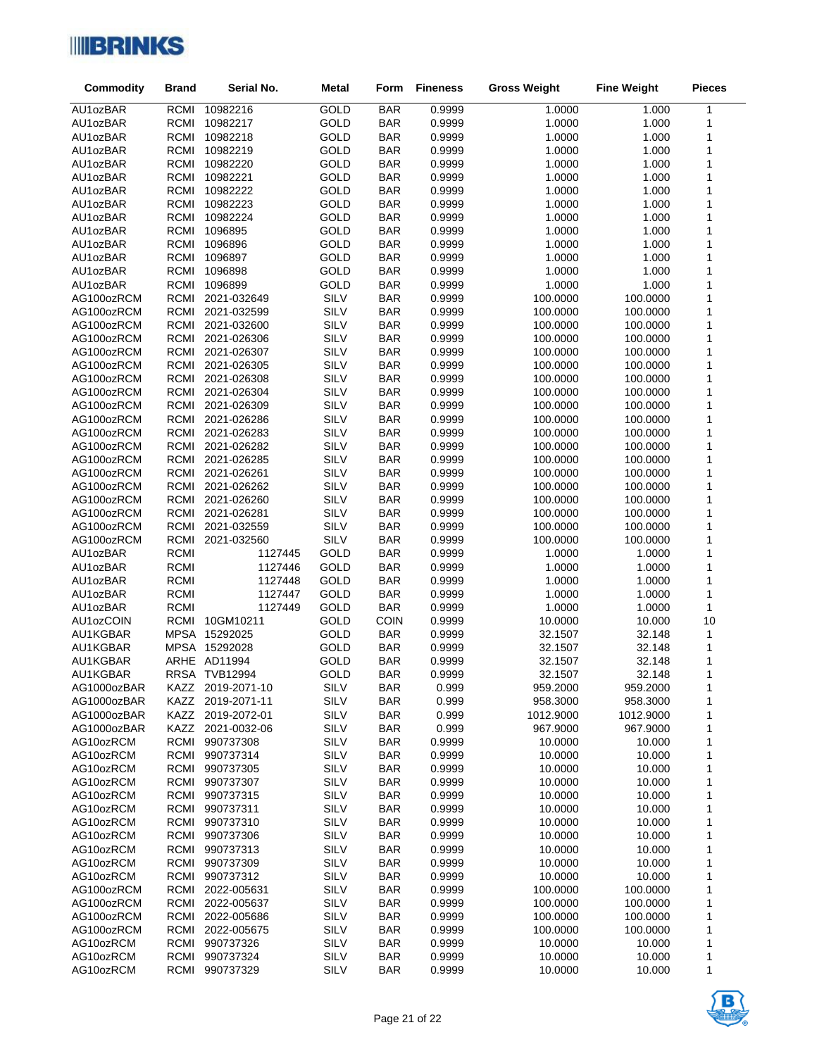| Commodity | Brand | Serial No. | Metal | Form | Fineness | Gross Weight | Fine Weight | Pieces |
|---|---|---|---|---|---|---|---|---|
| AU1ozBAR | RCMI | 10982216 | GOLD | BAR | 0.9999 | 1.0000 | 1.000 | 1 |
| AU1ozBAR | RCMI | 10982217 | GOLD | BAR | 0.9999 | 1.0000 | 1.000 | 1 |
| AU1ozBAR | RCMI | 10982218 | GOLD | BAR | 0.9999 | 1.0000 | 1.000 | 1 |
| AU1ozBAR | RCMI | 10982219 | GOLD | BAR | 0.9999 | 1.0000 | 1.000 | 1 |
| AU1ozBAR | RCMI | 10982220 | GOLD | BAR | 0.9999 | 1.0000 | 1.000 | 1 |
| AU1ozBAR | RCMI | 10982221 | GOLD | BAR | 0.9999 | 1.0000 | 1.000 | 1 |
| AU1ozBAR | RCMI | 10982222 | GOLD | BAR | 0.9999 | 1.0000 | 1.000 | 1 |
| AU1ozBAR | RCMI | 10982223 | GOLD | BAR | 0.9999 | 1.0000 | 1.000 | 1 |
| AU1ozBAR | RCMI | 10982224 | GOLD | BAR | 0.9999 | 1.0000 | 1.000 | 1 |
| AU1ozBAR | RCMI | 1096895 | GOLD | BAR | 0.9999 | 1.0000 | 1.000 | 1 |
| AU1ozBAR | RCMI | 1096896 | GOLD | BAR | 0.9999 | 1.0000 | 1.000 | 1 |
| AU1ozBAR | RCMI | 1096897 | GOLD | BAR | 0.9999 | 1.0000 | 1.000 | 1 |
| AU1ozBAR | RCMI | 1096898 | GOLD | BAR | 0.9999 | 1.0000 | 1.000 | 1 |
| AU1ozBAR | RCMI | 1096899 | GOLD | BAR | 0.9999 | 1.0000 | 1.000 | 1 |
| AG100ozRCM | RCMI | 2021-032649 | SILV | BAR | 0.9999 | 100.0000 | 100.0000 | 1 |
| AG100ozRCM | RCMI | 2021-032599 | SILV | BAR | 0.9999 | 100.0000 | 100.0000 | 1 |
| AG100ozRCM | RCMI | 2021-032600 | SILV | BAR | 0.9999 | 100.0000 | 100.0000 | 1 |
| AG100ozRCM | RCMI | 2021-026306 | SILV | BAR | 0.9999 | 100.0000 | 100.0000 | 1 |
| AG100ozRCM | RCMI | 2021-026307 | SILV | BAR | 0.9999 | 100.0000 | 100.0000 | 1 |
| AG100ozRCM | RCMI | 2021-026305 | SILV | BAR | 0.9999 | 100.0000 | 100.0000 | 1 |
| AG100ozRCM | RCMI | 2021-026308 | SILV | BAR | 0.9999 | 100.0000 | 100.0000 | 1 |
| AG100ozRCM | RCMI | 2021-026304 | SILV | BAR | 0.9999 | 100.0000 | 100.0000 | 1 |
| AG100ozRCM | RCMI | 2021-026309 | SILV | BAR | 0.9999 | 100.0000 | 100.0000 | 1 |
| AG100ozRCM | RCMI | 2021-026286 | SILV | BAR | 0.9999 | 100.0000 | 100.0000 | 1 |
| AG100ozRCM | RCMI | 2021-026283 | SILV | BAR | 0.9999 | 100.0000 | 100.0000 | 1 |
| AG100ozRCM | RCMI | 2021-026282 | SILV | BAR | 0.9999 | 100.0000 | 100.0000 | 1 |
| AG100ozRCM | RCMI | 2021-026285 | SILV | BAR | 0.9999 | 100.0000 | 100.0000 | 1 |
| AG100ozRCM | RCMI | 2021-026261 | SILV | BAR | 0.9999 | 100.0000 | 100.0000 | 1 |
| AG100ozRCM | RCMI | 2021-026262 | SILV | BAR | 0.9999 | 100.0000 | 100.0000 | 1 |
| AG100ozRCM | RCMI | 2021-026260 | SILV | BAR | 0.9999 | 100.0000 | 100.0000 | 1 |
| AG100ozRCM | RCMI | 2021-026281 | SILV | BAR | 0.9999 | 100.0000 | 100.0000 | 1 |
| AG100ozRCM | RCMI | 2021-032559 | SILV | BAR | 0.9999 | 100.0000 | 100.0000 | 1 |
| AG100ozRCM | RCMI | 2021-032560 | SILV | BAR | 0.9999 | 100.0000 | 100.0000 | 1 |
| AU1ozBAR | RCMI | 1127445 | GOLD | BAR | 0.9999 | 1.0000 | 1.0000 | 1 |
| AU1ozBAR | RCMI | 1127446 | GOLD | BAR | 0.9999 | 1.0000 | 1.0000 | 1 |
| AU1ozBAR | RCMI | 1127448 | GOLD | BAR | 0.9999 | 1.0000 | 1.0000 | 1 |
| AU1ozBAR | RCMI | 1127447 | GOLD | BAR | 0.9999 | 1.0000 | 1.0000 | 1 |
| AU1ozBAR | RCMI | 1127449 | GOLD | BAR | 0.9999 | 1.0000 | 1.0000 | 1 |
| AU1ozCOIN | RCMI | 10GM10211 | GOLD | COIN | 0.9999 | 10.0000 | 10.000 | 10 |
| AU1KGBAR | MPSA | 15292025 | GOLD | BAR | 0.9999 | 32.1507 | 32.148 | 1 |
| AU1KGBAR | MPSA | 15292028 | GOLD | BAR | 0.9999 | 32.1507 | 32.148 | 1 |
| AU1KGBAR | ARHE | AD11994 | GOLD | BAR | 0.9999 | 32.1507 | 32.148 | 1 |
| AU1KGBAR | RRSA | TVB12994 | GOLD | BAR | 0.9999 | 32.1507 | 32.148 | 1 |
| AG1000ozBAR | KAZZ | 2019-2071-10 | SILV | BAR | 0.999 | 959.2000 | 959.2000 | 1 |
| AG1000ozBAR | KAZZ | 2019-2071-11 | SILV | BAR | 0.999 | 958.3000 | 958.3000 | 1 |
| AG1000ozBAR | KAZZ | 2019-2072-01 | SILV | BAR | 0.999 | 1012.9000 | 1012.9000 | 1 |
| AG1000ozBAR | KAZZ | 2021-0032-06 | SILV | BAR | 0.999 | 967.9000 | 967.9000 | 1 |
| AG10ozRCM | RCMI | 990737308 | SILV | BAR | 0.9999 | 10.0000 | 10.000 | 1 |
| AG10ozRCM | RCMI | 990737314 | SILV | BAR | 0.9999 | 10.0000 | 10.000 | 1 |
| AG10ozRCM | RCMI | 990737305 | SILV | BAR | 0.9999 | 10.0000 | 10.000 | 1 |
| AG10ozRCM | RCMI | 990737307 | SILV | BAR | 0.9999 | 10.0000 | 10.000 | 1 |
| AG10ozRCM | RCMI | 990737315 | SILV | BAR | 0.9999 | 10.0000 | 10.000 | 1 |
| AG10ozRCM | RCMI | 990737311 | SILV | BAR | 0.9999 | 10.0000 | 10.000 | 1 |
| AG10ozRCM | RCMI | 990737310 | SILV | BAR | 0.9999 | 10.0000 | 10.000 | 1 |
| AG10ozRCM | RCMI | 990737306 | SILV | BAR | 0.9999 | 10.0000 | 10.000 | 1 |
| AG10ozRCM | RCMI | 990737313 | SILV | BAR | 0.9999 | 10.0000 | 10.000 | 1 |
| AG10ozRCM | RCMI | 990737309 | SILV | BAR | 0.9999 | 10.0000 | 10.000 | 1 |
| AG10ozRCM | RCMI | 990737312 | SILV | BAR | 0.9999 | 10.0000 | 10.000 | 1 |
| AG100ozRCM | RCMI | 2022-005631 | SILV | BAR | 0.9999 | 100.0000 | 100.0000 | 1 |
| AG100ozRCM | RCMI | 2022-005637 | SILV | BAR | 0.9999 | 100.0000 | 100.0000 | 1 |
| AG100ozRCM | RCMI | 2022-005686 | SILV | BAR | 0.9999 | 100.0000 | 100.0000 | 1 |
| AG100ozRCM | RCMI | 2022-005675 | SILV | BAR | 0.9999 | 100.0000 | 100.0000 | 1 |
| AG10ozRCM | RCMI | 990737326 | SILV | BAR | 0.9999 | 10.0000 | 10.000 | 1 |
| AG10ozRCM | RCMI | 990737324 | SILV | BAR | 0.9999 | 10.0000 | 10.000 | 1 |
| AG10ozRCM | RCMI | 990737329 | SILV | BAR | 0.9999 | 10.0000 | 10.000 | 1 |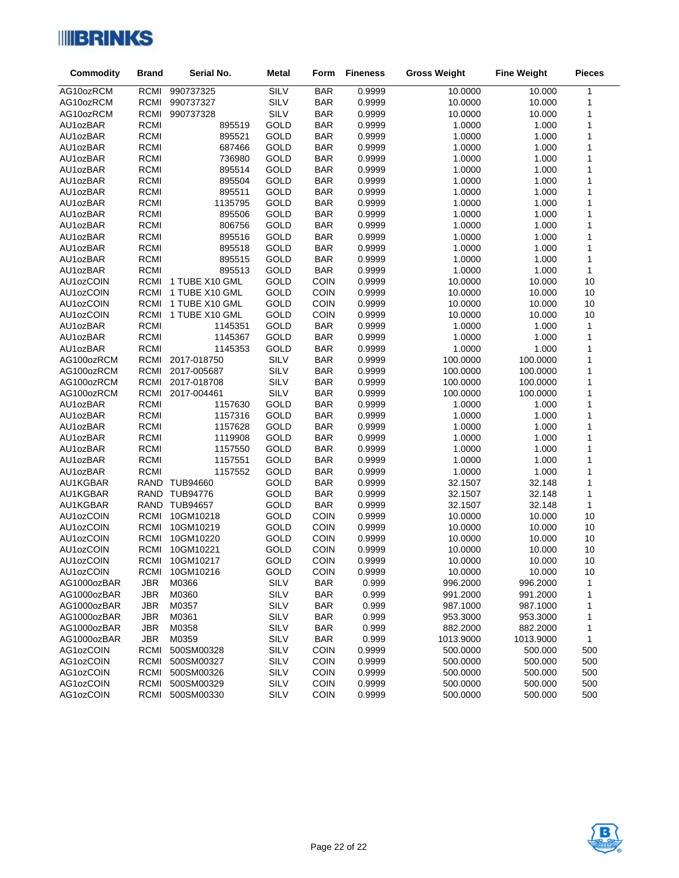| Commodity | Brand | Serial No. | Metal | Form | Fineness | Gross Weight | Fine Weight | Pieces |
|---|---|---|---|---|---|---|---|---|
| AG10ozRCM | RCMI | 990737325 | SILV | BAR | 0.9999 | 10.0000 | 10.000 | 1 |
| AG10ozRCM | RCMI | 990737327 | SILV | BAR | 0.9999 | 10.0000 | 10.000 | 1 |
| AG10ozRCM | RCMI | 990737328 | SILV | BAR | 0.9999 | 10.0000 | 10.000 | 1 |
| AU1ozBAR | RCMI | 895519 | GOLD | BAR | 0.9999 | 1.0000 | 1.000 | 1 |
| AU1ozBAR | RCMI | 895521 | GOLD | BAR | 0.9999 | 1.0000 | 1.000 | 1 |
| AU1ozBAR | RCMI | 687466 | GOLD | BAR | 0.9999 | 1.0000 | 1.000 | 1 |
| AU1ozBAR | RCMI | 736980 | GOLD | BAR | 0.9999 | 1.0000 | 1.000 | 1 |
| AU1ozBAR | RCMI | 895514 | GOLD | BAR | 0.9999 | 1.0000 | 1.000 | 1 |
| AU1ozBAR | RCMI | 895504 | GOLD | BAR | 0.9999 | 1.0000 | 1.000 | 1 |
| AU1ozBAR | RCMI | 895511 | GOLD | BAR | 0.9999 | 1.0000 | 1.000 | 1 |
| AU1ozBAR | RCMI | 1135795 | GOLD | BAR | 0.9999 | 1.0000 | 1.000 | 1 |
| AU1ozBAR | RCMI | 895506 | GOLD | BAR | 0.9999 | 1.0000 | 1.000 | 1 |
| AU1ozBAR | RCMI | 806756 | GOLD | BAR | 0.9999 | 1.0000 | 1.000 | 1 |
| AU1ozBAR | RCMI | 895516 | GOLD | BAR | 0.9999 | 1.0000 | 1.000 | 1 |
| AU1ozBAR | RCMI | 895518 | GOLD | BAR | 0.9999 | 1.0000 | 1.000 | 1 |
| AU1ozBAR | RCMI | 895515 | GOLD | BAR | 0.9999 | 1.0000 | 1.000 | 1 |
| AU1ozBAR | RCMI | 895513 | GOLD | BAR | 0.9999 | 1.0000 | 1.000 | 1 |
| AU1ozCOIN | RCMI | 1 TUBE X10 GML | GOLD | COIN | 0.9999 | 10.0000 | 10.000 | 10 |
| AU1ozCOIN | RCMI | 1 TUBE X10 GML | GOLD | COIN | 0.9999 | 10.0000 | 10.000 | 10 |
| AU1ozCOIN | RCMI | 1 TUBE X10 GML | GOLD | COIN | 0.9999 | 10.0000 | 10.000 | 10 |
| AU1ozCOIN | RCMI | 1 TUBE X10 GML | GOLD | COIN | 0.9999 | 10.0000 | 10.000 | 10 |
| AU1ozBAR | RCMI | 1145351 | GOLD | BAR | 0.9999 | 1.0000 | 1.000 | 1 |
| AU1ozBAR | RCMI | 1145367 | GOLD | BAR | 0.9999 | 1.0000 | 1.000 | 1 |
| AU1ozBAR | RCMI | 1145353 | GOLD | BAR | 0.9999 | 1.0000 | 1.000 | 1 |
| AG100ozRCM | RCMI | 2017-018750 | SILV | BAR | 0.9999 | 100.0000 | 100.0000 | 1 |
| AG100ozRCM | RCMI | 2017-005687 | SILV | BAR | 0.9999 | 100.0000 | 100.0000 | 1 |
| AG100ozRCM | RCMI | 2017-018708 | SILV | BAR | 0.9999 | 100.0000 | 100.0000 | 1 |
| AG100ozRCM | RCMI | 2017-004461 | SILV | BAR | 0.9999 | 100.0000 | 100.0000 | 1 |
| AU1ozBAR | RCMI | 1157630 | GOLD | BAR | 0.9999 | 1.0000 | 1.000 | 1 |
| AU1ozBAR | RCMI | 1157316 | GOLD | BAR | 0.9999 | 1.0000 | 1.000 | 1 |
| AU1ozBAR | RCMI | 1157628 | GOLD | BAR | 0.9999 | 1.0000 | 1.000 | 1 |
| AU1ozBAR | RCMI | 1119908 | GOLD | BAR | 0.9999 | 1.0000 | 1.000 | 1 |
| AU1ozBAR | RCMI | 1157550 | GOLD | BAR | 0.9999 | 1.0000 | 1.000 | 1 |
| AU1ozBAR | RCMI | 1157551 | GOLD | BAR | 0.9999 | 1.0000 | 1.000 | 1 |
| AU1ozBAR | RCMI | 1157552 | GOLD | BAR | 0.9999 | 1.0000 | 1.000 | 1 |
| AU1KGBAR | RAND | TUB94660 | GOLD | BAR | 0.9999 | 32.1507 | 32.148 | 1 |
| AU1KGBAR | RAND | TUB94776 | GOLD | BAR | 0.9999 | 32.1507 | 32.148 | 1 |
| AU1KGBAR | RAND | TUB94657 | GOLD | BAR | 0.9999 | 32.1507 | 32.148 | 1 |
| AU1ozCOIN | RCMI | 10GM10218 | GOLD | COIN | 0.9999 | 10.0000 | 10.000 | 10 |
| AU1ozCOIN | RCMI | 10GM10219 | GOLD | COIN | 0.9999 | 10.0000 | 10.000 | 10 |
| AU1ozCOIN | RCMI | 10GM10220 | GOLD | COIN | 0.9999 | 10.0000 | 10.000 | 10 |
| AU1ozCOIN | RCMI | 10GM10221 | GOLD | COIN | 0.9999 | 10.0000 | 10.000 | 10 |
| AU1ozCOIN | RCMI | 10GM10217 | GOLD | COIN | 0.9999 | 10.0000 | 10.000 | 10 |
| AU1ozCOIN | RCMI | 10GM10216 | GOLD | COIN | 0.9999 | 10.0000 | 10.000 | 10 |
| AG1000ozBAR | JBR | M0366 | SILV | BAR | 0.999 | 996.2000 | 996.2000 | 1 |
| AG1000ozBAR | JBR | M0360 | SILV | BAR | 0.999 | 991.2000 | 991.2000 | 1 |
| AG1000ozBAR | JBR | M0357 | SILV | BAR | 0.999 | 987.1000 | 987.1000 | 1 |
| AG1000ozBAR | JBR | M0361 | SILV | BAR | 0.999 | 953.3000 | 953.3000 | 1 |
| AG1000ozBAR | JBR | M0358 | SILV | BAR | 0.999 | 882.2000 | 882.2000 | 1 |
| AG1000ozBAR | JBR | M0359 | SILV | BAR | 0.999 | 1013.9000 | 1013.9000 | 1 |
| AG1ozCOIN | RCMI | 500SM00328 | SILV | COIN | 0.9999 | 500.0000 | 500.000 | 500 |
| AG1ozCOIN | RCMI | 500SM00327 | SILV | COIN | 0.9999 | 500.0000 | 500.000 | 500 |
| AG1ozCOIN | RCMI | 500SM00326 | SILV | COIN | 0.9999 | 500.0000 | 500.000 | 500 |
| AG1ozCOIN | RCMI | 500SM00329 | SILV | COIN | 0.9999 | 500.0000 | 500.000 | 500 |
| AG1ozCOIN | RCMI | 500SM00330 | SILV | COIN | 0.9999 | 500.0000 | 500.000 | 500 |